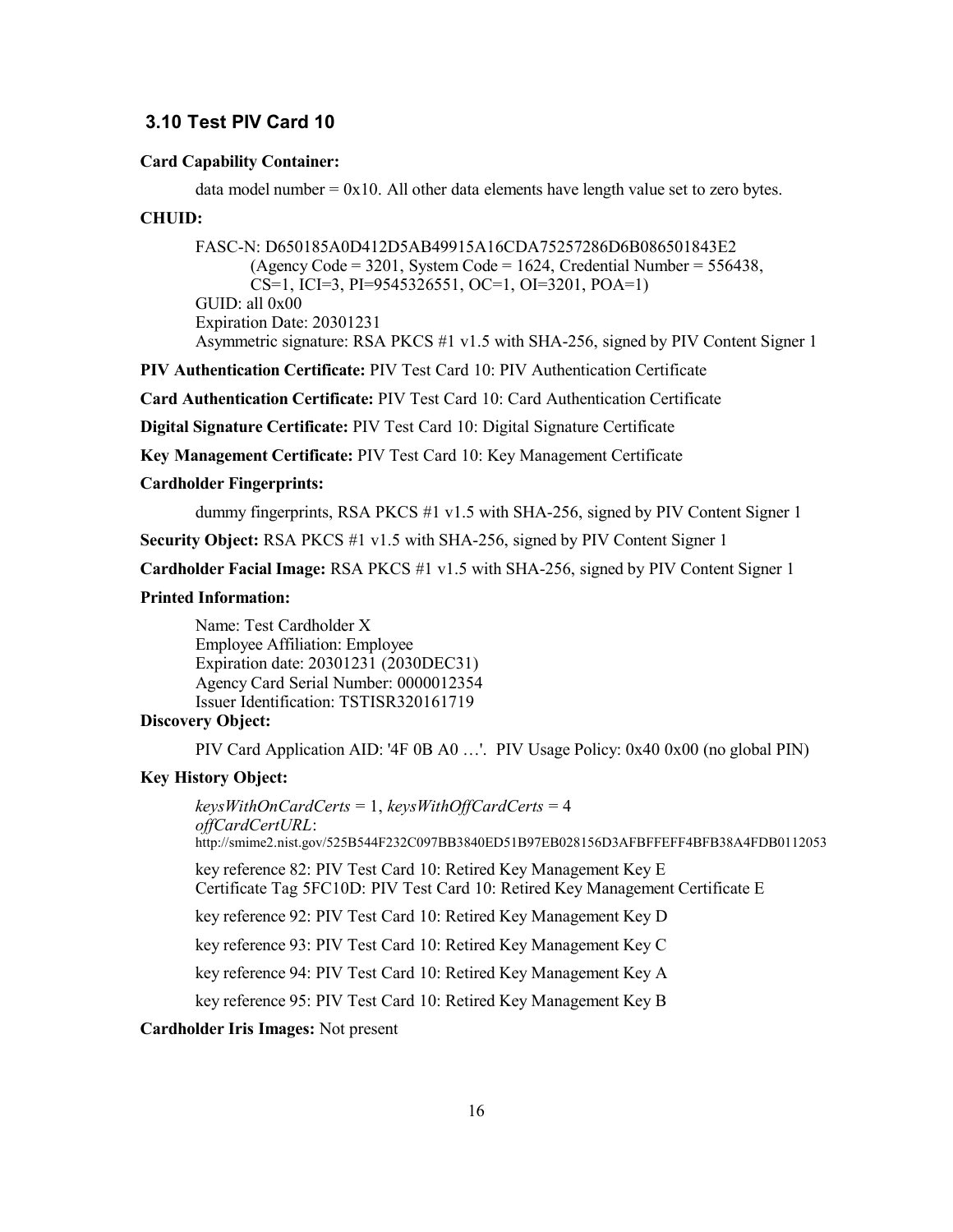## 3.10 Test PIV Card 10

**Card Capability Container:**

data model number = 0x10. All other data elements have length value set to zero bytes.

**CHUID:**

FASC-N: D650185A0D412D5AB49915A16CDA75257286D6B086501843E2
(Agency Code = 3201, System Code = 1624, Credential Number = 556438, CS=1, ICI=3, PI=9545326551, OC=1, OI=3201, POA=1)
GUID: all 0x00
Expiration Date: 20301231
Asymmetric signature: RSA PKCS #1 v1.5 with SHA-256, signed by PIV Content Signer 1

**PIV Authentication Certificate:** PIV Test Card 10: PIV Authentication Certificate

**Card Authentication Certificate:** PIV Test Card 10: Card Authentication Certificate

**Digital Signature Certificate:** PIV Test Card 10: Digital Signature Certificate

**Key Management Certificate:** PIV Test Card 10: Key Management Certificate

**Cardholder Fingerprints:**

dummy fingerprints, RSA PKCS #1 v1.5 with SHA-256, signed by PIV Content Signer 1

**Security Object:** RSA PKCS #1 v1.5 with SHA-256, signed by PIV Content Signer 1

**Cardholder Facial Image:** RSA PKCS #1 v1.5 with SHA-256, signed by PIV Content Signer 1

**Printed Information:**

Name: Test Cardholder X
Employee Affiliation: Employee
Expiration date: 20301231 (2030DEC31)
Agency Card Serial Number: 0000012354
Issuer Identification: TSTISR320161719

**Discovery Object:**

PIV Card Application AID: '4F 0B A0 …'. PIV Usage Policy: 0x40 0x00 (no global PIN)

**Key History Object:**

*keysWithOnCardCerts* = 1, *keysWithOffCardCerts* = 4
*offCardCertURL*:
http://smime2.nist.gov/525B544F232C097BB3840ED51B97EB028156D3AFBFFEFF4BFB38A4FDB0112053

key reference 82: PIV Test Card 10: Retired Key Management Key E
Certificate Tag 5FC10D: PIV Test Card 10: Retired Key Management Certificate E

key reference 92: PIV Test Card 10: Retired Key Management Key D

key reference 93: PIV Test Card 10: Retired Key Management Key C

key reference 94: PIV Test Card 10: Retired Key Management Key A

key reference 95: PIV Test Card 10: Retired Key Management Key B

**Cardholder Iris Images:** Not present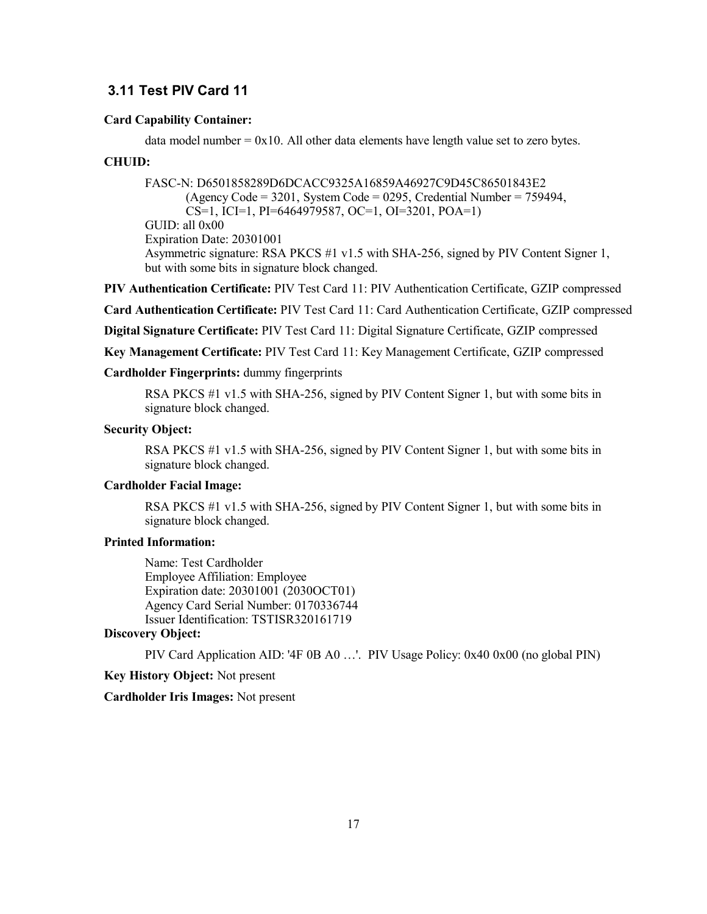## 3.11 Test PIV Card 11

**Card Capability Container:**

data model number = 0x10. All other data elements have length value set to zero bytes.

**CHUID:**

FASC-N: D6501858289D6DCACC9325A16859A46927C9D45C86501843E2
(Agency Code = 3201, System Code = 0295, Credential Number = 759494,
CS=1, ICI=1, PI=6464979587, OC=1, OI=3201, POA=1)
GUID: all 0x00
Expiration Date: 20301001
Asymmetric signature: RSA PKCS #1 v1.5 with SHA-256, signed by PIV Content Signer 1, but with some bits in signature block changed.

**PIV Authentication Certificate:** PIV Test Card 11: PIV Authentication Certificate, GZIP compressed

**Card Authentication Certificate:** PIV Test Card 11: Card Authentication Certificate, GZIP compressed

**Digital Signature Certificate:** PIV Test Card 11: Digital Signature Certificate, GZIP compressed

**Key Management Certificate:** PIV Test Card 11: Key Management Certificate, GZIP compressed

**Cardholder Fingerprints:** dummy fingerprints

RSA PKCS #1 v1.5 with SHA-256, signed by PIV Content Signer 1, but with some bits in signature block changed.

**Security Object:**

RSA PKCS #1 v1.5 with SHA-256, signed by PIV Content Signer 1, but with some bits in signature block changed.

**Cardholder Facial Image:**

RSA PKCS #1 v1.5 with SHA-256, signed by PIV Content Signer 1, but with some bits in signature block changed.

**Printed Information:**

Name: Test Cardholder
Employee Affiliation: Employee
Expiration date: 20301001 (2030OCT01)
Agency Card Serial Number: 0170336744
Issuer Identification: TSTISR320161719

**Discovery Object:**

PIV Card Application AID: '4F 0B A0 …'. PIV Usage Policy: 0x40 0x00 (no global PIN)

**Key History Object:** Not present

**Cardholder Iris Images:** Not present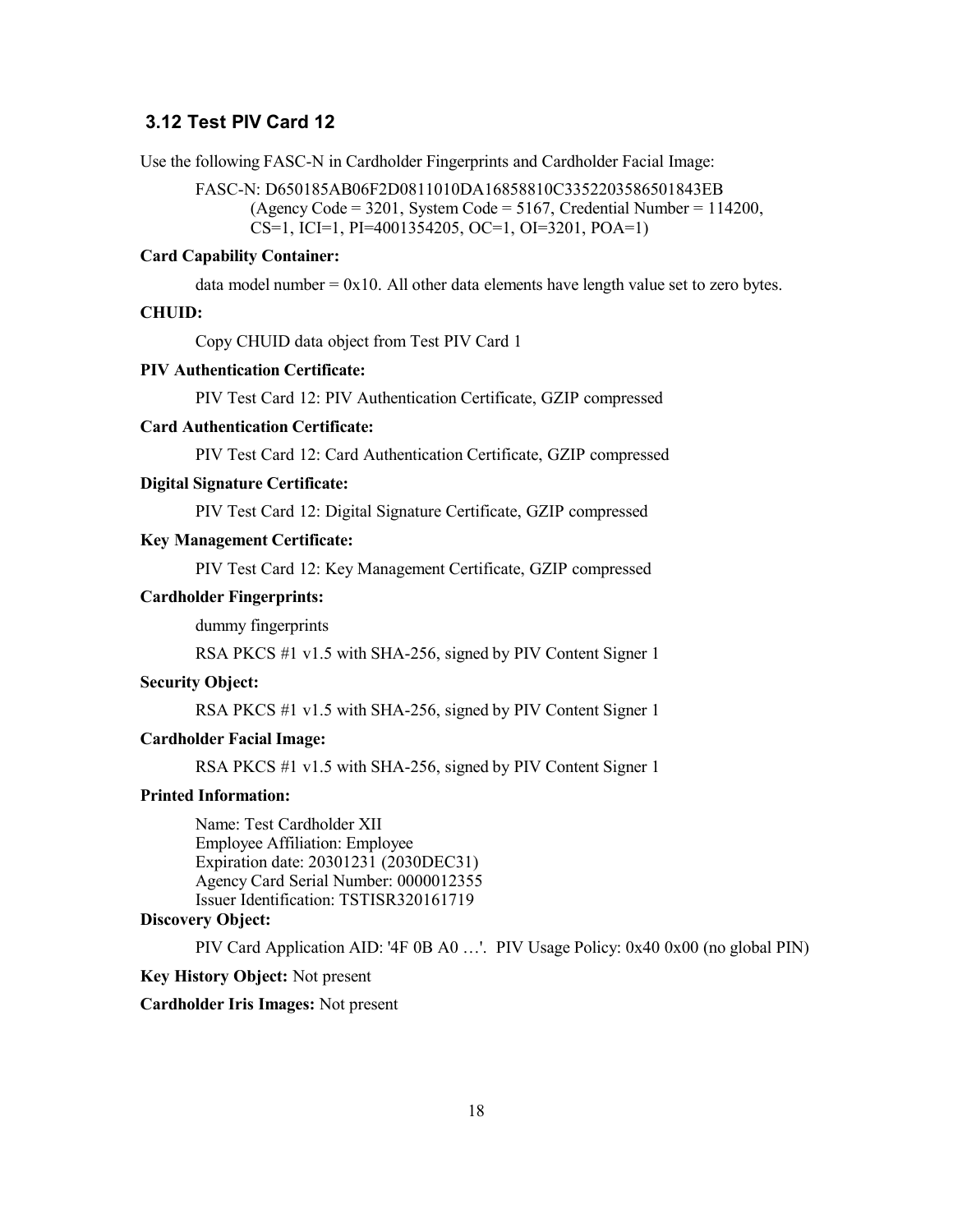### 3.12 Test PIV Card 12

Use the following FASC-N in Cardholder Fingerprints and Cardholder Facial Image:

FASC-N: D650185AB06F2D0811010DA16858810C3352203586501843EB
(Agency Code = 3201, System Code = 5167, Credential Number = 114200, CS=1, ICI=1, PI=4001354205, OC=1, OI=3201, POA=1)

**Card Capability Container:**

data model number = 0x10. All other data elements have length value set to zero bytes.

**CHUID:**

Copy CHUID data object from Test PIV Card 1

**PIV Authentication Certificate:**

PIV Test Card 12: PIV Authentication Certificate, GZIP compressed

**Card Authentication Certificate:**

PIV Test Card 12: Card Authentication Certificate, GZIP compressed

**Digital Signature Certificate:**

PIV Test Card 12: Digital Signature Certificate, GZIP compressed

**Key Management Certificate:**

PIV Test Card 12: Key Management Certificate, GZIP compressed

**Cardholder Fingerprints:**

dummy fingerprints

RSA PKCS #1 v1.5 with SHA-256, signed by PIV Content Signer 1

**Security Object:**

RSA PKCS #1 v1.5 with SHA-256, signed by PIV Content Signer 1

**Cardholder Facial Image:**

RSA PKCS #1 v1.5 with SHA-256, signed by PIV Content Signer 1

**Printed Information:**

Name: Test Cardholder XII
Employee Affiliation: Employee
Expiration date: 20301231 (2030DEC31)
Agency Card Serial Number: 0000012355
Issuer Identification: TSTISR320161719

**Discovery Object:**

PIV Card Application AID: '4F 0B A0 …'. PIV Usage Policy: 0x40 0x00 (no global PIN)

**Key History Object:** Not present

**Cardholder Iris Images:** Not present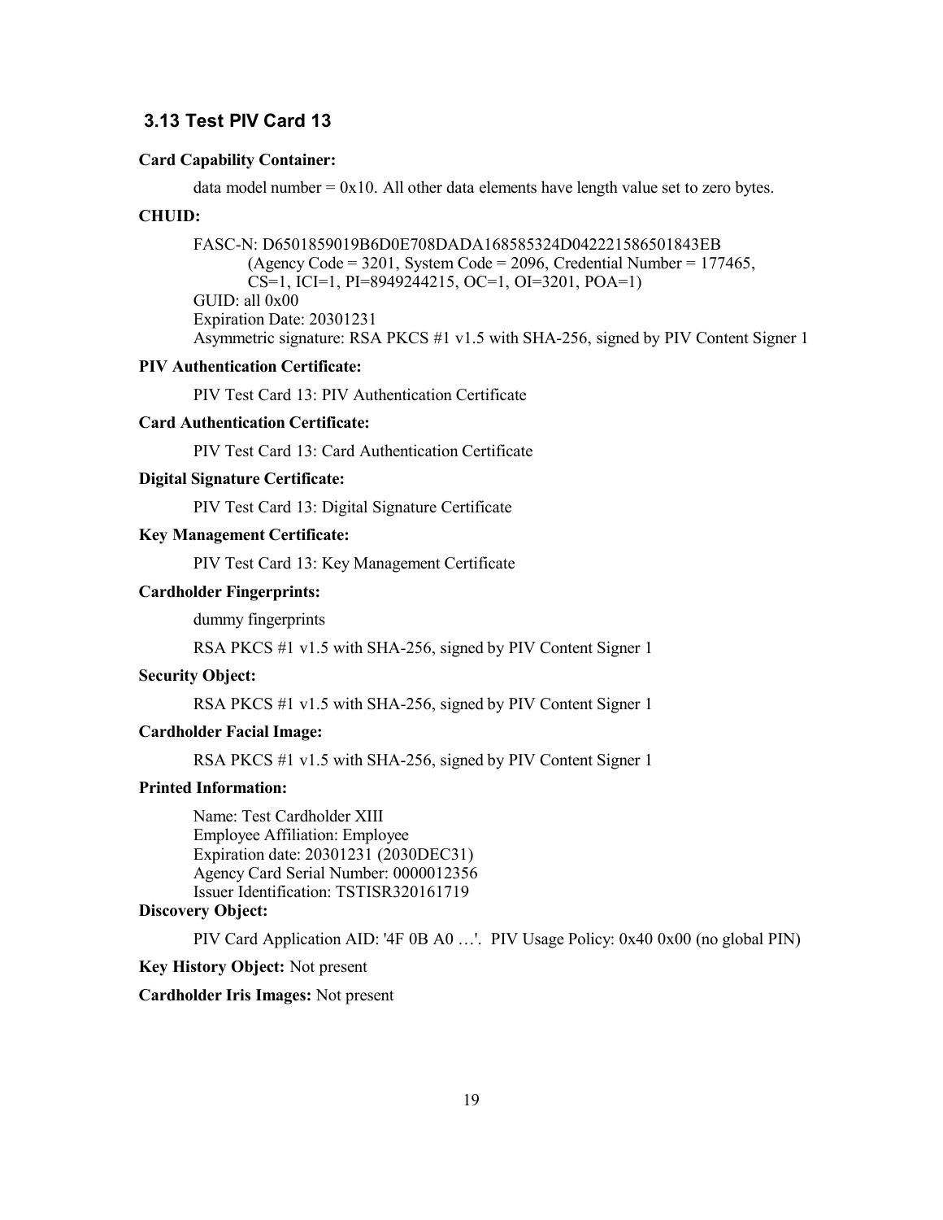## 3.13 Test PIV Card 13

**Card Capability Container:**

data model number = 0x10. All other data elements have length value set to zero bytes.

**CHUID:**

FASC-N: D6501859019B6D0E708DADA168585324D042221586501843EB
(Agency Code = 3201, System Code = 2096, Credential Number = 177465,
CS=1, ICI=1, PI=8949244215, OC=1, OI=3201, POA=1)
GUID: all 0x00
Expiration Date: 20301231
Asymmetric signature: RSA PKCS #1 v1.5 with SHA-256, signed by PIV Content Signer 1

**PIV Authentication Certificate:**

PIV Test Card 13: PIV Authentication Certificate

**Card Authentication Certificate:**

PIV Test Card 13: Card Authentication Certificate

**Digital Signature Certificate:**

PIV Test Card 13: Digital Signature Certificate

**Key Management Certificate:**

PIV Test Card 13: Key Management Certificate

**Cardholder Fingerprints:**

dummy fingerprints

RSA PKCS #1 v1.5 with SHA-256, signed by PIV Content Signer 1

**Security Object:**

RSA PKCS #1 v1.5 with SHA-256, signed by PIV Content Signer 1

**Cardholder Facial Image:**

RSA PKCS #1 v1.5 with SHA-256, signed by PIV Content Signer 1

**Printed Information:**

Name: Test Cardholder XIII
Employee Affiliation: Employee
Expiration date: 20301231 (2030DEC31)
Agency Card Serial Number: 0000012356
Issuer Identification: TSTISR320161719

**Discovery Object:**

PIV Card Application AID: '4F 0B A0 …'. PIV Usage Policy: 0x40 0x00 (no global PIN)

**Key History Object:** Not present

**Cardholder Iris Images:** Not present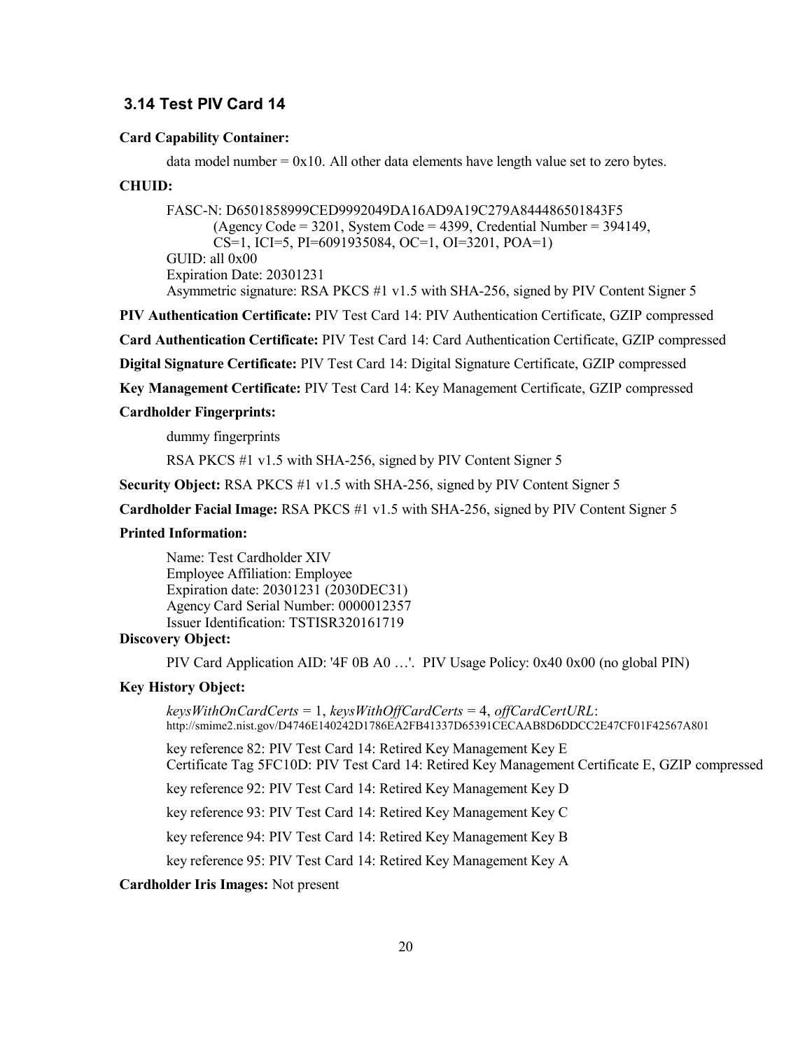### 3.14 Test PIV Card 14

**Card Capability Container:**

data model number = 0x10. All other data elements have length value set to zero bytes.

**CHUID:**

FASC-N: D6501858999CED9992049DA16AD9A19C279A844486501843F5
(Agency Code = 3201, System Code = 4399, Credential Number = 394149,
CS=1, ICI=5, PI=6091935084, OC=1, OI=3201, POA=1)
GUID: all 0x00
Expiration Date: 20301231
Asymmetric signature: RSA PKCS #1 v1.5 with SHA-256, signed by PIV Content Signer 5

**PIV Authentication Certificate:** PIV Test Card 14: PIV Authentication Certificate, GZIP compressed

**Card Authentication Certificate:** PIV Test Card 14: Card Authentication Certificate, GZIP compressed

**Digital Signature Certificate:** PIV Test Card 14: Digital Signature Certificate, GZIP compressed

**Key Management Certificate:** PIV Test Card 14: Key Management Certificate, GZIP compressed

**Cardholder Fingerprints:**

dummy fingerprints

RSA PKCS #1 v1.5 with SHA-256, signed by PIV Content Signer 5

**Security Object:** RSA PKCS #1 v1.5 with SHA-256, signed by PIV Content Signer 5

**Cardholder Facial Image:** RSA PKCS #1 v1.5 with SHA-256, signed by PIV Content Signer 5

**Printed Information:**

Name: Test Cardholder XIV
Employee Affiliation: Employee
Expiration date: 20301231 (2030DEC31)
Agency Card Serial Number: 0000012357
Issuer Identification: TSTISR320161719

**Discovery Object:**

PIV Card Application AID: '4F 0B A0 …'. PIV Usage Policy: 0x40 0x00 (no global PIN)

**Key History Object:**

*keysWithOnCardCerts* = 1, *keysWithOffCardCerts* = 4, *offCardCertURL*:
http://smime2.nist.gov/D4746E140242D1786EA2FB41337D65391CECAAB8D6DDCC2E47CF01F42567A801

key reference 82: PIV Test Card 14: Retired Key Management Key E
Certificate Tag 5FC10D: PIV Test Card 14: Retired Key Management Certificate E, GZIP compressed

key reference 92: PIV Test Card 14: Retired Key Management Key D

key reference 93: PIV Test Card 14: Retired Key Management Key C

key reference 94: PIV Test Card 14: Retired Key Management Key B

key reference 95: PIV Test Card 14: Retired Key Management Key A

**Cardholder Iris Images:** Not present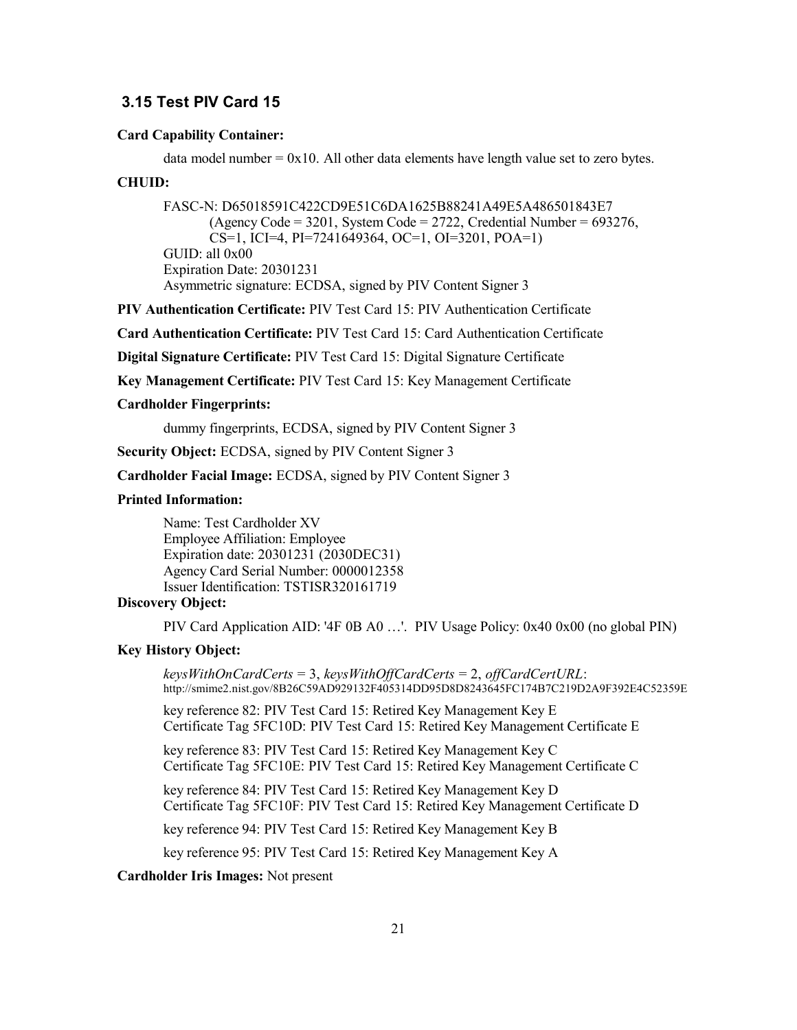## 3.15 Test PIV Card 15

**Card Capability Container:**

data model number = 0x10. All other data elements have length value set to zero bytes.

**CHUID:**

FASC-N: D65018591C422CD9E51C6DA1625B88241A49E5A486501843E7
(Agency Code = 3201, System Code = 2722, Credential Number = 693276, CS=1, ICI=4, PI=7241649364, OC=1, OI=3201, POA=1)
GUID: all 0x00
Expiration Date: 20301231
Asymmetric signature: ECDSA, signed by PIV Content Signer 3

**PIV Authentication Certificate:** PIV Test Card 15: PIV Authentication Certificate

**Card Authentication Certificate:** PIV Test Card 15: Card Authentication Certificate

**Digital Signature Certificate:** PIV Test Card 15: Digital Signature Certificate

**Key Management Certificate:** PIV Test Card 15: Key Management Certificate

**Cardholder Fingerprints:**

dummy fingerprints, ECDSA, signed by PIV Content Signer 3

**Security Object:** ECDSA, signed by PIV Content Signer 3

**Cardholder Facial Image:** ECDSA, signed by PIV Content Signer 3

**Printed Information:**

Name: Test Cardholder XV
Employee Affiliation: Employee
Expiration date: 20301231 (2030DEC31)
Agency Card Serial Number: 0000012358
Issuer Identification: TSTISR320161719

**Discovery Object:**

PIV Card Application AID: '4F 0B A0 …'. PIV Usage Policy: 0x40 0x00 (no global PIN)

**Key History Object:**

*keysWithOnCardCerts* = 3, *keysWithOffCardCerts* = 2, *offCardCertURL*: http://smime2.nist.gov/8B26C59AD929132F405314DD95D8D8243645FC174B7C219D2A9F392E4C52359E

key reference 82: PIV Test Card 15: Retired Key Management Key E
Certificate Tag 5FC10D: PIV Test Card 15: Retired Key Management Certificate E

key reference 83: PIV Test Card 15: Retired Key Management Key C
Certificate Tag 5FC10E: PIV Test Card 15: Retired Key Management Certificate C

key reference 84: PIV Test Card 15: Retired Key Management Key D
Certificate Tag 5FC10F: PIV Test Card 15: Retired Key Management Certificate D

key reference 94: PIV Test Card 15: Retired Key Management Key B

key reference 95: PIV Test Card 15: Retired Key Management Key A

**Cardholder Iris Images:** Not present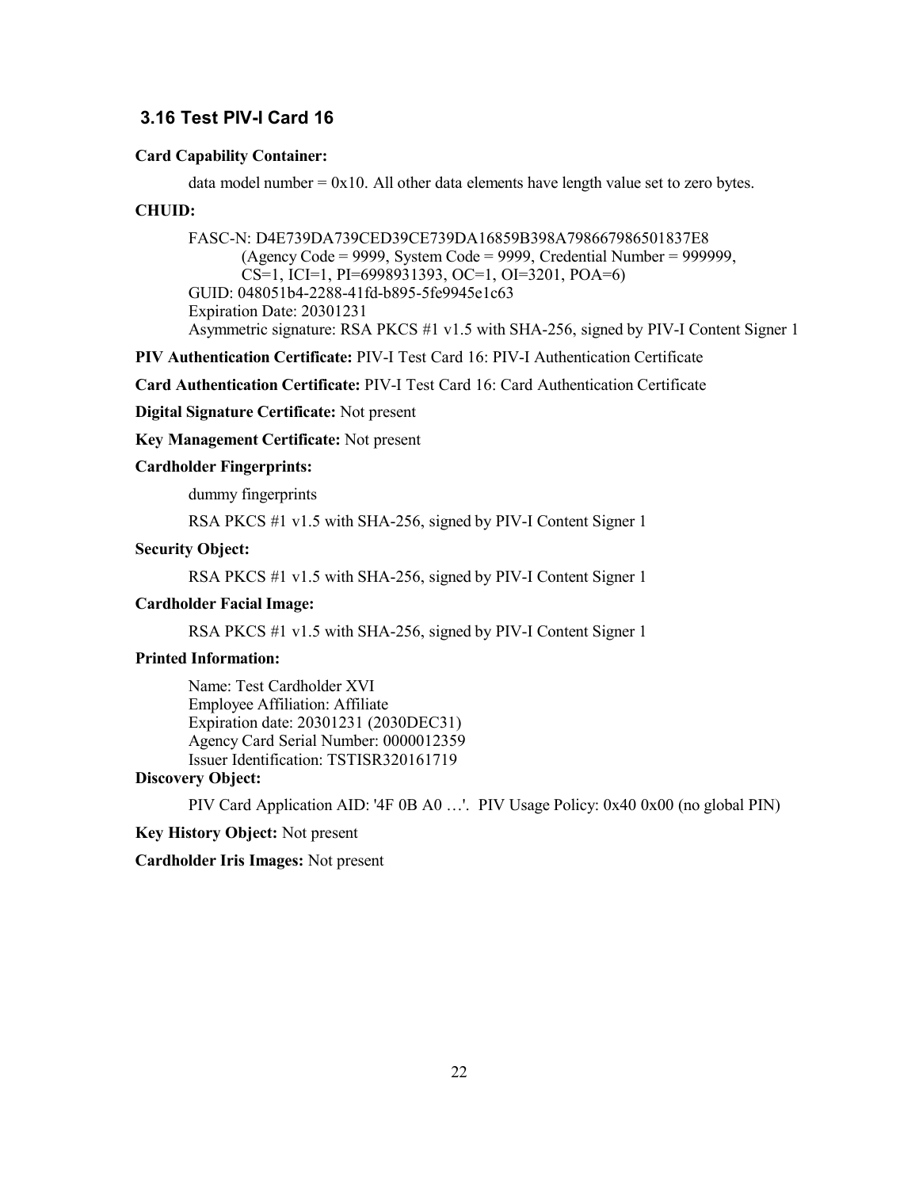## 3.16 Test PIV-I Card 16

**Card Capability Container:**

data model number = 0x10. All other data elements have length value set to zero bytes.

**CHUID:**

FASC-N: D4E739DA739CED39CE739DA16859B398A798667986501837E8
(Agency Code = 9999, System Code = 9999, Credential Number = 999999,
CS=1, ICI=1, PI=6998931393, OC=1, OI=3201, POA=6)
GUID: 048051b4-2288-41fd-b895-5fe9945e1c63
Expiration Date: 20301231
Asymmetric signature: RSA PKCS #1 v1.5 with SHA-256, signed by PIV-I Content Signer 1

**PIV Authentication Certificate:** PIV-I Test Card 16: PIV-I Authentication Certificate

**Card Authentication Certificate:** PIV-I Test Card 16: Card Authentication Certificate

**Digital Signature Certificate:** Not present

**Key Management Certificate:** Not present

**Cardholder Fingerprints:**

dummy fingerprints

RSA PKCS #1 v1.5 with SHA-256, signed by PIV-I Content Signer 1

**Security Object:**

RSA PKCS #1 v1.5 with SHA-256, signed by PIV-I Content Signer 1

**Cardholder Facial Image:**

RSA PKCS #1 v1.5 with SHA-256, signed by PIV-I Content Signer 1

**Printed Information:**

Name: Test Cardholder XVI
Employee Affiliation: Affiliate
Expiration date: 20301231 (2030DEC31)
Agency Card Serial Number: 0000012359
Issuer Identification: TSTISR320161719

**Discovery Object:**

PIV Card Application AID: '4F 0B A0 …'. PIV Usage Policy: 0x40 0x00 (no global PIN)

**Key History Object:** Not present

**Cardholder Iris Images:** Not present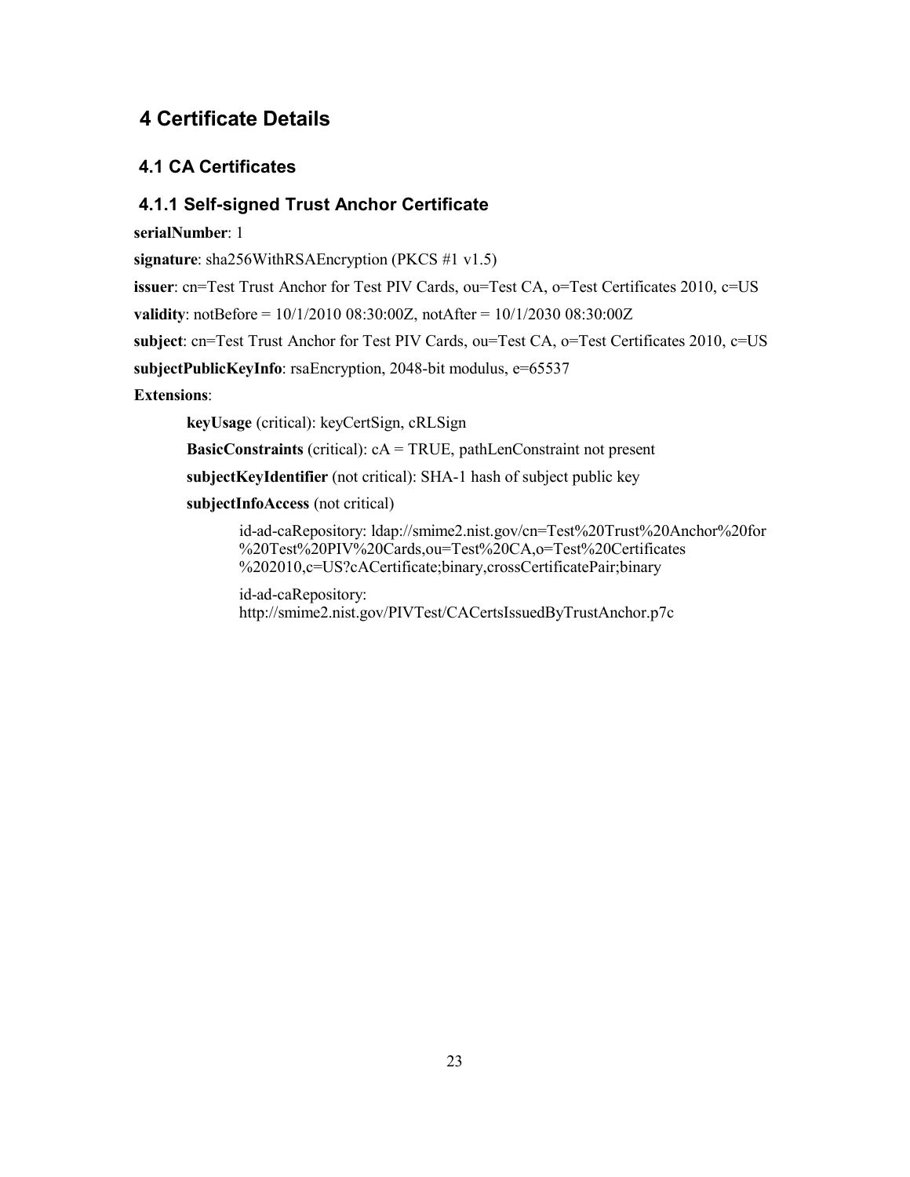# 4 Certificate Details

## 4.1 CA Certificates

### 4.1.1 Self-signed Trust Anchor Certificate

**serialNumber**: 1

**signature**: sha256WithRSAEncryption (PKCS #1 v1.5)

**issuer**: cn=Test Trust Anchor for Test PIV Cards, ou=Test CA, o=Test Certificates 2010, c=US

**validity**: notBefore = 10/1/2010 08:30:00Z, notAfter = 10/1/2030 08:30:00Z

**subject**: cn=Test Trust Anchor for Test PIV Cards, ou=Test CA, o=Test Certificates 2010, c=US

**subjectPublicKeyInfo**: rsaEncryption, 2048-bit modulus, e=65537

**Extensions**:

> **keyUsage** (critical): keyCertSign, cRLSign
>
> **BasicConstraints** (critical): cA = TRUE, pathLenConstraint not present
>
> **subjectKeyIdentifier** (not critical): SHA-1 hash of subject public key
>
> **subjectInfoAccess** (not critical)
>
> > id-ad-caRepository: ldap://smime2.nist.gov/cn=Test%20Trust%20Anchor%20for%20Test%20PIV%20Cards,ou=Test%20CA,o=Test%20Certificates%202010,c=US?cACertificate;binary,crossCertificatePair;binary
> >
> > id-ad-caRepository: http://smime2.nist.gov/PIVTest/CACertsIssuedByTrustAnchor.p7c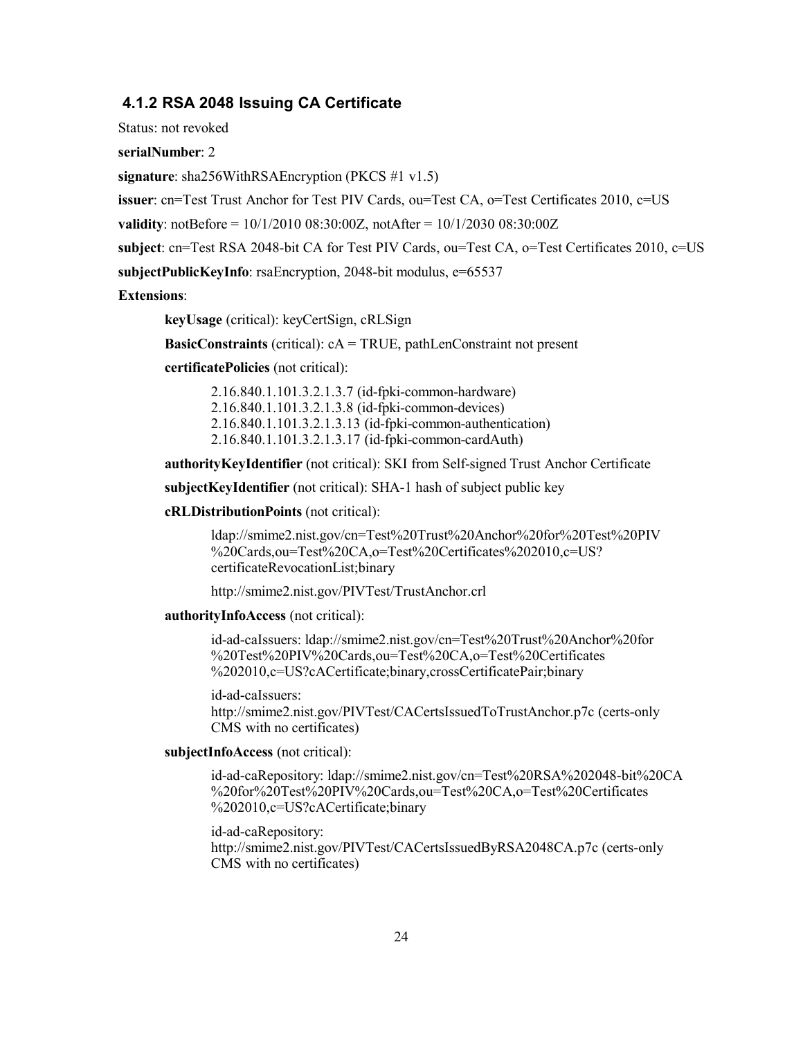### 4.1.2 RSA 2048 Issuing CA Certificate

Status: not revoked

**serialNumber**: 2

**signature**: sha256WithRSAEncryption (PKCS #1 v1.5)

**issuer**: cn=Test Trust Anchor for Test PIV Cards, ou=Test CA, o=Test Certificates 2010, c=US

**validity**: notBefore = 10/1/2010 08:30:00Z, notAfter = 10/1/2030 08:30:00Z

**subject**: cn=Test RSA 2048-bit CA for Test PIV Cards, ou=Test CA, o=Test Certificates 2010, c=US

**subjectPublicKeyInfo**: rsaEncryption, 2048-bit modulus, e=65537

**Extensions**:

**keyUsage** (critical): keyCertSign, cRLSign

**BasicConstraints** (critical): cA = TRUE, pathLenConstraint not present

**certificatePolicies** (not critical):

2.16.840.1.101.3.2.1.3.7 (id-fpki-common-hardware)
2.16.840.1.101.3.2.1.3.8 (id-fpki-common-devices)
2.16.840.1.101.3.2.1.3.13 (id-fpki-common-authentication)
2.16.840.1.101.3.2.1.3.17 (id-fpki-common-cardAuth)

**authorityKeyIdentifier** (not critical): SKI from Self-signed Trust Anchor Certificate

**subjectKeyIdentifier** (not critical): SHA-1 hash of subject public key

**cRLDistributionPoints** (not critical):

ldap://smime2.nist.gov/cn=Test%20Trust%20Anchor%20for%20Test%20PIV%20Cards,ou=Test%20CA,o=Test%20Certificates%202010,c=US?certificateRevocationList;binary

http://smime2.nist.gov/PIVTest/TrustAnchor.crl

**authorityInfoAccess** (not critical):

id-ad-caIssuers: ldap://smime2.nist.gov/cn=Test%20Trust%20Anchor%20for%20Test%20PIV%20Cards,ou=Test%20CA,o=Test%20Certificates%202010,c=US?cACertificate;binary,crossCertificatePair;binary

id-ad-caIssuers: http://smime2.nist.gov/PIVTest/CACertsIssuedToTrustAnchor.p7c (certs-only CMS with no certificates)

**subjectInfoAccess** (not critical):

id-ad-caRepository: ldap://smime2.nist.gov/cn=Test%20RSA%202048-bit%20CA%20for%20Test%20PIV%20Cards,ou=Test%20CA,o=Test%20Certificates%202010,c=US?cACertificate;binary

id-ad-caRepository: http://smime2.nist.gov/PIVTest/CACertsIssuedByRSA2048CA.p7c (certs-only CMS with no certificates)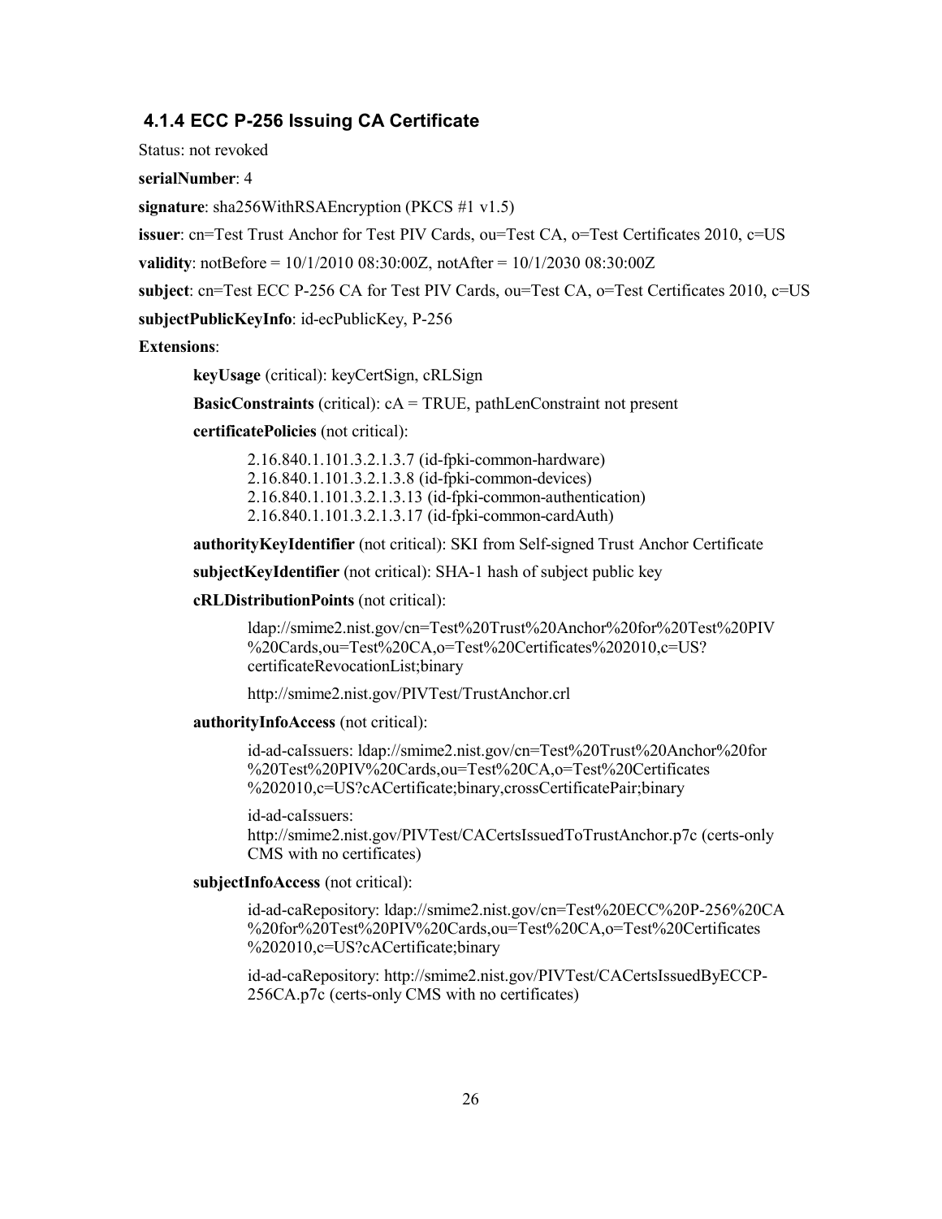### 4.1.4 ECC P-256 Issuing CA Certificate

Status: not revoked

**serialNumber**: 4

**signature**: sha256WithRSAEncryption (PKCS #1 v1.5)

**issuer**: cn=Test Trust Anchor for Test PIV Cards, ou=Test CA, o=Test Certificates 2010, c=US

**validity**: notBefore = 10/1/2010 08:30:00Z, notAfter = 10/1/2030 08:30:00Z

**subject**: cn=Test ECC P-256 CA for Test PIV Cards, ou=Test CA, o=Test Certificates 2010, c=US

**subjectPublicKeyInfo**: id-ecPublicKey, P-256

**Extensions**:

> **keyUsage** (critical): keyCertSign, cRLSign
>
> **BasicConstraints** (critical): cA = TRUE, pathLenConstraint not present
>
> **certificatePolicies** (not critical):
>
> > 2.16.840.1.101.3.2.1.3.7 (id-fpki-common-hardware)
> > 2.16.840.1.101.3.2.1.3.8 (id-fpki-common-devices)
> > 2.16.840.1.101.3.2.1.3.13 (id-fpki-common-authentication)
> > 2.16.840.1.101.3.2.1.3.17 (id-fpki-common-cardAuth)
>
> **authorityKeyIdentifier** (not critical): SKI from Self-signed Trust Anchor Certificate
>
> **subjectKeyIdentifier** (not critical): SHA-1 hash of subject public key
>
> **cRLDistributionPoints** (not critical):
>
> > ldap://smime2.nist.gov/cn=Test%20Trust%20Anchor%20for%20Test%20PIV%20Cards,ou=Test%20CA,o=Test%20Certificates%202010,c=US?certificateRevocationList;binary
> >
> > http://smime2.nist.gov/PIVTest/TrustAnchor.crl
>
> **authorityInfoAccess** (not critical):
>
> > id-ad-caIssuers: ldap://smime2.nist.gov/cn=Test%20Trust%20Anchor%20for%20Test%20PIV%20Cards,ou=Test%20CA,o=Test%20Certificates%202010,c=US?cACertificate;binary,crossCertificatePair;binary
> >
> > id-ad-caIssuers: http://smime2.nist.gov/PIVTest/CACertsIssuedToTrustAnchor.p7c (certs-only CMS with no certificates)
>
> **subjectInfoAccess** (not critical):
>
> > id-ad-caRepository: ldap://smime2.nist.gov/cn=Test%20ECC%20P-256%20CA%20for%20Test%20PIV%20Cards,ou=Test%20CA,o=Test%20Certificates%202010,c=US?cACertificate;binary
> >
> > id-ad-caRepository: http://smime2.nist.gov/PIVTest/CACertsIssuedByECCP-256CA.p7c (certs-only CMS with no certificates)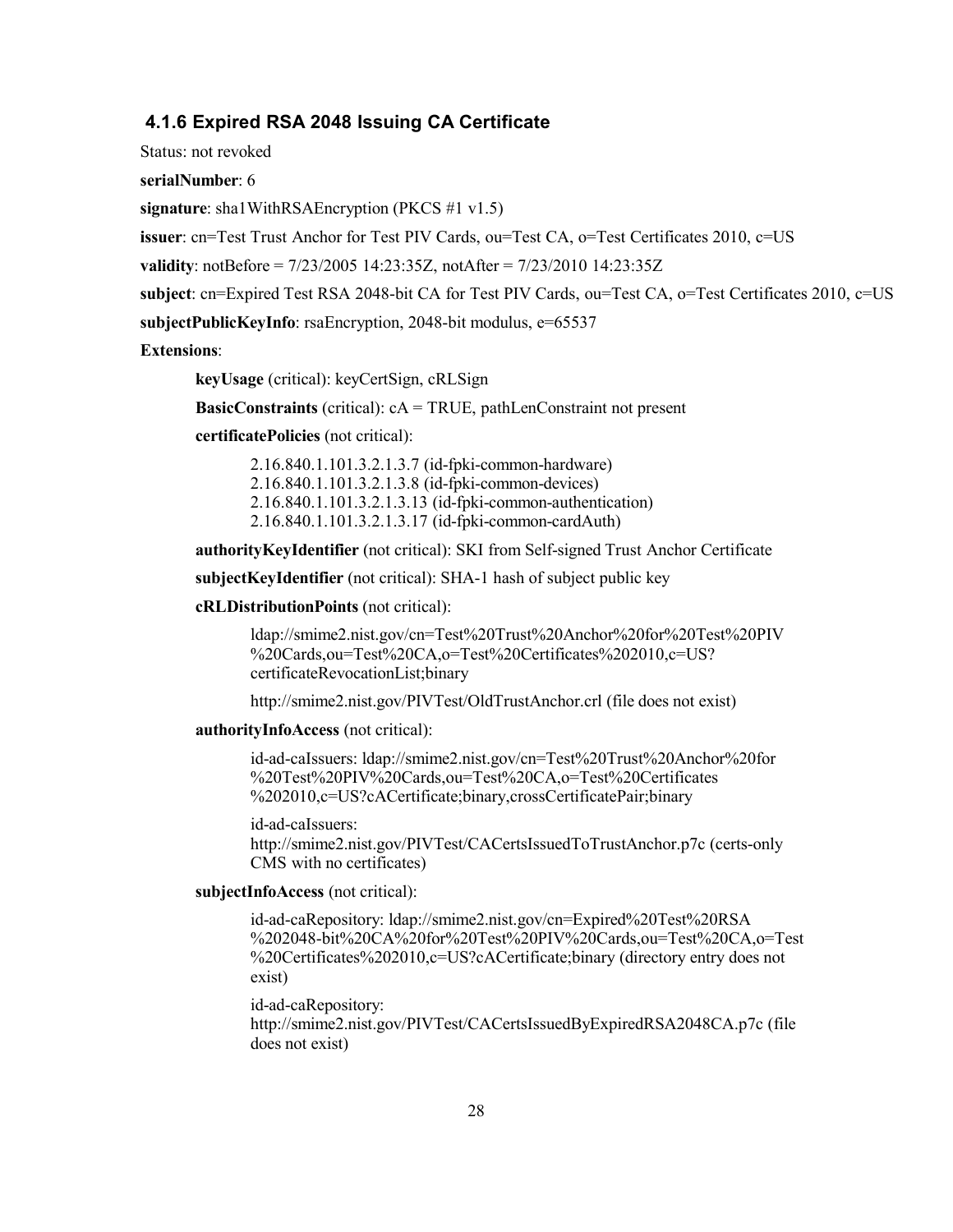### 4.1.6 Expired RSA 2048 Issuing CA Certificate

Status: not revoked

**serialNumber**: 6

**signature**: sha1WithRSAEncryption (PKCS #1 v1.5)

**issuer**: cn=Test Trust Anchor for Test PIV Cards, ou=Test CA, o=Test Certificates 2010, c=US

**validity**: notBefore = 7/23/2005 14:23:35Z, notAfter = 7/23/2010 14:23:35Z

**subject**: cn=Expired Test RSA 2048-bit CA for Test PIV Cards, ou=Test CA, o=Test Certificates 2010, c=US

**subjectPublicKeyInfo**: rsaEncryption, 2048-bit modulus, e=65537

**Extensions**:

**keyUsage** (critical): keyCertSign, cRLSign

**BasicConstraints** (critical): cA = TRUE, pathLenConstraint not present

**certificatePolicies** (not critical):

2.16.840.1.101.3.2.1.3.7 (id-fpki-common-hardware)
2.16.840.1.101.3.2.1.3.8 (id-fpki-common-devices)
2.16.840.1.101.3.2.1.3.13 (id-fpki-common-authentication)
2.16.840.1.101.3.2.1.3.17 (id-fpki-common-cardAuth)

**authorityKeyIdentifier** (not critical): SKI from Self-signed Trust Anchor Certificate

**subjectKeyIdentifier** (not critical): SHA-1 hash of subject public key

**cRLDistributionPoints** (not critical):

ldap://smime2.nist.gov/cn=Test%20Trust%20Anchor%20for%20Test%20PIV%20Cards,ou=Test%20CA,o=Test%20Certificates%202010,c=US?certificateRevocationList;binary

http://smime2.nist.gov/PIVTest/OldTrustAnchor.crl (file does not exist)

**authorityInfoAccess** (not critical):

id-ad-caIssuers: ldap://smime2.nist.gov/cn=Test%20Trust%20Anchor%20for%20Test%20PIV%20Cards,ou=Test%20CA,o=Test%20Certificates%202010,c=US?cACertificate;binary,crossCertificatePair;binary

id-ad-caIssuers: http://smime2.nist.gov/PIVTest/CACertsIssuedToTrustAnchor.p7c (certs-only CMS with no certificates)

**subjectInfoAccess** (not critical):

id-ad-caRepository: ldap://smime2.nist.gov/cn=Expired%20Test%20RSA%202048-bit%20CA%20for%20Test%20PIV%20Cards,ou=Test%20CA,o=Test%20Certificates%202010,c=US?cACertificate;binary (directory entry does not exist)

id-ad-caRepository: http://smime2.nist.gov/PIVTest/CACertsIssuedByExpiredRSA2048CA.p7c (file does not exist)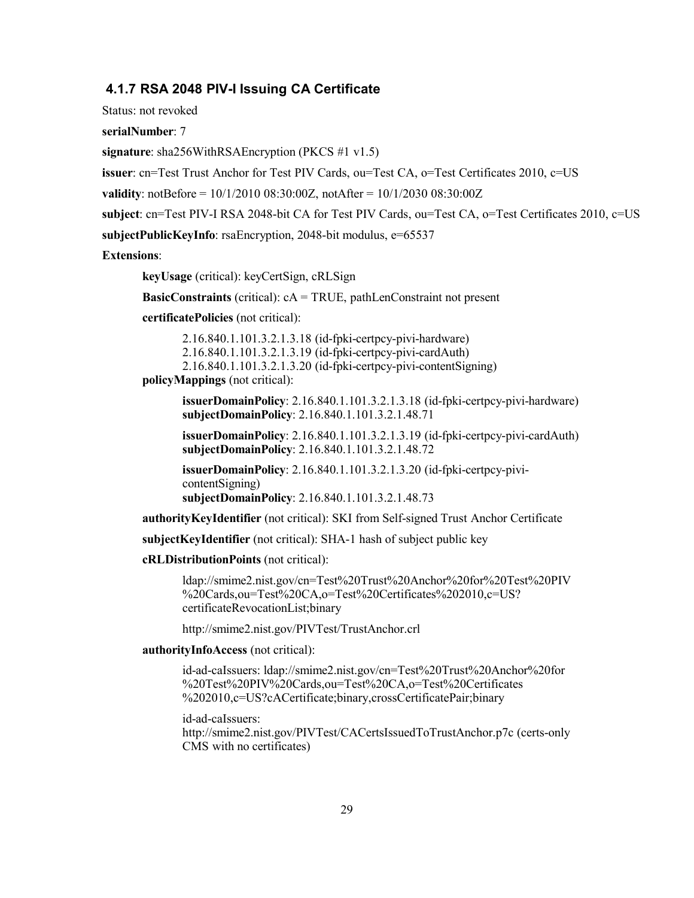### 4.1.7 RSA 2048 PIV-I Issuing CA Certificate

Status: not revoked

**serialNumber**: 7

**signature**: sha256WithRSAEncryption (PKCS #1 v1.5)

**issuer**: cn=Test Trust Anchor for Test PIV Cards, ou=Test CA, o=Test Certificates 2010, c=US

**validity**: notBefore = 10/1/2010 08:30:00Z, notAfter = 10/1/2030 08:30:00Z

**subject**: cn=Test PIV-I RSA 2048-bit CA for Test PIV Cards, ou=Test CA, o=Test Certificates 2010, c=US

**subjectPublicKeyInfo**: rsaEncryption, 2048-bit modulus, e=65537

**Extensions**:

**keyUsage** (critical): keyCertSign, cRLSign

**BasicConstraints** (critical): cA = TRUE, pathLenConstraint not present

**certificatePolicies** (not critical):

2.16.840.1.101.3.2.1.3.18 (id-fpki-certpcy-pivi-hardware)
2.16.840.1.101.3.2.1.3.19 (id-fpki-certpcy-pivi-cardAuth)
2.16.840.1.101.3.2.1.3.20 (id-fpki-certpcy-pivi-contentSigning)

**policyMappings** (not critical):

**issuerDomainPolicy**: 2.16.840.1.101.3.2.1.3.18 (id-fpki-certpcy-pivi-hardware)
**subjectDomainPolicy**: 2.16.840.1.101.3.2.1.48.71

**issuerDomainPolicy**: 2.16.840.1.101.3.2.1.3.19 (id-fpki-certpcy-pivi-cardAuth)
**subjectDomainPolicy**: 2.16.840.1.101.3.2.1.48.72

**issuerDomainPolicy**: 2.16.840.1.101.3.2.1.3.20 (id-fpki-certpcy-pivi-contentSigning)
**subjectDomainPolicy**: 2.16.840.1.101.3.2.1.48.73

**authorityKeyIdentifier** (not critical): SKI from Self-signed Trust Anchor Certificate

**subjectKeyIdentifier** (not critical): SHA-1 hash of subject public key

**cRLDistributionPoints** (not critical):

ldap://smime2.nist.gov/cn=Test%20Trust%20Anchor%20for%20Test%20PIV%20Cards,ou=Test%20CA,o=Test%20Certificates%202010,c=US?certificateRevocationList;binary

http://smime2.nist.gov/PIVTest/TrustAnchor.crl

**authorityInfoAccess** (not critical):

id-ad-caIssuers: ldap://smime2.nist.gov/cn=Test%20Trust%20Anchor%20for%20Test%20PIV%20Cards,ou=Test%20CA,o=Test%20Certificates%202010,c=US?cACertificate;binary,crossCertificatePair;binary

id-ad-caIssuers: http://smime2.nist.gov/PIVTest/CACertsIssuedToTrustAnchor.p7c (certs-only CMS with no certificates)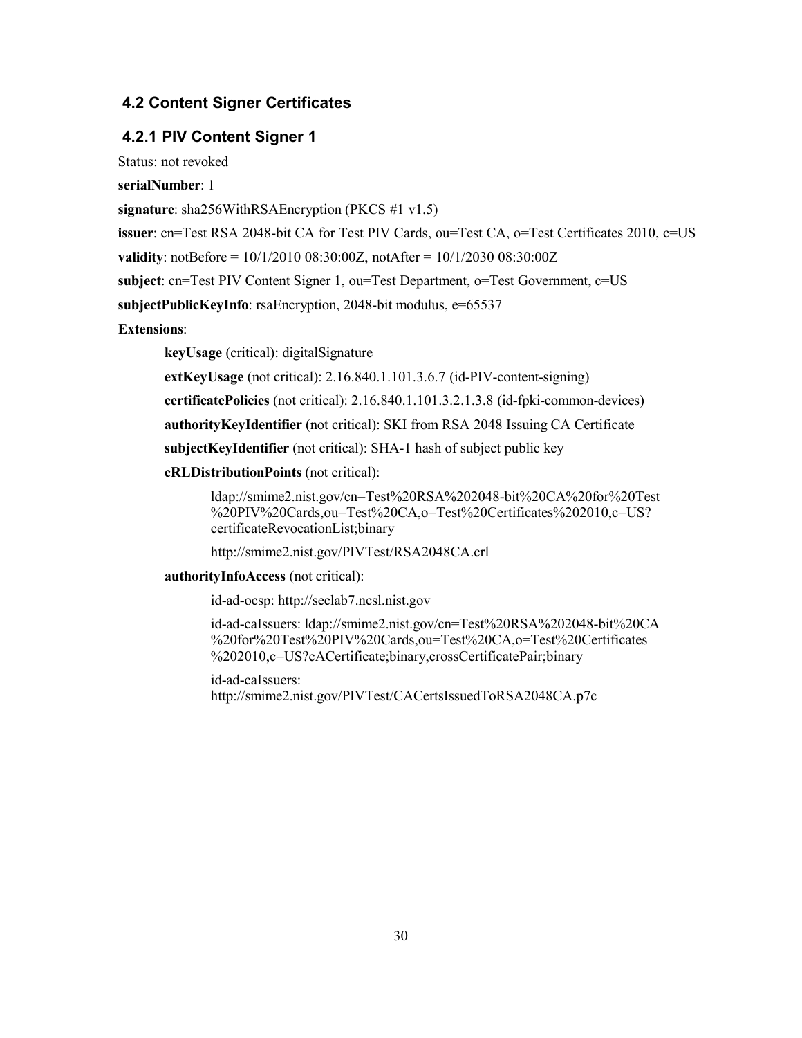## 4.2 Content Signer Certificates

### 4.2.1 PIV Content Signer 1

Status: not revoked

**serialNumber**: 1

**signature**: sha256WithRSAEncryption (PKCS #1 v1.5)

**issuer**: cn=Test RSA 2048-bit CA for Test PIV Cards, ou=Test CA, o=Test Certificates 2010, c=US

**validity**: notBefore = 10/1/2010 08:30:00Z, notAfter = 10/1/2030 08:30:00Z

**subject**: cn=Test PIV Content Signer 1, ou=Test Department, o=Test Government, c=US

**subjectPublicKeyInfo**: rsaEncryption, 2048-bit modulus, e=65537

**Extensions**:

- **keyUsage** (critical): digitalSignature
- **extKeyUsage** (not critical): 2.16.840.1.101.3.6.7 (id-PIV-content-signing)
- **certificatePolicies** (not critical): 2.16.840.1.101.3.2.1.3.8 (id-fpki-common-devices)
- **authorityKeyIdentifier** (not critical): SKI from RSA 2048 Issuing CA Certificate
- **subjectKeyIdentifier** (not critical): SHA-1 hash of subject public key
- **cRLDistributionPoints** (not critical):

  ldap://smime2.nist.gov/cn=Test%20RSA%202048-bit%20CA%20for%20Test%20PIV%20Cards,ou=Test%20CA,o=Test%20Certificates%202010,c=US?certificateRevocationList;binary

  http://smime2.nist.gov/PIVTest/RSA2048CA.crl

- **authorityInfoAccess** (not critical):

  id-ad-ocsp: http://seclab7.ncsl.nist.gov

  id-ad-caIssuers: ldap://smime2.nist.gov/cn=Test%20RSA%202048-bit%20CA%20for%20Test%20PIV%20Cards,ou=Test%20CA,o=Test%20Certificates%202010,c=US?cACertificate;binary,crossCertificatePair;binary

  id-ad-caIssuers: http://smime2.nist.gov/PIVTest/CACertsIssuedToRSA2048CA.p7c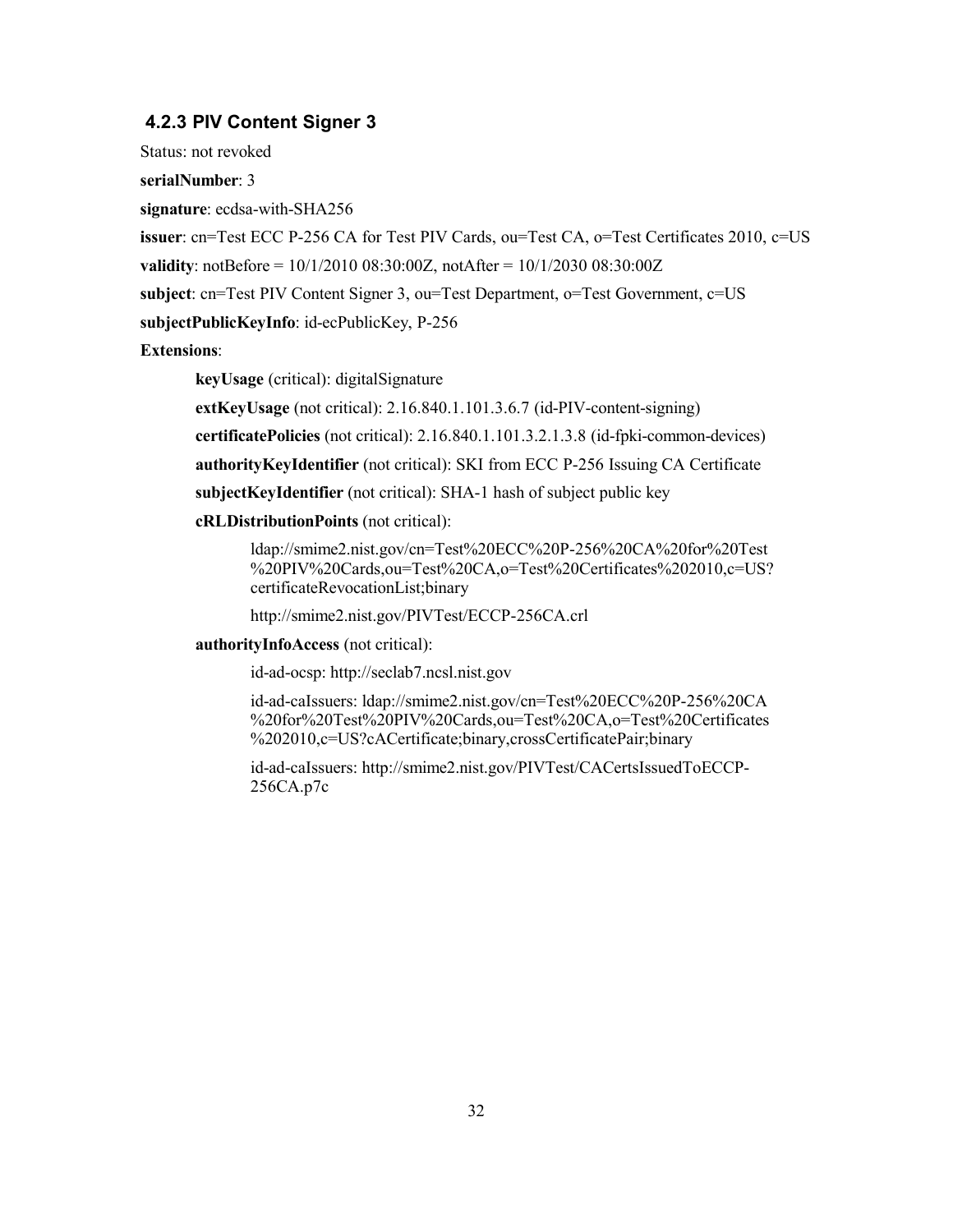### 4.2.3 PIV Content Signer 3

Status: not revoked

**serialNumber**: 3

**signature**: ecdsa-with-SHA256

**issuer**: cn=Test ECC P-256 CA for Test PIV Cards, ou=Test CA, o=Test Certificates 2010, c=US

**validity**: notBefore = 10/1/2010 08:30:00Z, notAfter = 10/1/2030 08:30:00Z

**subject**: cn=Test PIV Content Signer 3, ou=Test Department, o=Test Government, c=US

**subjectPublicKeyInfo**: id-ecPublicKey, P-256

**Extensions**:

> **keyUsage** (critical): digitalSignature
>
> **extKeyUsage** (not critical): 2.16.840.1.101.3.6.7 (id-PIV-content-signing)
>
> **certificatePolicies** (not critical): 2.16.840.1.101.3.2.1.3.8 (id-fpki-common-devices)
>
> **authorityKeyIdentifier** (not critical): SKI from ECC P-256 Issuing CA Certificate
>
> **subjectKeyIdentifier** (not critical): SHA-1 hash of subject public key
>
> **cRLDistributionPoints** (not critical):
>
> > ldap://smime2.nist.gov/cn=Test%20ECC%20P-256%20CA%20for%20Test%20PIV%20Cards,ou=Test%20CA,o=Test%20Certificates%202010,c=US?certificateRevocationList;binary
> >
> > http://smime2.nist.gov/PIVTest/ECCP-256CA.crl
>
> **authorityInfoAccess** (not critical):
>
> > id-ad-ocsp: http://seclab7.ncsl.nist.gov
> >
> > id-ad-caIssuers: ldap://smime2.nist.gov/cn=Test%20ECC%20P-256%20CA%20for%20Test%20PIV%20Cards,ou=Test%20CA,o=Test%20Certificates%202010,c=US?cACertificate;binary,crossCertificatePair;binary
> >
> > id-ad-caIssuers: http://smime2.nist.gov/PIVTest/CACertsIssuedToECCP-256CA.p7c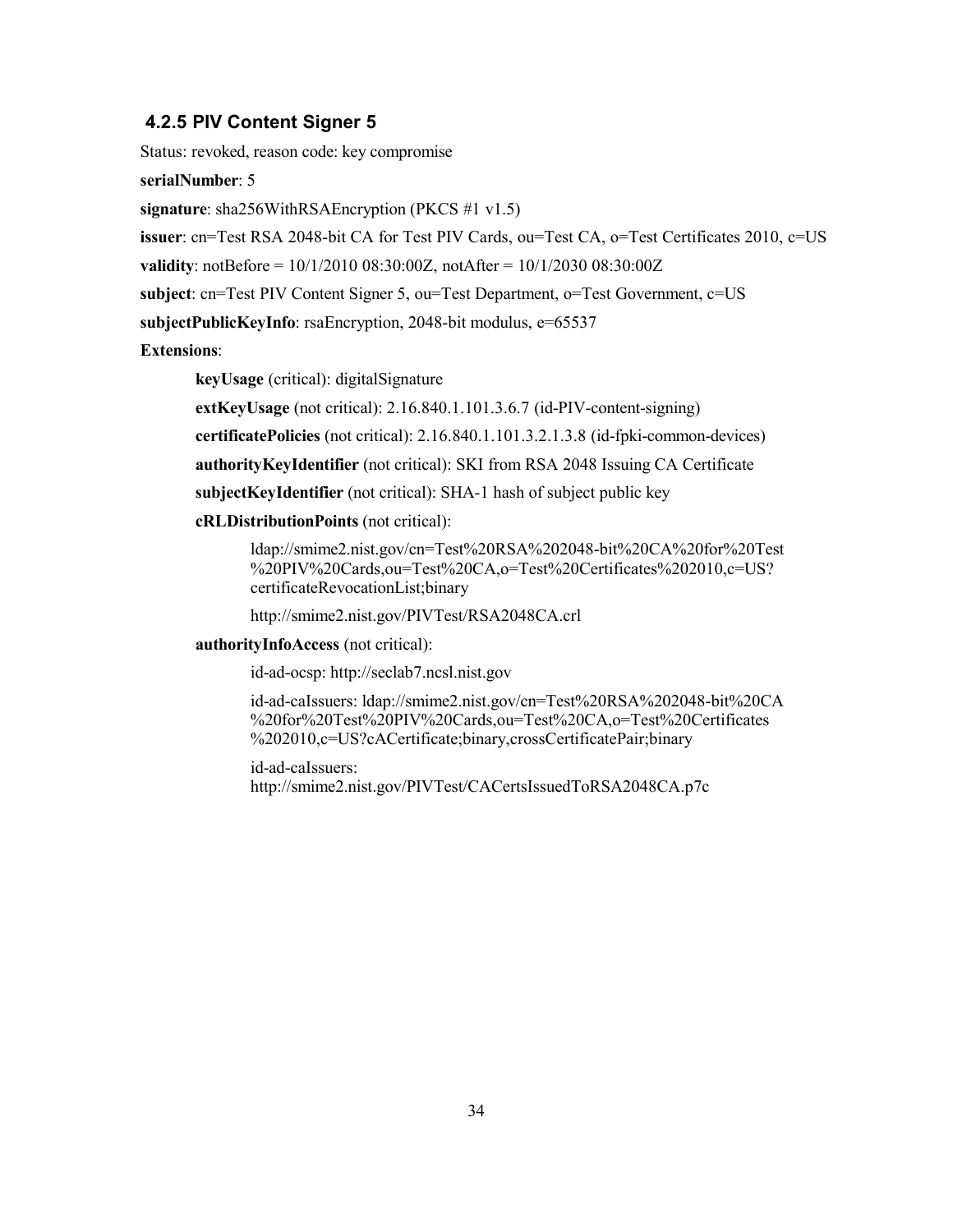### 4.2.5 PIV Content Signer 5

Status: revoked, reason code: key compromise

**serialNumber**: 5

**signature**: sha256WithRSAEncryption (PKCS #1 v1.5)

**issuer**: cn=Test RSA 2048-bit CA for Test PIV Cards, ou=Test CA, o=Test Certificates 2010, c=US

**validity**: notBefore = 10/1/2010 08:30:00Z, notAfter = 10/1/2030 08:30:00Z

**subject**: cn=Test PIV Content Signer 5, ou=Test Department, o=Test Government, c=US

**subjectPublicKeyInfo**: rsaEncryption, 2048-bit modulus, e=65537

**Extensions**:

> **keyUsage** (critical): digitalSignature
>
> **extKeyUsage** (not critical): 2.16.840.1.101.3.6.7 (id-PIV-content-signing)
>
> **certificatePolicies** (not critical): 2.16.840.1.101.3.2.1.3.8 (id-fpki-common-devices)
>
> **authorityKeyIdentifier** (not critical): SKI from RSA 2048 Issuing CA Certificate
>
> **subjectKeyIdentifier** (not critical): SHA-1 hash of subject public key
>
> **cRLDistributionPoints** (not critical):
>
> > ldap://smime2.nist.gov/cn=Test%20RSA%202048-bit%20CA%20for%20Test%20PIV%20Cards,ou=Test%20CA,o=Test%20Certificates%202010,c=US?certificateRevocationList;binary
> >
> > http://smime2.nist.gov/PIVTest/RSA2048CA.crl
>
> **authorityInfoAccess** (not critical):
>
> > id-ad-ocsp: http://seclab7.ncsl.nist.gov
> >
> > id-ad-caIssuers: ldap://smime2.nist.gov/cn=Test%20RSA%202048-bit%20CA%20for%20Test%20PIV%20Cards,ou=Test%20CA,o=Test%20Certificates%202010,c=US?cACertificate;binary,crossCertificatePair;binary
> >
> > id-ad-caIssuers: http://smime2.nist.gov/PIVTest/CACertsIssuedToRSA2048CA.p7c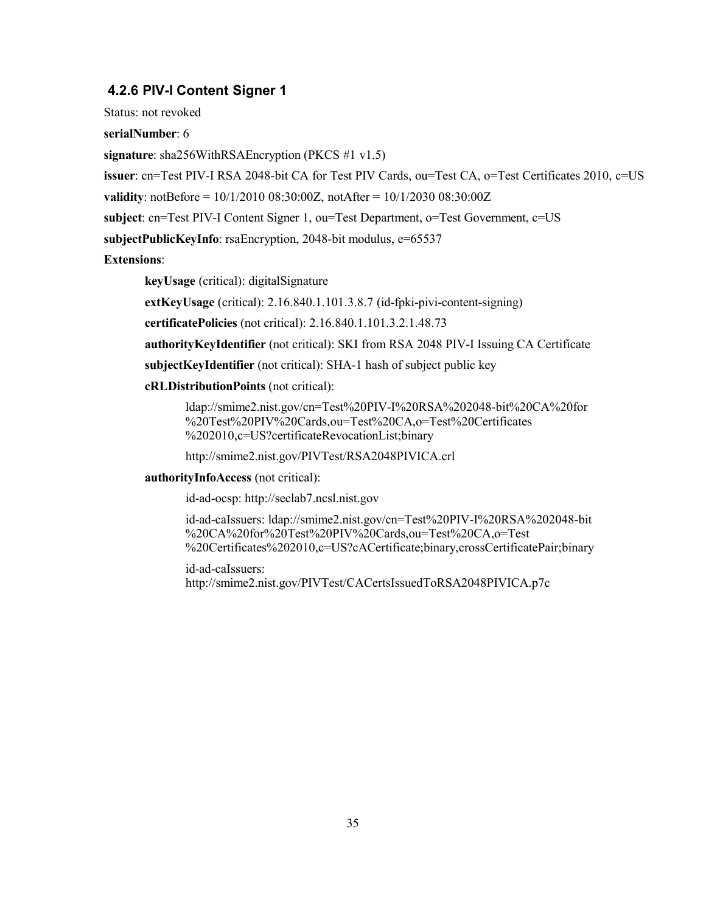### 4.2.6 PIV-I Content Signer 1

Status: not revoked

**serialNumber**: 6

**signature**: sha256WithRSAEncryption (PKCS #1 v1.5)

**issuer**: cn=Test PIV-I RSA 2048-bit CA for Test PIV Cards, ou=Test CA, o=Test Certificates 2010, c=US

**validity**: notBefore = 10/1/2010 08:30:00Z, notAfter = 10/1/2030 08:30:00Z

**subject**: cn=Test PIV-I Content Signer 1, ou=Test Department, o=Test Government, c=US

**subjectPublicKeyInfo**: rsaEncryption, 2048-bit modulus, e=65537

**Extensions**:

> **keyUsage** (critical): digitalSignature
>
> **extKeyUsage** (critical): 2.16.840.1.101.3.8.7 (id-fpki-pivi-content-signing)
>
> **certificatePolicies** (not critical): 2.16.840.1.101.3.2.1.48.73
>
> **authorityKeyIdentifier** (not critical): SKI from RSA 2048 PIV-I Issuing CA Certificate
>
> **subjectKeyIdentifier** (not critical): SHA-1 hash of subject public key
>
> **cRLDistributionPoints** (not critical):
>
> > ldap://smime2.nist.gov/cn=Test%20PIV-I%20RSA%202048-bit%20CA%20for%20Test%20PIV%20Cards,ou=Test%20CA,o=Test%20Certificates%202010,c=US?certificateRevocationList;binary
> >
> > http://smime2.nist.gov/PIVTest/RSA2048PIVICA.crl
>
> **authorityInfoAccess** (not critical):
>
> > id-ad-ocsp: http://seclab7.ncsl.nist.gov
> >
> > id-ad-caIssuers: ldap://smime2.nist.gov/cn=Test%20PIV-I%20RSA%202048-bit%20CA%20for%20Test%20PIV%20Cards,ou=Test%20CA,o=Test%20Certificates%202010,c=US?cACertificate;binary,crossCertificatePair;binary
> >
> > id-ad-caIssuers: http://smime2.nist.gov/PIVTest/CACertsIssuedToRSA2048PIVICA.p7c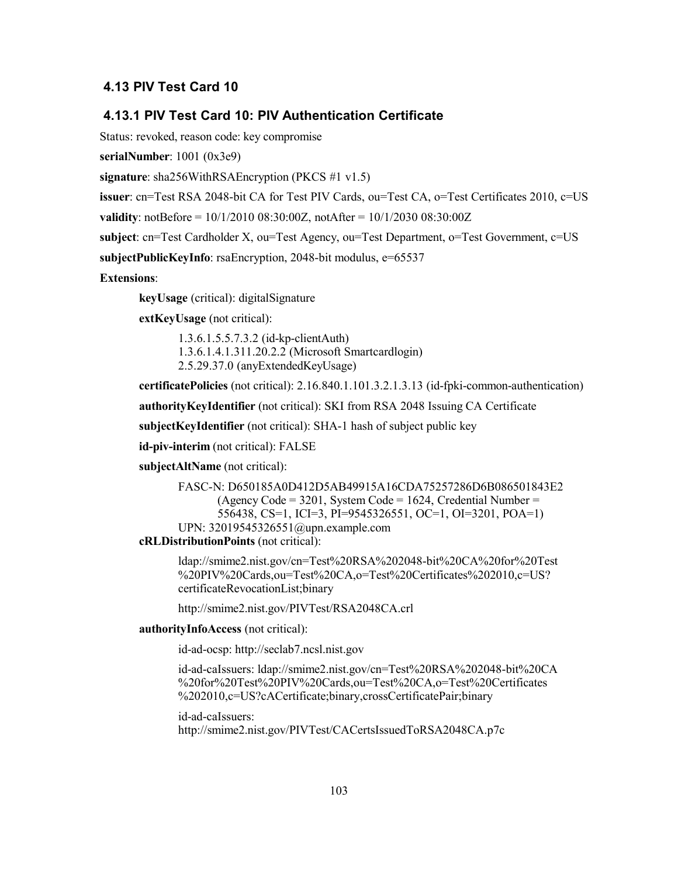## 4.13 PIV Test Card 10

### 4.13.1 PIV Test Card 10: PIV Authentication Certificate

Status: revoked, reason code: key compromise

**serialNumber**: 1001 (0x3e9)

**signature**: sha256WithRSAEncryption (PKCS #1 v1.5)

**issuer**: cn=Test RSA 2048-bit CA for Test PIV Cards, ou=Test CA, o=Test Certificates 2010, c=US

**validity**: notBefore = 10/1/2010 08:30:00Z, notAfter = 10/1/2030 08:30:00Z

**subject**: cn=Test Cardholder X, ou=Test Agency, ou=Test Department, o=Test Government, c=US

**subjectPublicKeyInfo**: rsaEncryption, 2048-bit modulus, e=65537

**Extensions**:

> **keyUsage** (critical): digitalSignature
>
> **extKeyUsage** (not critical):
>
> > 1.3.6.1.5.5.7.3.2 (id-kp-clientAuth)
> > 1.3.6.1.4.1.311.20.2.2 (Microsoft Smartcardlogin)
> > 2.5.29.37.0 (anyExtendedKeyUsage)
>
> **certificatePolicies** (not critical): 2.16.840.1.101.3.2.1.3.13 (id-fpki-common-authentication)
>
> **authorityKeyIdentifier** (not critical): SKI from RSA 2048 Issuing CA Certificate
>
> **subjectKeyIdentifier** (not critical): SHA-1 hash of subject public key
>
> **id-piv-interim** (not critical): FALSE
>
> **subjectAltName** (not critical):
>
> > FASC-N: D650185A0D412D5AB49915A16CDA75257286D6B086501843E2
> > (Agency Code = 3201, System Code = 1624, Credential Number = 556438, CS=1, ICI=3, PI=9545326551, OC=1, OI=3201, POA=1)
> > UPN: 32019545326551@upn.example.com
>
> **cRLDistributionPoints** (not critical):
>
> > ldap://smime2.nist.gov/cn=Test%20RSA%202048-bit%20CA%20for%20Test%20PIV%20Cards,ou=Test%20CA,o=Test%20Certificates%202010,c=US?certificateRevocationList;binary
> >
> > http://smime2.nist.gov/PIVTest/RSA2048CA.crl
>
> **authorityInfoAccess** (not critical):
>
> > id-ad-ocsp: http://seclab7.ncsl.nist.gov
> >
> > id-ad-caIssuers: ldap://smime2.nist.gov/cn=Test%20RSA%202048-bit%20CA%20for%20Test%20PIV%20Cards,ou=Test%20CA,o=Test%20Certificates%202010,c=US?cACertificate;binary,crossCertificatePair;binary
> >
> > id-ad-caIssuers:
> > http://smime2.nist.gov/PIVTest/CACertsIssuedToRSA2048CA.p7c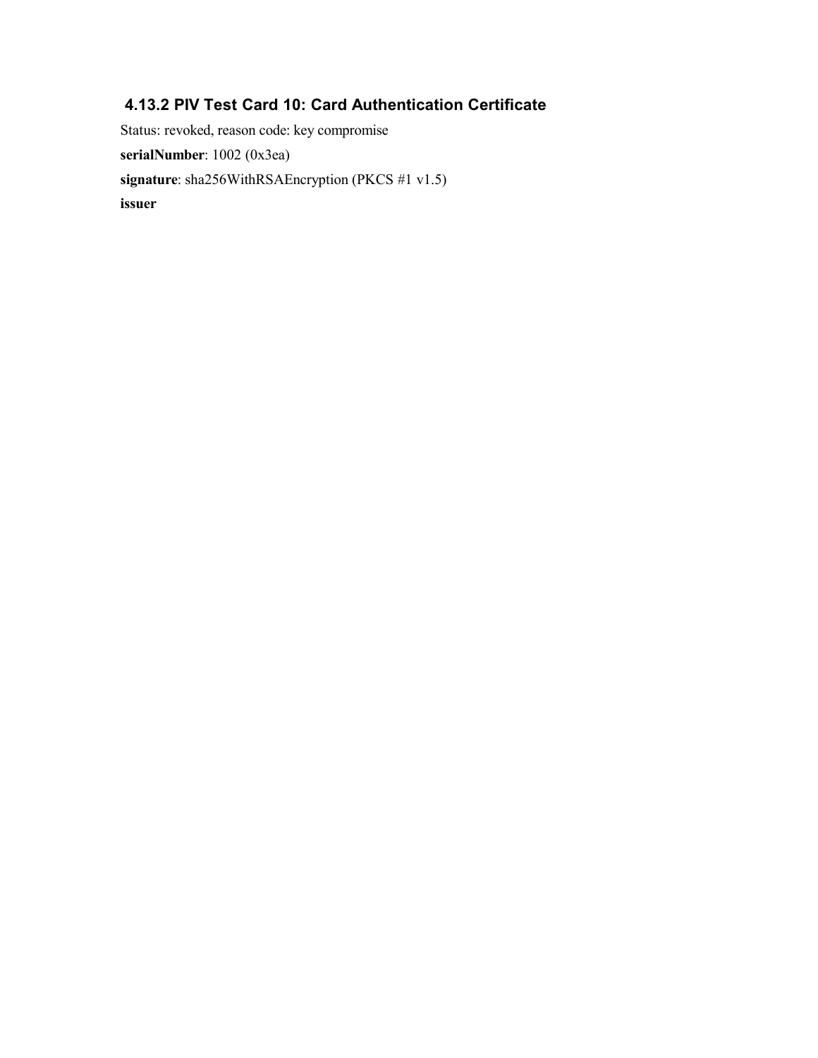### 4.13.2 PIV Test Card 10: Card Authentication Certificate

Status: revoked, reason code: key compromise

**serialNumber**: 1002 (0x3ea)

**signature**: sha256WithRSAEncryption (PKCS #1 v1.5)

**issuer**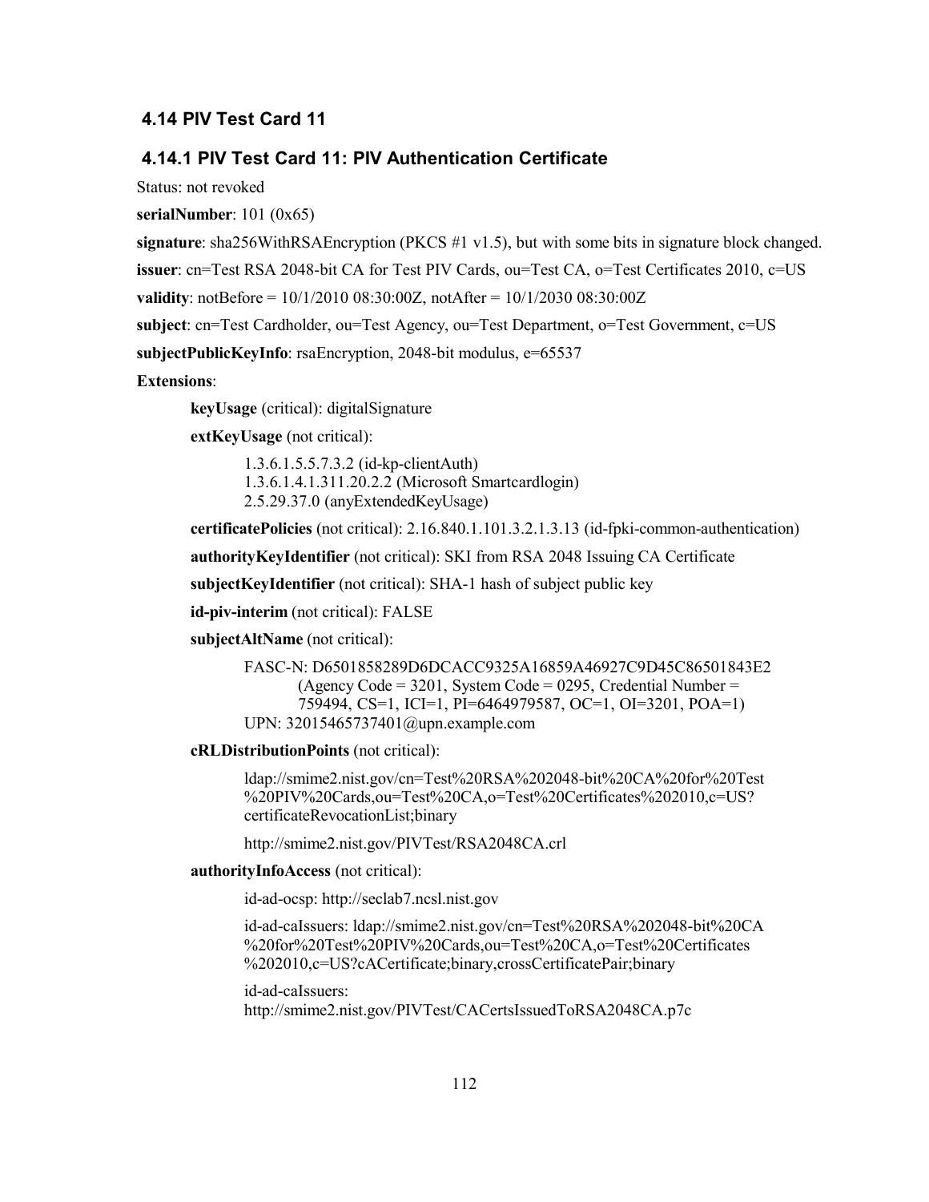## 4.14 PIV Test Card 11

### 4.14.1 PIV Test Card 11: PIV Authentication Certificate

Status: not revoked

**serialNumber**: 101 (0x65)

**signature**: sha256WithRSAEncryption (PKCS #1 v1.5), but with some bits in signature block changed.

**issuer**: cn=Test RSA 2048-bit CA for Test PIV Cards, ou=Test CA, o=Test Certificates 2010, c=US

**validity**: notBefore = 10/1/2010 08:30:00Z, notAfter = 10/1/2030 08:30:00Z

**subject**: cn=Test Cardholder, ou=Test Agency, ou=Test Department, o=Test Government, c=US

**subjectPublicKeyInfo**: rsaEncryption, 2048-bit modulus, e=65537

**Extensions**:

> **keyUsage** (critical): digitalSignature
>
> **extKeyUsage** (not critical):
>
> > 1.3.6.1.5.5.7.3.2 (id-kp-clientAuth)
> > 1.3.6.1.4.1.311.20.2.2 (Microsoft Smartcardlogin)
> > 2.5.29.37.0 (anyExtendedKeyUsage)
>
> **certificatePolicies** (not critical): 2.16.840.1.101.3.2.1.3.13 (id-fpki-common-authentication)
>
> **authorityKeyIdentifier** (not critical): SKI from RSA 2048 Issuing CA Certificate
>
> **subjectKeyIdentifier** (not critical): SHA-1 hash of subject public key
>
> **id-piv-interim** (not critical): FALSE
>
> **subjectAltName** (not critical):
>
> > FASC-N: D6501858289D6DCACC9325A16859A46927C9D45C86501843E2
> > (Agency Code = 3201, System Code = 0295, Credential Number = 759494, CS=1, ICI=1, PI=6464979587, OC=1, OI=3201, POA=1)
> > UPN: 32015465737401@upn.example.com
>
> **cRLDistributionPoints** (not critical):
>
> > ldap://smime2.nist.gov/cn=Test%20RSA%202048-bit%20CA%20for%20Test%20PIV%20Cards,ou=Test%20CA,o=Test%20Certificates%202010,c=US?certificateRevocationList;binary
> >
> > http://smime2.nist.gov/PIVTest/RSA2048CA.crl
>
> **authorityInfoAccess** (not critical):
>
> > id-ad-ocsp: http://seclab7.ncsl.nist.gov
> >
> > id-ad-caIssuers: ldap://smime2.nist.gov/cn=Test%20RSA%202048-bit%20CA%20for%20Test%20PIV%20Cards,ou=Test%20CA,o=Test%20Certificates%202010,c=US?cACertificate;binary,crossCertificatePair;binary
> >
> > id-ad-caIssuers: http://smime2.nist.gov/PIVTest/CACertsIssuedToRSA2048CA.p7c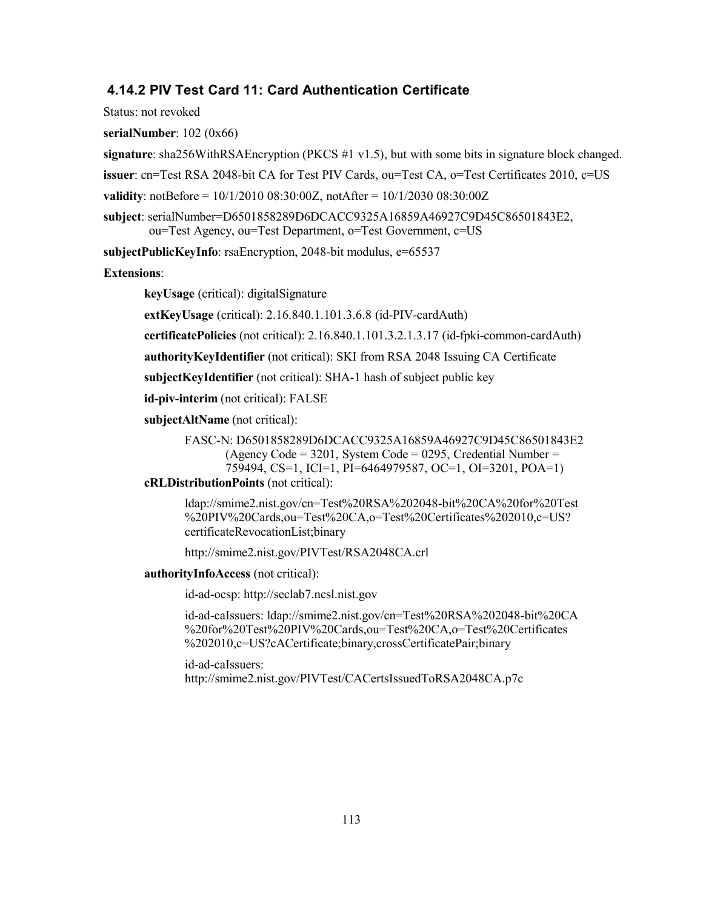### 4.14.2 PIV Test Card 11: Card Authentication Certificate

Status: not revoked

**serialNumber**: 102 (0x66)

**signature**: sha256WithRSAEncryption (PKCS #1 v1.5), but with some bits in signature block changed.

**issuer**: cn=Test RSA 2048-bit CA for Test PIV Cards, ou=Test CA, o=Test Certificates 2010, c=US

**validity**: notBefore = 10/1/2010 08:30:00Z, notAfter = 10/1/2030 08:30:00Z

**subject**: serialNumber=D6501858289D6DCACC9325A16859A46927C9D45C86501843E2, ou=Test Agency, ou=Test Department, o=Test Government, c=US

**subjectPublicKeyInfo**: rsaEncryption, 2048-bit modulus, e=65537

**Extensions**:

**keyUsage** (critical): digitalSignature

**extKeyUsage** (critical): 2.16.840.1.101.3.6.8 (id-PIV-cardAuth)

**certificatePolicies** (not critical): 2.16.840.1.101.3.2.1.3.17 (id-fpki-common-cardAuth)

**authorityKeyIdentifier** (not critical): SKI from RSA 2048 Issuing CA Certificate

**subjectKeyIdentifier** (not critical): SHA-1 hash of subject public key

**id-piv-interim** (not critical): FALSE

**subjectAltName** (not critical):

FASC-N: D6501858289D6DCACC9325A16859A46927C9D45C86501843E2 (Agency Code = 3201, System Code = 0295, Credential Number = 759494, CS=1, ICI=1, PI=6464979587, OC=1, OI=3201, POA=1)

**cRLDistributionPoints** (not critical):

ldap://smime2.nist.gov/cn=Test%20RSA%202048-bit%20CA%20for%20Test%20PIV%20Cards,ou=Test%20CA,o=Test%20Certificates%202010,c=US?certificateRevocationList;binary

http://smime2.nist.gov/PIVTest/RSA2048CA.crl

**authorityInfoAccess** (not critical):

id-ad-ocsp: http://seclab7.ncsl.nist.gov

id-ad-caIssuers: ldap://smime2.nist.gov/cn=Test%20RSA%202048-bit%20CA%20for%20Test%20PIV%20Cards,ou=Test%20CA,o=Test%20Certificates%202010,c=US?cACertificate;binary,crossCertificatePair;binary

id-ad-caIssuers: http://smime2.nist.gov/PIVTest/CACertsIssuedToRSA2048CA.p7c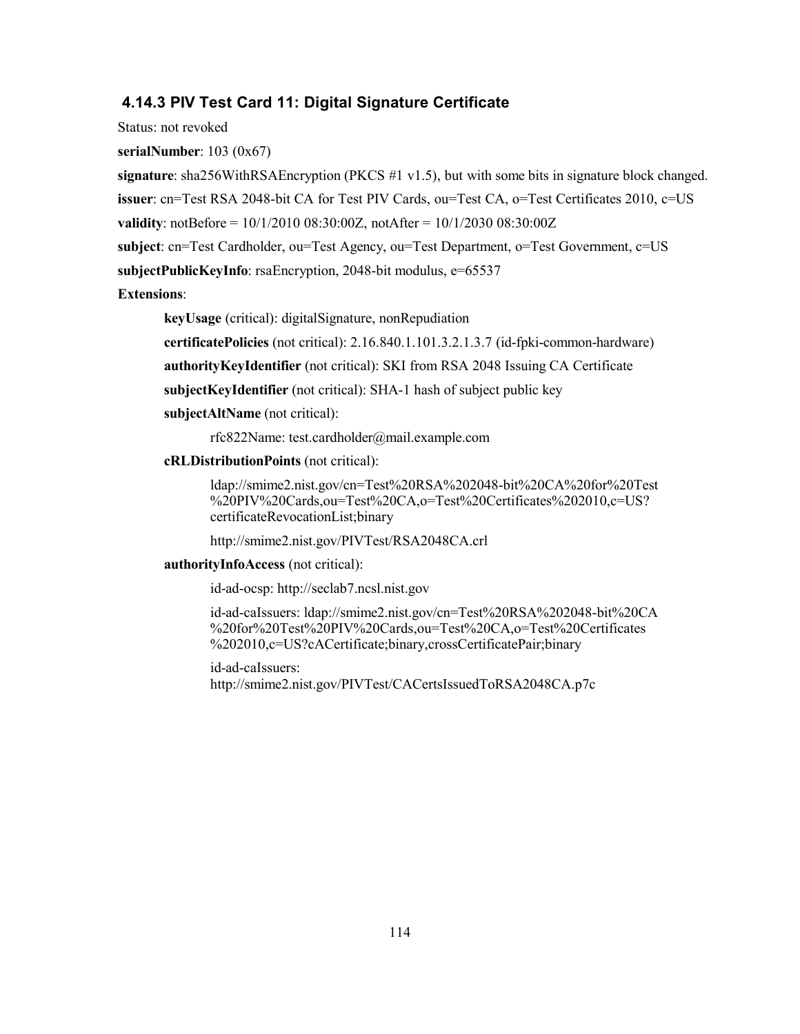### 4.14.3 PIV Test Card 11: Digital Signature Certificate

Status: not revoked

**serialNumber**: 103 (0x67)

**signature**: sha256WithRSAEncryption (PKCS #1 v1.5), but with some bits in signature block changed.

**issuer**: cn=Test RSA 2048-bit CA for Test PIV Cards, ou=Test CA, o=Test Certificates 2010, c=US

**validity**: notBefore = 10/1/2010 08:30:00Z, notAfter = 10/1/2030 08:30:00Z

**subject**: cn=Test Cardholder, ou=Test Agency, ou=Test Department, o=Test Government, c=US

**subjectPublicKeyInfo**: rsaEncryption, 2048-bit modulus, e=65537

**Extensions**:

> **keyUsage** (critical): digitalSignature, nonRepudiation
>
> **certificatePolicies** (not critical): 2.16.840.1.101.3.2.1.3.7 (id-fpki-common-hardware)
>
> **authorityKeyIdentifier** (not critical): SKI from RSA 2048 Issuing CA Certificate
>
> **subjectKeyIdentifier** (not critical): SHA-1 hash of subject public key
>
> **subjectAltName** (not critical):
>
> > rfc822Name: test.cardholder@mail.example.com
>
> **cRLDistributionPoints** (not critical):
>
> > ldap://smime2.nist.gov/cn=Test%20RSA%202048-bit%20CA%20for%20Test%20PIV%20Cards,ou=Test%20CA,o=Test%20Certificates%202010,c=US?certificateRevocationList;binary
> >
> > http://smime2.nist.gov/PIVTest/RSA2048CA.crl
>
> **authorityInfoAccess** (not critical):
>
> > id-ad-ocsp: http://seclab7.ncsl.nist.gov
> >
> > id-ad-caIssuers: ldap://smime2.nist.gov/cn=Test%20RSA%202048-bit%20CA%20for%20Test%20PIV%20Cards,ou=Test%20CA,o=Test%20Certificates%202010,c=US?cACertificate;binary,crossCertificatePair;binary
> >
> > id-ad-caIssuers: http://smime2.nist.gov/PIVTest/CACertsIssuedToRSA2048CA.p7c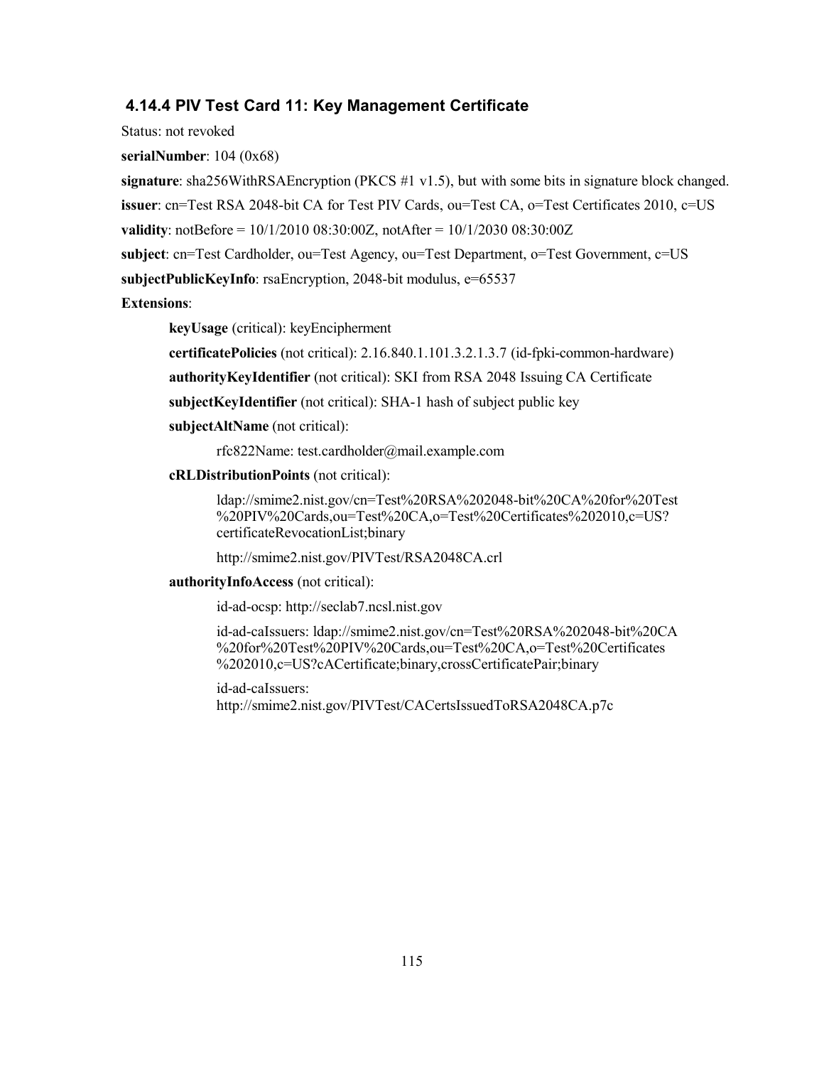### 4.14.4 PIV Test Card 11: Key Management Certificate

Status: not revoked

**serialNumber**: 104 (0x68)

**signature**: sha256WithRSAEncryption (PKCS #1 v1.5), but with some bits in signature block changed.

**issuer**: cn=Test RSA 2048-bit CA for Test PIV Cards, ou=Test CA, o=Test Certificates 2010, c=US

**validity**: notBefore = 10/1/2010 08:30:00Z, notAfter = 10/1/2030 08:30:00Z

**subject**: cn=Test Cardholder, ou=Test Agency, ou=Test Department, o=Test Government, c=US

**subjectPublicKeyInfo**: rsaEncryption, 2048-bit modulus, e=65537

**Extensions**:

> **keyUsage** (critical): keyEncipherment
>
> **certificatePolicies** (not critical): 2.16.840.1.101.3.2.1.3.7 (id-fpki-common-hardware)
>
> **authorityKeyIdentifier** (not critical): SKI from RSA 2048 Issuing CA Certificate
>
> **subjectKeyIdentifier** (not critical): SHA-1 hash of subject public key
>
> **subjectAltName** (not critical):
>
> > rfc822Name: test.cardholder@mail.example.com
>
> **cRLDistributionPoints** (not critical):
>
> > ldap://smime2.nist.gov/cn=Test%20RSA%202048-bit%20CA%20for%20Test%20PIV%20Cards,ou=Test%20CA,o=Test%20Certificates%202010,c=US?certificateRevocationList;binary
> >
> > http://smime2.nist.gov/PIVTest/RSA2048CA.crl
>
> **authorityInfoAccess** (not critical):
>
> > id-ad-ocsp: http://seclab7.ncsl.nist.gov
> >
> > id-ad-caIssuers: ldap://smime2.nist.gov/cn=Test%20RSA%202048-bit%20CA%20for%20Test%20PIV%20Cards,ou=Test%20CA,o=Test%20Certificates%202010,c=US?cACertificate;binary,crossCertificatePair;binary
> >
> > id-ad-caIssuers: http://smime2.nist.gov/PIVTest/CACertsIssuedToRSA2048CA.p7c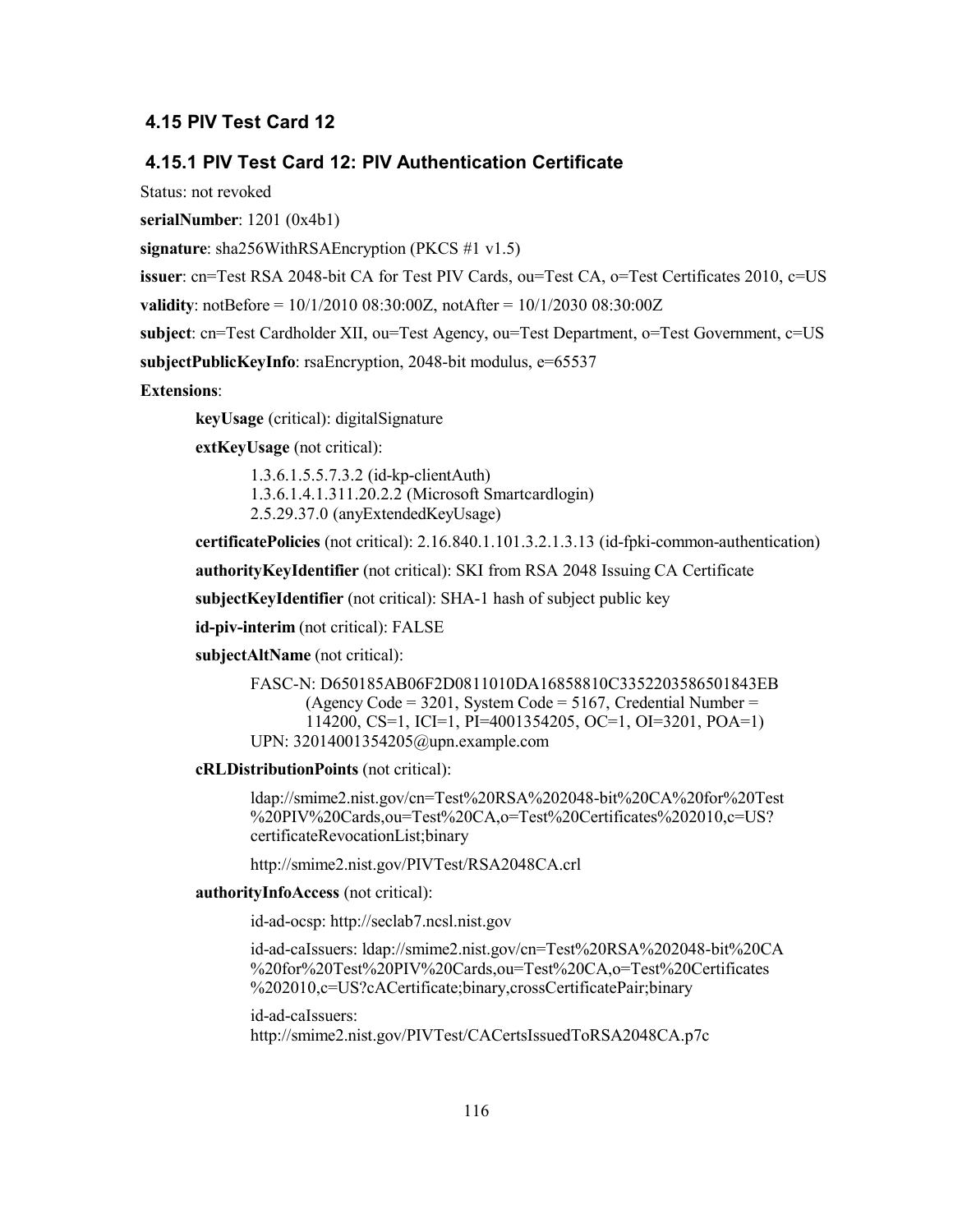## 4.15 PIV Test Card 12

### 4.15.1 PIV Test Card 12: PIV Authentication Certificate

Status: not revoked

**serialNumber**: 1201 (0x4b1)

**signature**: sha256WithRSAEncryption (PKCS #1 v1.5)

**issuer**: cn=Test RSA 2048-bit CA for Test PIV Cards, ou=Test CA, o=Test Certificates 2010, c=US

**validity**: notBefore = 10/1/2010 08:30:00Z, notAfter = 10/1/2030 08:30:00Z

**subject**: cn=Test Cardholder XII, ou=Test Agency, ou=Test Department, o=Test Government, c=US

**subjectPublicKeyInfo**: rsaEncryption, 2048-bit modulus, e=65537

**Extensions**:

> **keyUsage** (critical): digitalSignature
>
> **extKeyUsage** (not critical):
>
> > 1.3.6.1.5.5.7.3.2 (id-kp-clientAuth)
> > 1.3.6.1.4.1.311.20.2.2 (Microsoft Smartcardlogin)
> > 2.5.29.37.0 (anyExtendedKeyUsage)
>
> **certificatePolicies** (not critical): 2.16.840.1.101.3.2.1.3.13 (id-fpki-common-authentication)
>
> **authorityKeyIdentifier** (not critical): SKI from RSA 2048 Issuing CA Certificate
>
> **subjectKeyIdentifier** (not critical): SHA-1 hash of subject public key
>
> **id-piv-interim** (not critical): FALSE
>
> **subjectAltName** (not critical):
>
> > FASC-N: D650185AB06F2D0811010DA16858810C3352203586501843EB
> > (Agency Code = 3201, System Code = 5167, Credential Number = 114200, CS=1, ICI=1, PI=4001354205, OC=1, OI=3201, POA=1)
> > UPN: 32014001354205@upn.example.com
>
> **cRLDistributionPoints** (not critical):
>
> > ldap://smime2.nist.gov/cn=Test%20RSA%202048-bit%20CA%20for%20Test%20PIV%20Cards,ou=Test%20CA,o=Test%20Certificates%202010,c=US?certificateRevocationList;binary
> >
> > http://smime2.nist.gov/PIVTest/RSA2048CA.crl
>
> **authorityInfoAccess** (not critical):
>
> > id-ad-ocsp: http://seclab7.ncsl.nist.gov
> >
> > id-ad-caIssuers: ldap://smime2.nist.gov/cn=Test%20RSA%202048-bit%20CA%20for%20Test%20PIV%20Cards,ou=Test%20CA,o=Test%20Certificates%202010,c=US?cACertificate;binary,crossCertificatePair;binary
> >
> > id-ad-caIssuers:
> > http://smime2.nist.gov/PIVTest/CACertsIssuedToRSA2048CA.p7c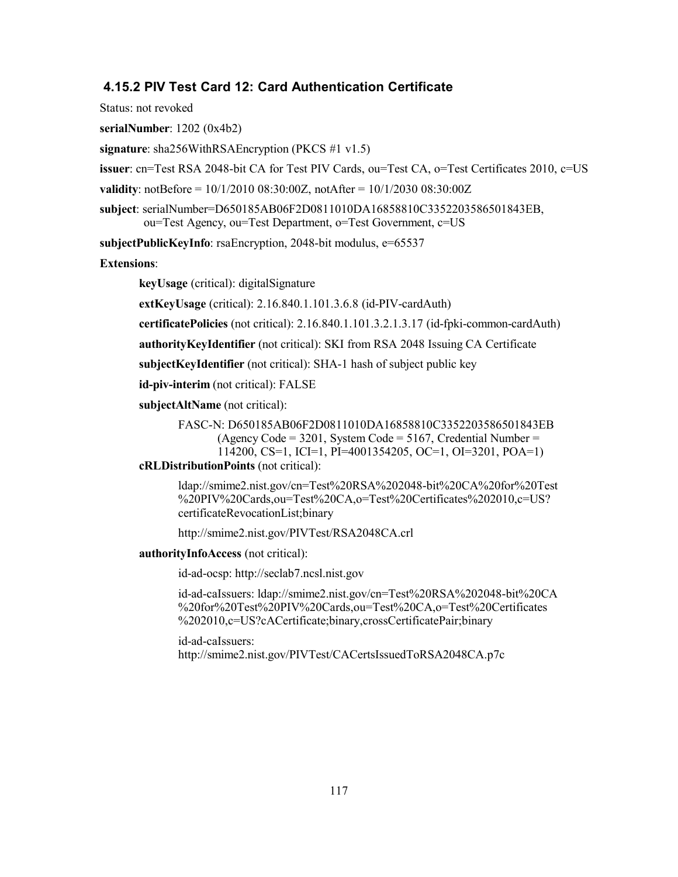### 4.15.2 PIV Test Card 12: Card Authentication Certificate

Status: not revoked

**serialNumber**: 1202 (0x4b2)

**signature**: sha256WithRSAEncryption (PKCS #1 v1.5)

**issuer**: cn=Test RSA 2048-bit CA for Test PIV Cards, ou=Test CA, o=Test Certificates 2010, c=US

**validity**: notBefore = 10/1/2010 08:30:00Z, notAfter = 10/1/2030 08:30:00Z

**subject**: serialNumber=D650185AB06F2D0811010DA16858810C3352203586501843EB,
ou=Test Agency, ou=Test Department, o=Test Government, c=US

**subjectPublicKeyInfo**: rsaEncryption, 2048-bit modulus, e=65537

**Extensions**:

**keyUsage** (critical): digitalSignature

**extKeyUsage** (critical): 2.16.840.1.101.3.6.8 (id-PIV-cardAuth)

**certificatePolicies** (not critical): 2.16.840.1.101.3.2.1.3.17 (id-fpki-common-cardAuth)

**authorityKeyIdentifier** (not critical): SKI from RSA 2048 Issuing CA Certificate

**subjectKeyIdentifier** (not critical): SHA-1 hash of subject public key

**id-piv-interim** (not critical): FALSE

**subjectAltName** (not critical):

FASC-N: D650185AB06F2D0811010DA16858810C3352203586501843EB
(Agency Code = 3201, System Code = 5167, Credential Number = 114200, CS=1, ICI=1, PI=4001354205, OC=1, OI=3201, POA=1)

**cRLDistributionPoints** (not critical):

ldap://smime2.nist.gov/cn=Test%20RSA%202048-bit%20CA%20for%20Test%20PIV%20Cards,ou=Test%20CA,o=Test%20Certificates%202010,c=US?certificateRevocationList;binary

http://smime2.nist.gov/PIVTest/RSA2048CA.crl

**authorityInfoAccess** (not critical):

id-ad-ocsp: http://seclab7.ncsl.nist.gov

id-ad-caIssuers: ldap://smime2.nist.gov/cn=Test%20RSA%202048-bit%20CA%20for%20Test%20PIV%20Cards,ou=Test%20CA,o=Test%20Certificates%202010,c=US?cACertificate;binary,crossCertificatePair;binary

id-ad-caIssuers:
http://smime2.nist.gov/PIVTest/CACertsIssuedToRSA2048CA.p7c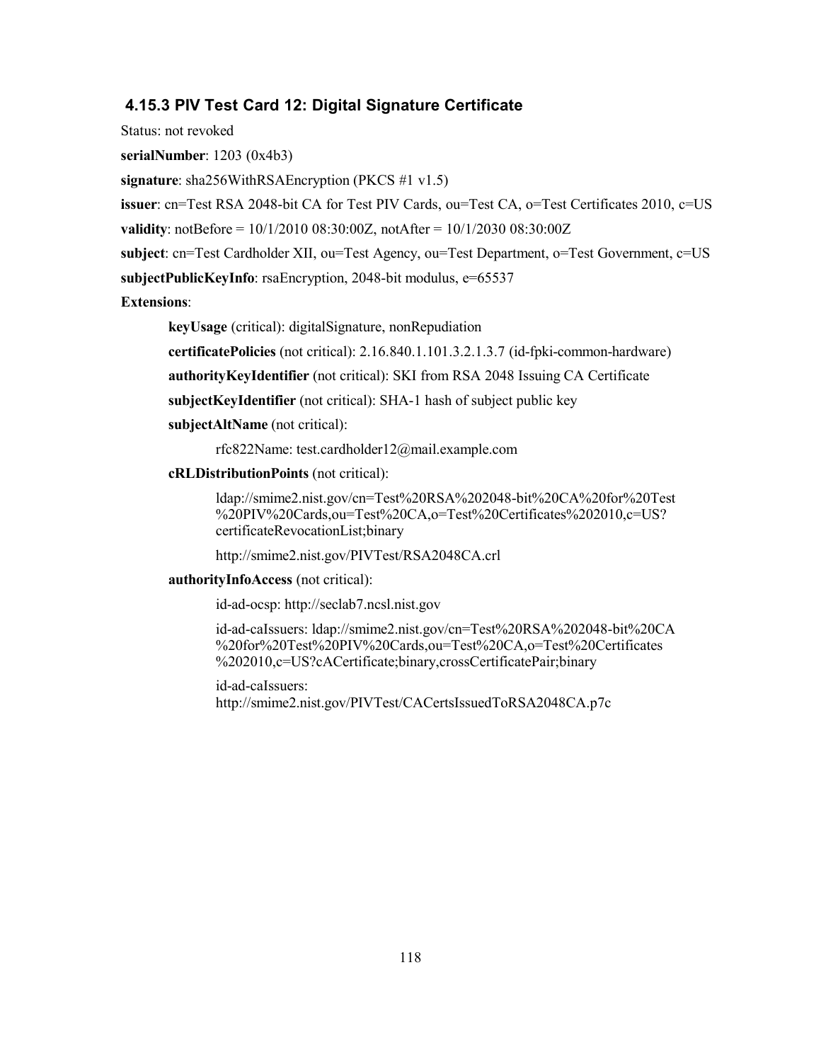### 4.15.3 PIV Test Card 12: Digital Signature Certificate

Status: not revoked

**serialNumber**: 1203 (0x4b3)

**signature**: sha256WithRSAEncryption (PKCS #1 v1.5)

**issuer**: cn=Test RSA 2048-bit CA for Test PIV Cards, ou=Test CA, o=Test Certificates 2010, c=US

**validity**: notBefore = 10/1/2010 08:30:00Z, notAfter = 10/1/2030 08:30:00Z

**subject**: cn=Test Cardholder XII, ou=Test Agency, ou=Test Department, o=Test Government, c=US

**subjectPublicKeyInfo**: rsaEncryption, 2048-bit modulus, e=65537

**Extensions**:

> **keyUsage** (critical): digitalSignature, nonRepudiation
>
> **certificatePolicies** (not critical): 2.16.840.1.101.3.2.1.3.7 (id-fpki-common-hardware)
>
> **authorityKeyIdentifier** (not critical): SKI from RSA 2048 Issuing CA Certificate
>
> **subjectKeyIdentifier** (not critical): SHA-1 hash of subject public key
>
> **subjectAltName** (not critical):
>
> > rfc822Name: test.cardholder12@mail.example.com
>
> **cRLDistributionPoints** (not critical):
>
> > ldap://smime2.nist.gov/cn=Test%20RSA%202048-bit%20CA%20for%20Test%20PIV%20Cards,ou=Test%20CA,o=Test%20Certificates%202010,c=US?certificateRevocationList;binary
> >
> > http://smime2.nist.gov/PIVTest/RSA2048CA.crl
>
> **authorityInfoAccess** (not critical):
>
> > id-ad-ocsp: http://seclab7.ncsl.nist.gov
> >
> > id-ad-caIssuers: ldap://smime2.nist.gov/cn=Test%20RSA%202048-bit%20CA%20for%20Test%20PIV%20Cards,ou=Test%20CA,o=Test%20Certificates%202010,c=US?cACertificate;binary,crossCertificatePair;binary
> >
> > id-ad-caIssuers:
> > http://smime2.nist.gov/PIVTest/CACertsIssuedToRSA2048CA.p7c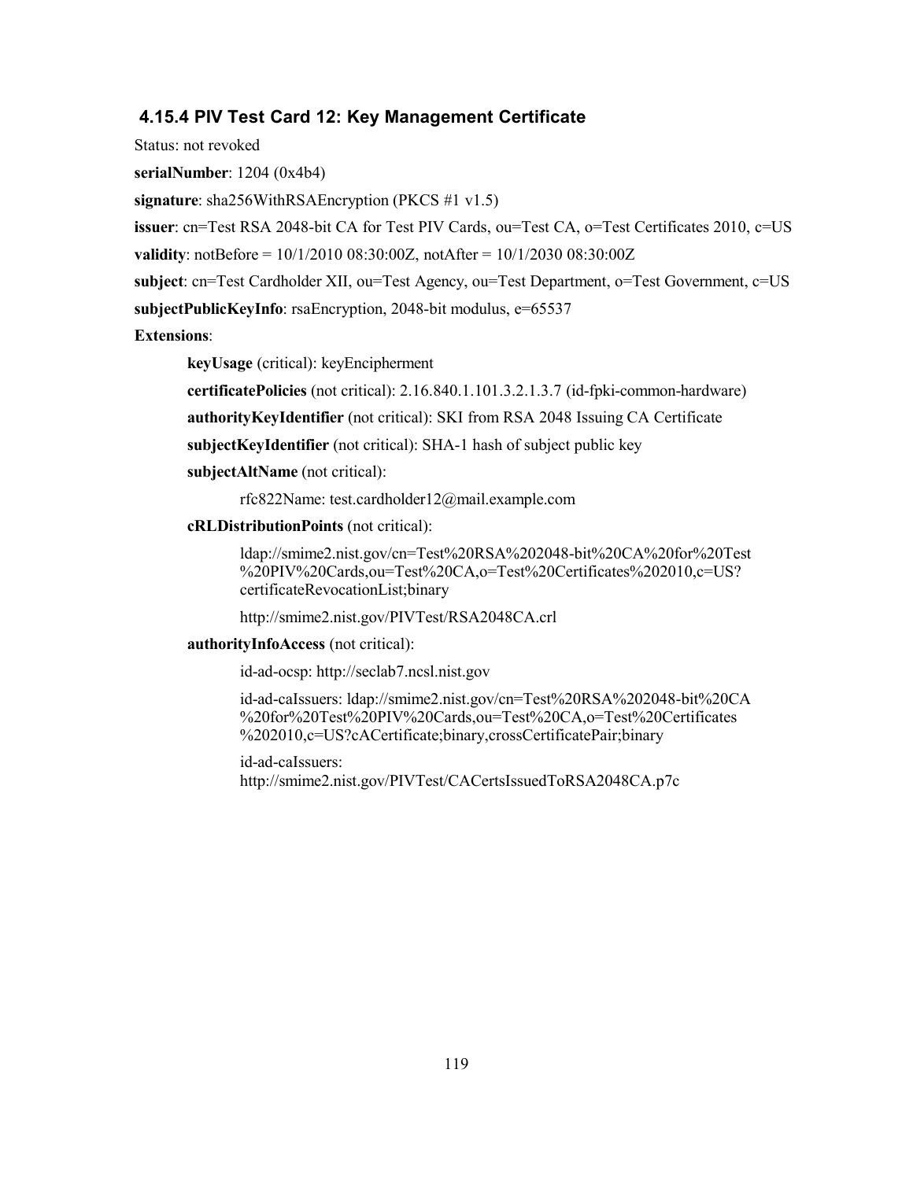### 4.15.4 PIV Test Card 12: Key Management Certificate

Status: not revoked

**serialNumber**: 1204 (0x4b4)

**signature**: sha256WithRSAEncryption (PKCS #1 v1.5)

**issuer**: cn=Test RSA 2048-bit CA for Test PIV Cards, ou=Test CA, o=Test Certificates 2010, c=US

**validity**: notBefore = 10/1/2010 08:30:00Z, notAfter = 10/1/2030 08:30:00Z

**subject**: cn=Test Cardholder XII, ou=Test Agency, ou=Test Department, o=Test Government, c=US

**subjectPublicKeyInfo**: rsaEncryption, 2048-bit modulus, e=65537

**Extensions**:

> **keyUsage** (critical): keyEncipherment
>
> **certificatePolicies** (not critical): 2.16.840.1.101.3.2.1.3.7 (id-fpki-common-hardware)
>
> **authorityKeyIdentifier** (not critical): SKI from RSA 2048 Issuing CA Certificate
>
> **subjectKeyIdentifier** (not critical): SHA-1 hash of subject public key
>
> **subjectAltName** (not critical):
>
> > rfc822Name: test.cardholder12@mail.example.com
>
> **cRLDistributionPoints** (not critical):
>
> > ldap://smime2.nist.gov/cn=Test%20RSA%202048-bit%20CA%20for%20Test%20PIV%20Cards,ou=Test%20CA,o=Test%20Certificates%202010,c=US?certificateRevocationList;binary
> >
> > http://smime2.nist.gov/PIVTest/RSA2048CA.crl
>
> **authorityInfoAccess** (not critical):
>
> > id-ad-ocsp: http://seclab7.ncsl.nist.gov
> >
> > id-ad-caIssuers: ldap://smime2.nist.gov/cn=Test%20RSA%202048-bit%20CA%20for%20Test%20PIV%20Cards,ou=Test%20CA,o=Test%20Certificates%202010,c=US?cACertificate;binary,crossCertificatePair;binary
> >
> > id-ad-caIssuers: http://smime2.nist.gov/PIVTest/CACertsIssuedToRSA2048CA.p7c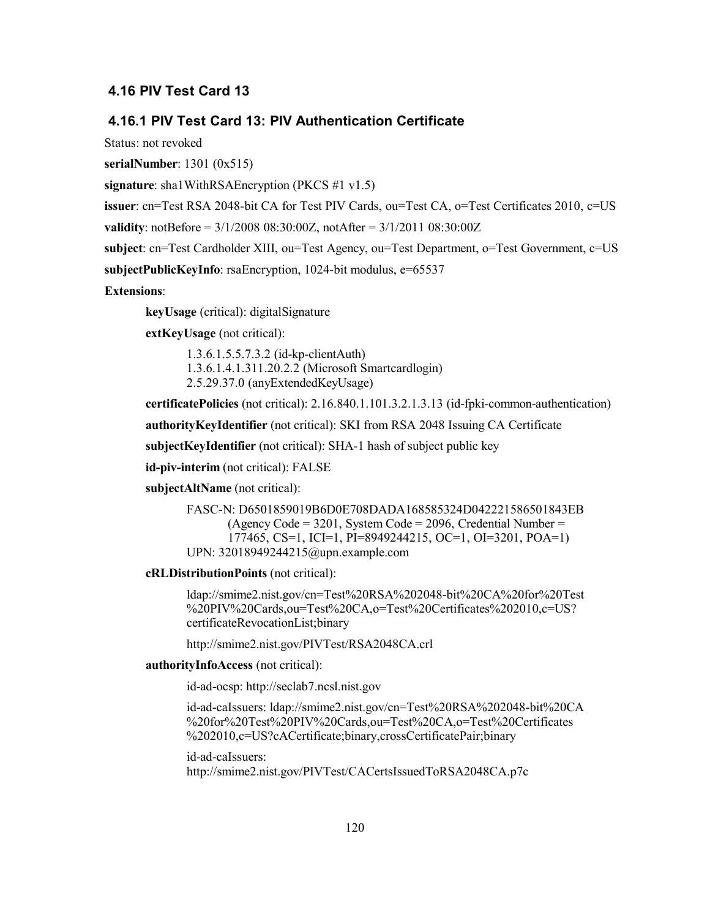## 4.16 PIV Test Card 13

### 4.16.1 PIV Test Card 13: PIV Authentication Certificate

Status: not revoked

**serialNumber**: 1301 (0x515)

**signature**: sha1WithRSAEncryption (PKCS #1 v1.5)

**issuer**: cn=Test RSA 2048-bit CA for Test PIV Cards, ou=Test CA, o=Test Certificates 2010, c=US

**validity**: notBefore = 3/1/2008 08:30:00Z, notAfter = 3/1/2011 08:30:00Z

**subject**: cn=Test Cardholder XIII, ou=Test Agency, ou=Test Department, o=Test Government, c=US

**subjectPublicKeyInfo**: rsaEncryption, 1024-bit modulus, e=65537

**Extensions**:

> **keyUsage** (critical): digitalSignature
>
> **extKeyUsage** (not critical):
>
> > 1.3.6.1.5.5.7.3.2 (id-kp-clientAuth)
> > 1.3.6.1.4.1.311.20.2.2 (Microsoft Smartcardlogin)
> > 2.5.29.37.0 (anyExtendedKeyUsage)
>
> **certificatePolicies** (not critical): 2.16.840.1.101.3.2.1.3.13 (id-fpki-common-authentication)
>
> **authorityKeyIdentifier** (not critical): SKI from RSA 2048 Issuing CA Certificate
>
> **subjectKeyIdentifier** (not critical): SHA-1 hash of subject public key
>
> **id-piv-interim** (not critical): FALSE
>
> **subjectAltName** (not critical):
>
> > FASC-N: D6501859019B6D0E708DADA168585324D042221586501843EB
> > (Agency Code = 3201, System Code = 2096, Credential Number = 177465, CS=1, ICI=1, PI=8949244215, OC=1, OI=3201, POA=1)
> > UPN: 32018949244215@upn.example.com
>
> **cRLDistributionPoints** (not critical):
>
> > ldap://smime2.nist.gov/cn=Test%20RSA%202048-bit%20CA%20for%20Test%20PIV%20Cards,ou=Test%20CA,o=Test%20Certificates%202010,c=US?certificateRevocationList;binary
> >
> > http://smime2.nist.gov/PIVTest/RSA2048CA.crl
>
> **authorityInfoAccess** (not critical):
>
> > id-ad-ocsp: http://seclab7.ncsl.nist.gov
> >
> > id-ad-caIssuers: ldap://smime2.nist.gov/cn=Test%20RSA%202048-bit%20CA%20for%20Test%20PIV%20Cards,ou=Test%20CA,o=Test%20Certificates%202010,c=US?cACertificate;binary,crossCertificatePair;binary
> >
> > id-ad-caIssuers:
> > http://smime2.nist.gov/PIVTest/CACertsIssuedToRSA2048CA.p7c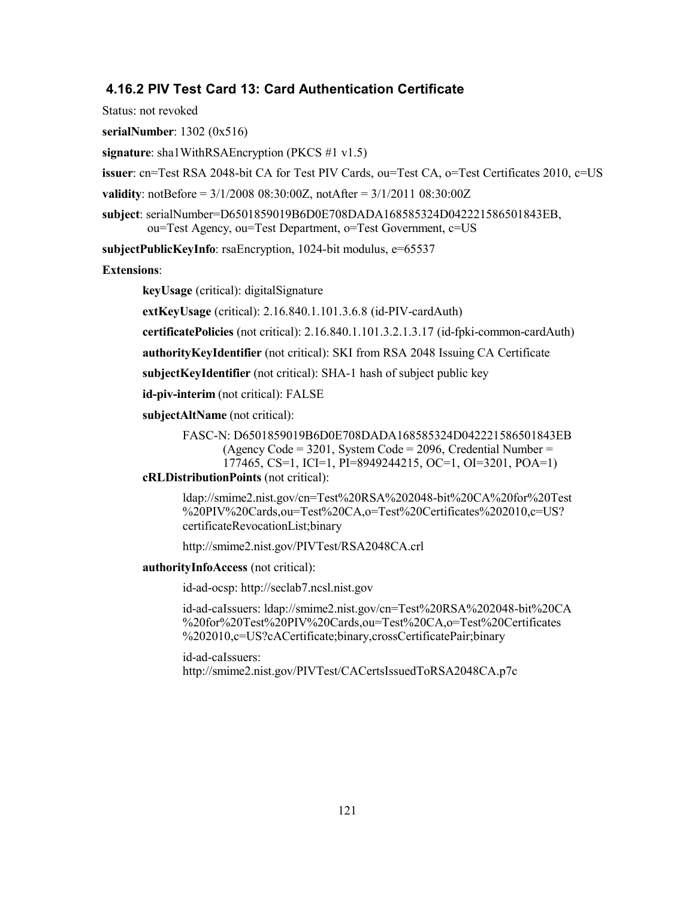### 4.16.2 PIV Test Card 13: Card Authentication Certificate

Status: not revoked

**serialNumber**: 1302 (0x516)

**signature**: sha1WithRSAEncryption (PKCS #1 v1.5)

**issuer**: cn=Test RSA 2048-bit CA for Test PIV Cards, ou=Test CA, o=Test Certificates 2010, c=US

**validity**: notBefore = 3/1/2008 08:30:00Z, notAfter = 3/1/2011 08:30:00Z

**subject**: serialNumber=D6501859019B6D0E708DADA168585324D042221586501843EB, ou=Test Agency, ou=Test Department, o=Test Government, c=US

**subjectPublicKeyInfo**: rsaEncryption, 1024-bit modulus, e=65537

**Extensions**:

- **keyUsage** (critical): digitalSignature
- **extKeyUsage** (critical): 2.16.840.1.101.3.6.8 (id-PIV-cardAuth)
- **certificatePolicies** (not critical): 2.16.840.1.101.3.2.1.3.17 (id-fpki-common-cardAuth)
- **authorityKeyIdentifier** (not critical): SKI from RSA 2048 Issuing CA Certificate
- **subjectKeyIdentifier** (not critical): SHA-1 hash of subject public key
- **id-piv-interim** (not critical): FALSE
- **subjectAltName** (not critical):

  FASC-N: D6501859019B6D0E708DADA168585324D042221586501843EB (Agency Code = 3201, System Code = 2096, Credential Number = 177465, CS=1, ICI=1, PI=8949244215, OC=1, OI=3201, POA=1)

- **cRLDistributionPoints** (not critical):

  ldap://smime2.nist.gov/cn=Test%20RSA%202048-bit%20CA%20for%20Test%20PIV%20Cards,ou=Test%20CA,o=Test%20Certificates%202010,c=US?certificateRevocationList;binary

  http://smime2.nist.gov/PIVTest/RSA2048CA.crl

- **authorityInfoAccess** (not critical):

  id-ad-ocsp: http://seclab7.ncsl.nist.gov

  id-ad-caIssuers: ldap://smime2.nist.gov/cn=Test%20RSA%202048-bit%20CA%20for%20Test%20PIV%20Cards,ou=Test%20CA,o=Test%20Certificates%202010,c=US?cACertificate;binary,crossCertificatePair;binary

  id-ad-caIssuers: http://smime2.nist.gov/PIVTest/CACertsIssuedToRSA2048CA.p7c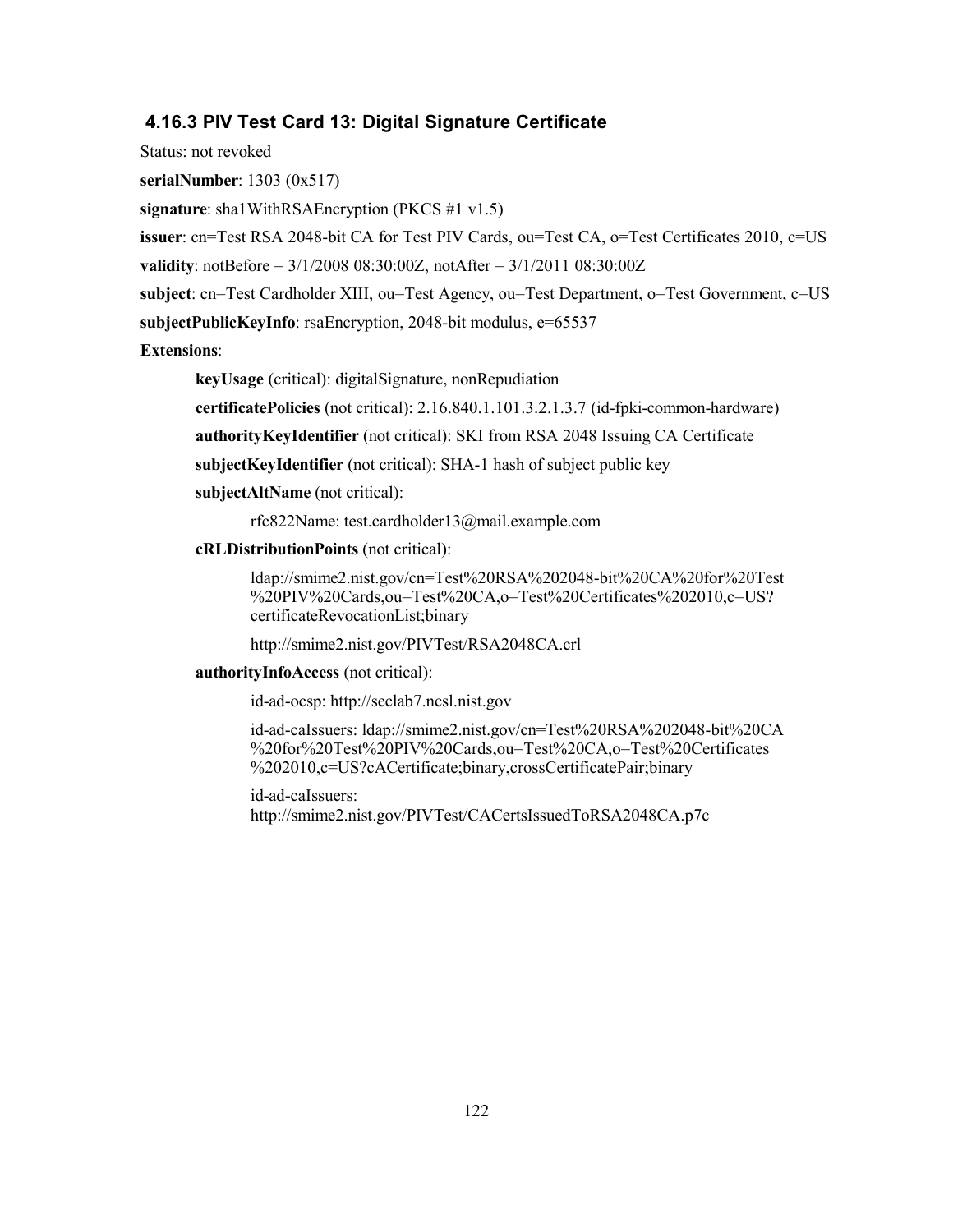### 4.16.3 PIV Test Card 13: Digital Signature Certificate

Status: not revoked

**serialNumber**: 1303 (0x517)

**signature**: sha1WithRSAEncryption (PKCS #1 v1.5)

**issuer**: cn=Test RSA 2048-bit CA for Test PIV Cards, ou=Test CA, o=Test Certificates 2010, c=US

**validity**: notBefore = 3/1/2008 08:30:00Z, notAfter = 3/1/2011 08:30:00Z

**subject**: cn=Test Cardholder XIII, ou=Test Agency, ou=Test Department, o=Test Government, c=US

**subjectPublicKeyInfo**: rsaEncryption, 2048-bit modulus, e=65537

**Extensions**:

> **keyUsage** (critical): digitalSignature, nonRepudiation
>
> **certificatePolicies** (not critical): 2.16.840.1.101.3.2.1.3.7 (id-fpki-common-hardware)
>
> **authorityKeyIdentifier** (not critical): SKI from RSA 2048 Issuing CA Certificate
>
> **subjectKeyIdentifier** (not critical): SHA-1 hash of subject public key
>
> **subjectAltName** (not critical):
>
> > rfc822Name: test.cardholder13@mail.example.com
>
> **cRLDistributionPoints** (not critical):
>
> > ldap://smime2.nist.gov/cn=Test%20RSA%202048-bit%20CA%20for%20Test%20PIV%20Cards,ou=Test%20CA,o=Test%20Certificates%202010,c=US?certificateRevocationList;binary
> >
> > http://smime2.nist.gov/PIVTest/RSA2048CA.crl
>
> **authorityInfoAccess** (not critical):
>
> > id-ad-ocsp: http://seclab7.ncsl.nist.gov
> >
> > id-ad-caIssuers: ldap://smime2.nist.gov/cn=Test%20RSA%202048-bit%20CA%20for%20Test%20PIV%20Cards,ou=Test%20CA,o=Test%20Certificates%202010,c=US?cACertificate;binary,crossCertificatePair;binary
> >
> > id-ad-caIssuers: http://smime2.nist.gov/PIVTest/CACertsIssuedToRSA2048CA.p7c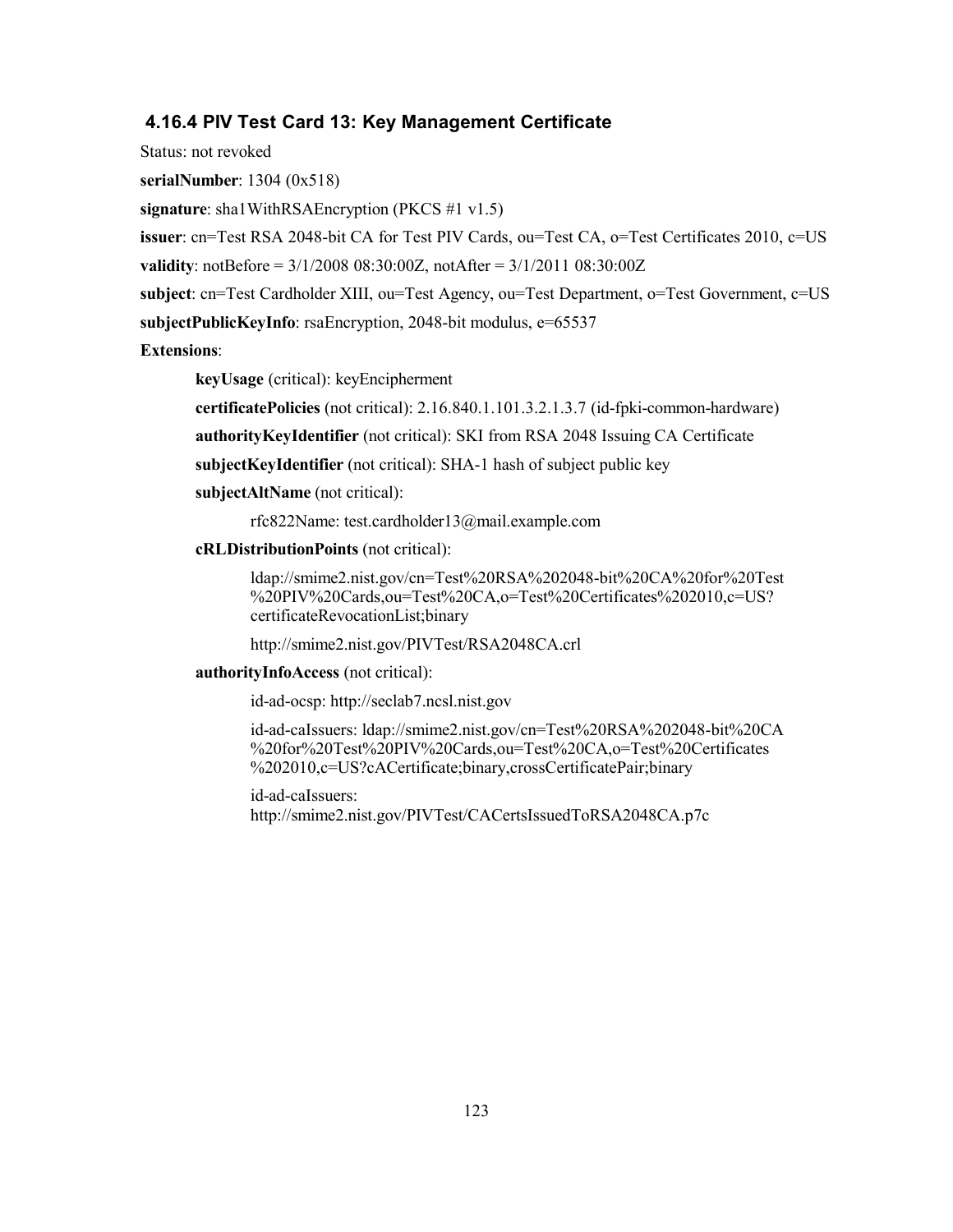### 4.16.4 PIV Test Card 13: Key Management Certificate

Status: not revoked

**serialNumber**: 1304 (0x518)

**signature**: sha1WithRSAEncryption (PKCS #1 v1.5)

**issuer**: cn=Test RSA 2048-bit CA for Test PIV Cards, ou=Test CA, o=Test Certificates 2010, c=US

**validity**: notBefore = 3/1/2008 08:30:00Z, notAfter = 3/1/2011 08:30:00Z

**subject**: cn=Test Cardholder XIII, ou=Test Agency, ou=Test Department, o=Test Government, c=US

**subjectPublicKeyInfo**: rsaEncryption, 2048-bit modulus, e=65537

**Extensions**:

> **keyUsage** (critical): keyEncipherment
>
> **certificatePolicies** (not critical): 2.16.840.1.101.3.2.1.3.7 (id-fpki-common-hardware)
>
> **authorityKeyIdentifier** (not critical): SKI from RSA 2048 Issuing CA Certificate
>
> **subjectKeyIdentifier** (not critical): SHA-1 hash of subject public key
>
> **subjectAltName** (not critical):
>
> > rfc822Name: test.cardholder13@mail.example.com
>
> **cRLDistributionPoints** (not critical):
>
> > ldap://smime2.nist.gov/cn=Test%20RSA%202048-bit%20CA%20for%20Test%20PIV%20Cards,ou=Test%20CA,o=Test%20Certificates%202010,c=US?certificateRevocationList;binary
> >
> > http://smime2.nist.gov/PIVTest/RSA2048CA.crl
>
> **authorityInfoAccess** (not critical):
>
> > id-ad-ocsp: http://seclab7.ncsl.nist.gov
> >
> > id-ad-caIssuers: ldap://smime2.nist.gov/cn=Test%20RSA%202048-bit%20CA%20for%20Test%20PIV%20Cards,ou=Test%20CA,o=Test%20Certificates%202010,c=US?cACertificate;binary,crossCertificatePair;binary
> >
> > id-ad-caIssuers: http://smime2.nist.gov/PIVTest/CACertsIssuedToRSA2048CA.p7c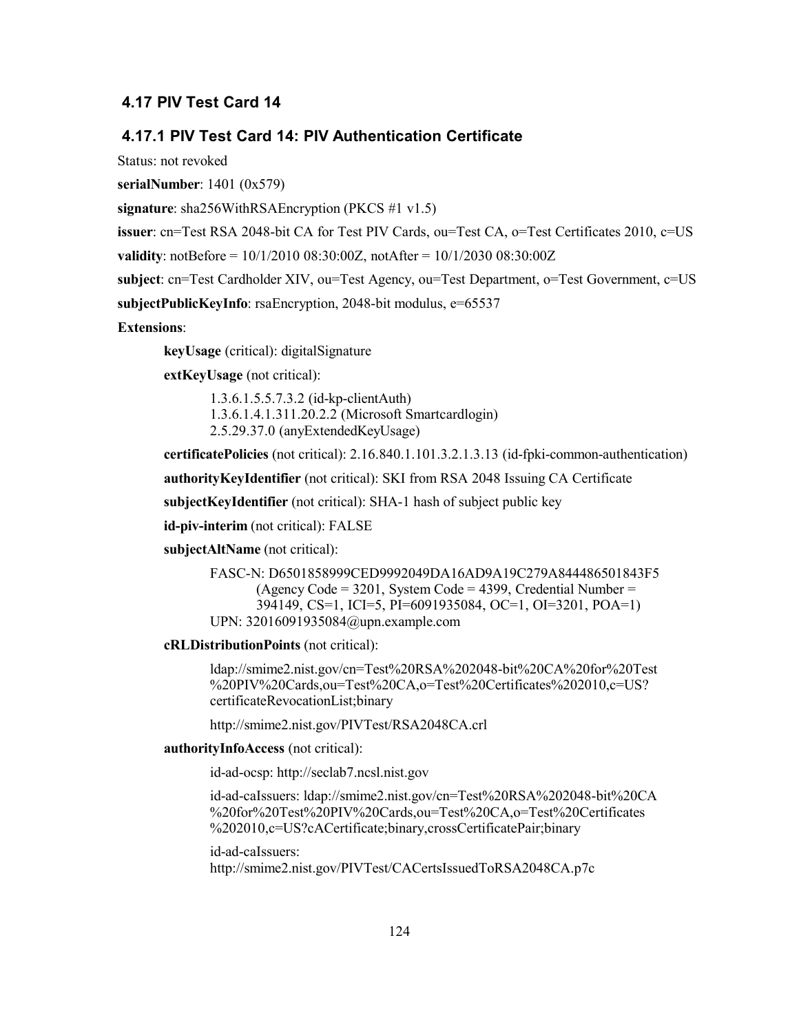## 4.17 PIV Test Card 14

### 4.17.1 PIV Test Card 14: PIV Authentication Certificate

Status: not revoked

**serialNumber**: 1401 (0x579)

**signature**: sha256WithRSAEncryption (PKCS #1 v1.5)

**issuer**: cn=Test RSA 2048-bit CA for Test PIV Cards, ou=Test CA, o=Test Certificates 2010, c=US

**validity**: notBefore = 10/1/2010 08:30:00Z, notAfter = 10/1/2030 08:30:00Z

**subject**: cn=Test Cardholder XIV, ou=Test Agency, ou=Test Department, o=Test Government, c=US

**subjectPublicKeyInfo**: rsaEncryption, 2048-bit modulus, e=65537

**Extensions**:

> **keyUsage** (critical): digitalSignature
>
> **extKeyUsage** (not critical):
>
> > 1.3.6.1.5.5.7.3.2 (id-kp-clientAuth)
> > 1.3.6.1.4.1.311.20.2.2 (Microsoft Smartcardlogin)
> > 2.5.29.37.0 (anyExtendedKeyUsage)
>
> **certificatePolicies** (not critical): 2.16.840.1.101.3.2.1.3.13 (id-fpki-common-authentication)
>
> **authorityKeyIdentifier** (not critical): SKI from RSA 2048 Issuing CA Certificate
>
> **subjectKeyIdentifier** (not critical): SHA-1 hash of subject public key
>
> **id-piv-interim** (not critical): FALSE
>
> **subjectAltName** (not critical):
>
> > FASC-N: D6501858999CED9992049DA16AD9A19C279A844486501843F5
> > (Agency Code = 3201, System Code = 4399, Credential Number = 394149, CS=1, ICI=5, PI=6091935084, OC=1, OI=3201, POA=1)
> > UPN: 32016091935084@upn.example.com
>
> **cRLDistributionPoints** (not critical):
>
> > ldap://smime2.nist.gov/cn=Test%20RSA%202048-bit%20CA%20for%20Test%20PIV%20Cards,ou=Test%20CA,o=Test%20Certificates%202010,c=US?certificateRevocationList;binary
> >
> > http://smime2.nist.gov/PIVTest/RSA2048CA.crl
>
> **authorityInfoAccess** (not critical):
>
> > id-ad-ocsp: http://seclab7.ncsl.nist.gov
> >
> > id-ad-caIssuers: ldap://smime2.nist.gov/cn=Test%20RSA%202048-bit%20CA%20for%20Test%20PIV%20Cards,ou=Test%20CA,o=Test%20Certificates%202010,c=US?cACertificate;binary,crossCertificatePair;binary
> >
> > id-ad-caIssuers: http://smime2.nist.gov/PIVTest/CACertsIssuedToRSA2048CA.p7c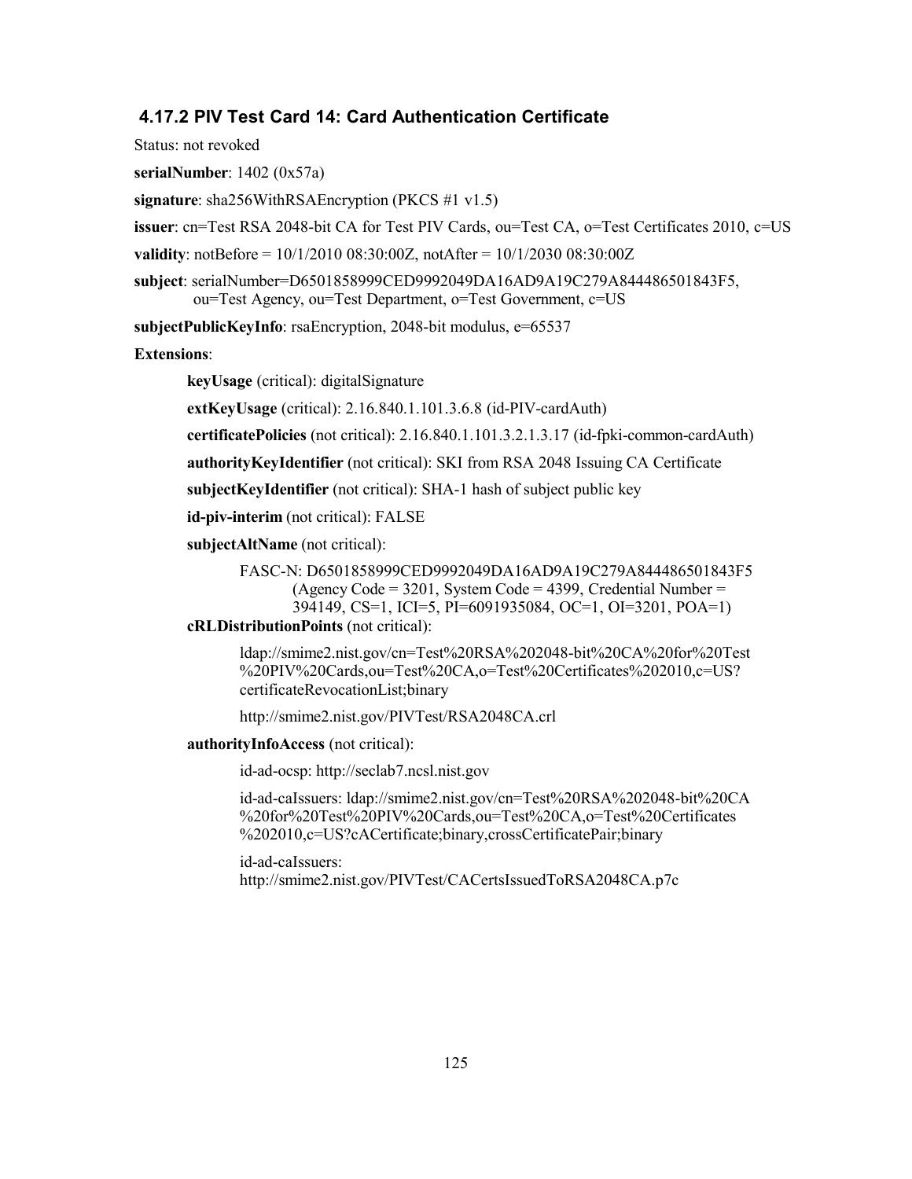### 4.17.2 PIV Test Card 14: Card Authentication Certificate

Status: not revoked

**serialNumber**: 1402 (0x57a)

**signature**: sha256WithRSAEncryption (PKCS #1 v1.5)

**issuer**: cn=Test RSA 2048-bit CA for Test PIV Cards, ou=Test CA, o=Test Certificates 2010, c=US

**validity**: notBefore = 10/1/2010 08:30:00Z, notAfter = 10/1/2030 08:30:00Z

**subject**: serialNumber=D6501858999CED9992049DA16AD9A19C279A844486501843F5, ou=Test Agency, ou=Test Department, o=Test Government, c=US

**subjectPublicKeyInfo**: rsaEncryption, 2048-bit modulus, e=65537

**Extensions**:

**keyUsage** (critical): digitalSignature

**extKeyUsage** (critical): 2.16.840.1.101.3.6.8 (id-PIV-cardAuth)

**certificatePolicies** (not critical): 2.16.840.1.101.3.2.1.3.17 (id-fpki-common-cardAuth)

**authorityKeyIdentifier** (not critical): SKI from RSA 2048 Issuing CA Certificate

**subjectKeyIdentifier** (not critical): SHA-1 hash of subject public key

**id-piv-interim** (not critical): FALSE

**subjectAltName** (not critical):

FASC-N: D6501858999CED9992049DA16AD9A19C279A844486501843F5 (Agency Code = 3201, System Code = 4399, Credential Number = 394149, CS=1, ICI=5, PI=6091935084, OC=1, OI=3201, POA=1)

**cRLDistributionPoints** (not critical):

ldap://smime2.nist.gov/cn=Test%20RSA%202048-bit%20CA%20for%20Test%20PIV%20Cards,ou=Test%20CA,o=Test%20Certificates%202010,c=US?certificateRevocationList;binary

http://smime2.nist.gov/PIVTest/RSA2048CA.crl

**authorityInfoAccess** (not critical):

id-ad-ocsp: http://seclab7.ncsl.nist.gov

id-ad-caIssuers: ldap://smime2.nist.gov/cn=Test%20RSA%202048-bit%20CA%20for%20Test%20PIV%20Cards,ou=Test%20CA,o=Test%20Certificates%202010,c=US?cACertificate;binary,crossCertificatePair;binary

id-ad-caIssuers: http://smime2.nist.gov/PIVTest/CACertsIssuedToRSA2048CA.p7c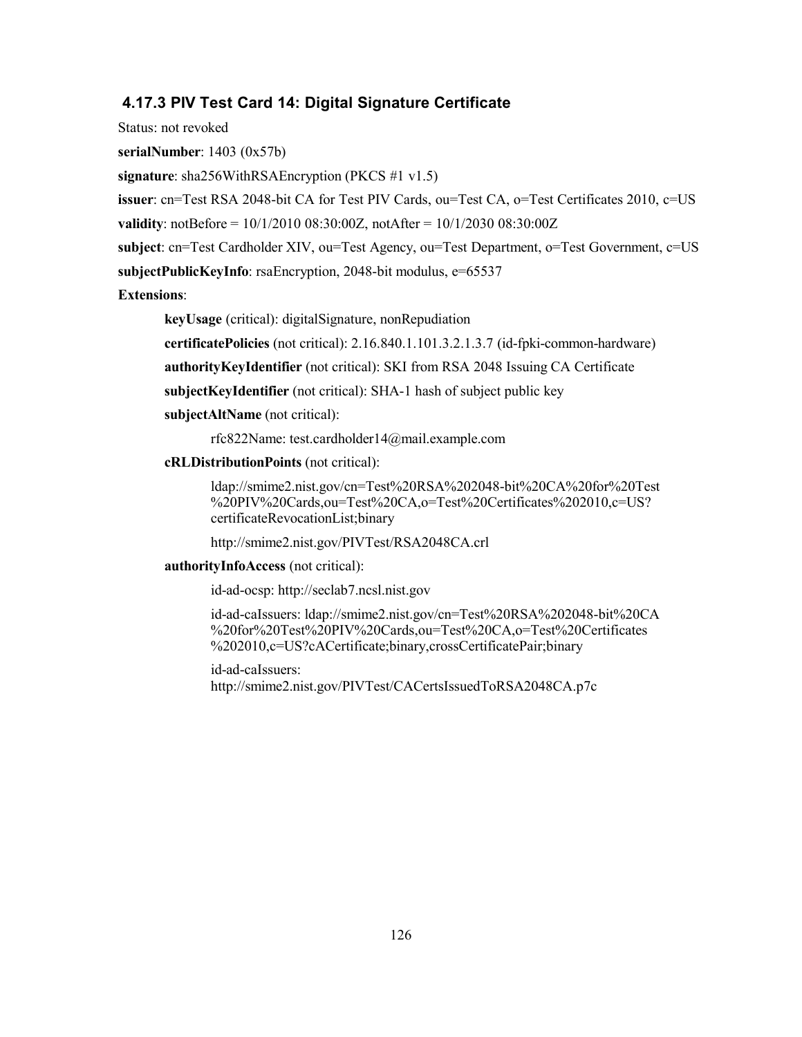### 4.17.3 PIV Test Card 14: Digital Signature Certificate

Status: not revoked

**serialNumber**: 1403 (0x57b)

**signature**: sha256WithRSAEncryption (PKCS #1 v1.5)

**issuer**: cn=Test RSA 2048-bit CA for Test PIV Cards, ou=Test CA, o=Test Certificates 2010, c=US

**validity**: notBefore = 10/1/2010 08:30:00Z, notAfter = 10/1/2030 08:30:00Z

**subject**: cn=Test Cardholder XIV, ou=Test Agency, ou=Test Department, o=Test Government, c=US

**subjectPublicKeyInfo**: rsaEncryption, 2048-bit modulus, e=65537

**Extensions**:

> **keyUsage** (critical): digitalSignature, nonRepudiation
>
> **certificatePolicies** (not critical): 2.16.840.1.101.3.2.1.3.7 (id-fpki-common-hardware)
>
> **authorityKeyIdentifier** (not critical): SKI from RSA 2048 Issuing CA Certificate
>
> **subjectKeyIdentifier** (not critical): SHA-1 hash of subject public key
>
> **subjectAltName** (not critical):
>
> > rfc822Name: test.cardholder14@mail.example.com
>
> **cRLDistributionPoints** (not critical):
>
> > ldap://smime2.nist.gov/cn=Test%20RSA%202048-bit%20CA%20for%20Test%20PIV%20Cards,ou=Test%20CA,o=Test%20Certificates%202010,c=US?certificateRevocationList;binary
> >
> > http://smime2.nist.gov/PIVTest/RSA2048CA.crl
>
> **authorityInfoAccess** (not critical):
>
> > id-ad-ocsp: http://seclab7.ncsl.nist.gov
> >
> > id-ad-caIssuers: ldap://smime2.nist.gov/cn=Test%20RSA%202048-bit%20CA%20for%20Test%20PIV%20Cards,ou=Test%20CA,o=Test%20Certificates%202010,c=US?cACertificate;binary,crossCertificatePair;binary
> >
> > id-ad-caIssuers:
> > http://smime2.nist.gov/PIVTest/CACertsIssuedToRSA2048CA.p7c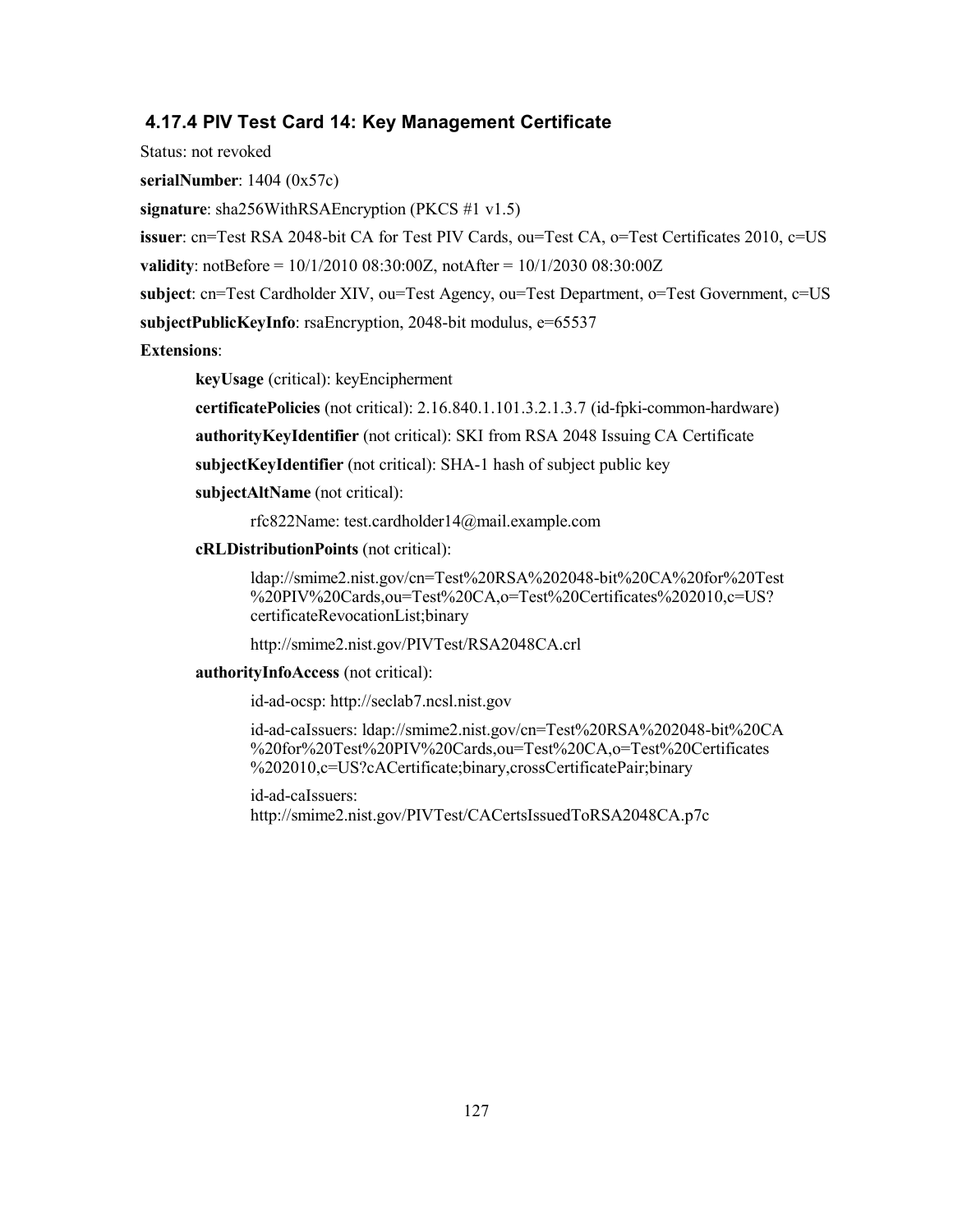### 4.17.4 PIV Test Card 14: Key Management Certificate

Status: not revoked

**serialNumber**: 1404 (0x57c)

**signature**: sha256WithRSAEncryption (PKCS #1 v1.5)

**issuer**: cn=Test RSA 2048-bit CA for Test PIV Cards, ou=Test CA, o=Test Certificates 2010, c=US

**validity**: notBefore = 10/1/2010 08:30:00Z, notAfter = 10/1/2030 08:30:00Z

**subject**: cn=Test Cardholder XIV, ou=Test Agency, ou=Test Department, o=Test Government, c=US

**subjectPublicKeyInfo**: rsaEncryption, 2048-bit modulus, e=65537

**Extensions**:

> **keyUsage** (critical): keyEncipherment
>
> **certificatePolicies** (not critical): 2.16.840.1.101.3.2.1.3.7 (id-fpki-common-hardware)
>
> **authorityKeyIdentifier** (not critical): SKI from RSA 2048 Issuing CA Certificate
>
> **subjectKeyIdentifier** (not critical): SHA-1 hash of subject public key
>
> **subjectAltName** (not critical):
>
> > rfc822Name: test.cardholder14@mail.example.com
>
> **cRLDistributionPoints** (not critical):
>
> > ldap://smime2.nist.gov/cn=Test%20RSA%202048-bit%20CA%20for%20Test%20PIV%20Cards,ou=Test%20CA,o=Test%20Certificates%202010,c=US?certificateRevocationList;binary
> >
> > http://smime2.nist.gov/PIVTest/RSA2048CA.crl
>
> **authorityInfoAccess** (not critical):
>
> > id-ad-ocsp: http://seclab7.ncsl.nist.gov
> >
> > id-ad-caIssuers: ldap://smime2.nist.gov/cn=Test%20RSA%202048-bit%20CA%20for%20Test%20PIV%20Cards,ou=Test%20CA,o=Test%20Certificates%202010,c=US?cACertificate;binary,crossCertificatePair;binary
> >
> > id-ad-caIssuers: http://smime2.nist.gov/PIVTest/CACertsIssuedToRSA2048CA.p7c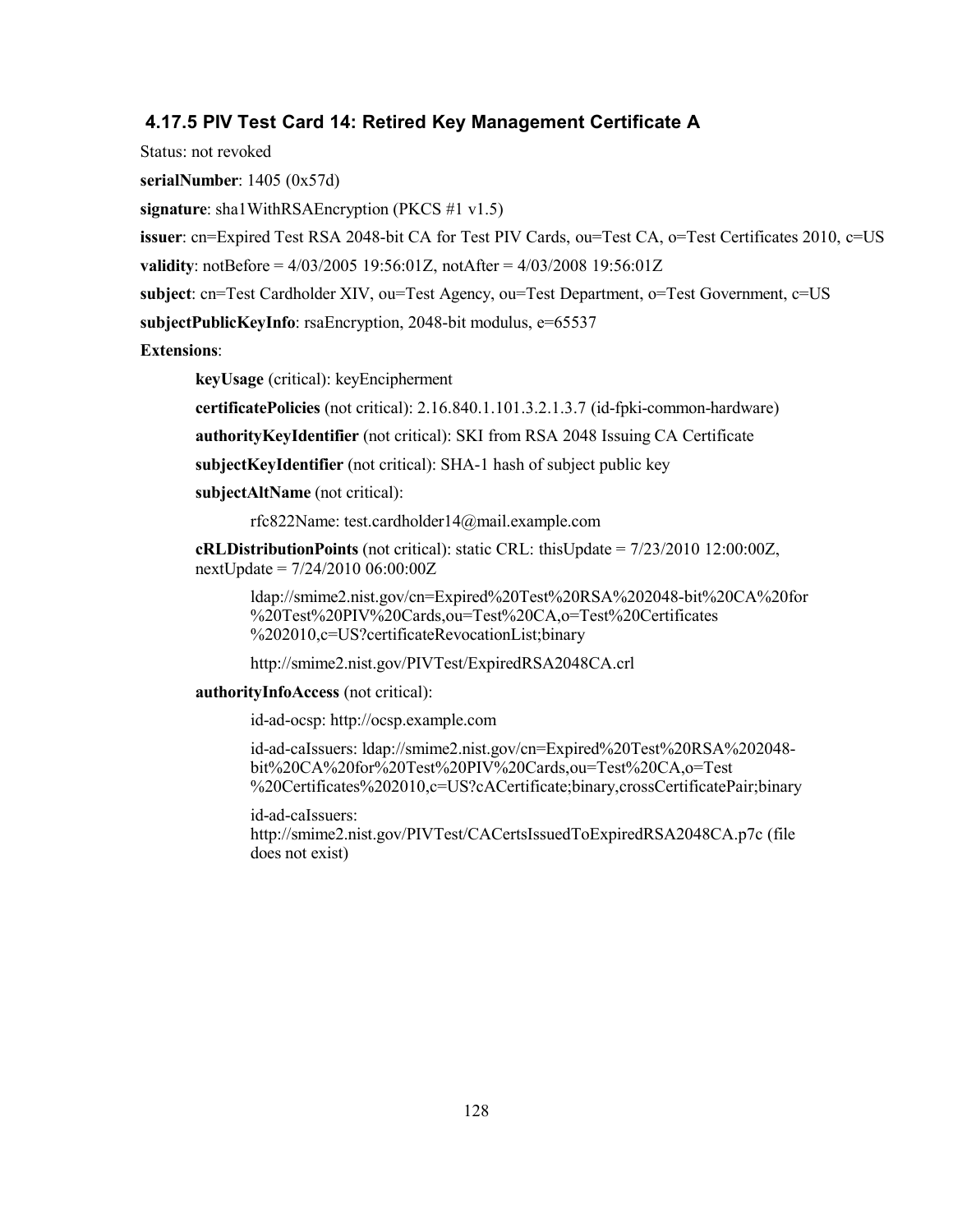### 4.17.5 PIV Test Card 14: Retired Key Management Certificate A

Status: not revoked

**serialNumber**: 1405 (0x57d)

**signature**: sha1WithRSAEncryption (PKCS #1 v1.5)

**issuer**: cn=Expired Test RSA 2048-bit CA for Test PIV Cards, ou=Test CA, o=Test Certificates 2010, c=US

**validity**: notBefore = 4/03/2005 19:56:01Z, notAfter = 4/03/2008 19:56:01Z

**subject**: cn=Test Cardholder XIV, ou=Test Agency, ou=Test Department, o=Test Government, c=US

**subjectPublicKeyInfo**: rsaEncryption, 2048-bit modulus, e=65537

**Extensions**:

> **keyUsage** (critical): keyEncipherment
>
> **certificatePolicies** (not critical): 2.16.840.1.101.3.2.1.3.7 (id-fpki-common-hardware)
>
> **authorityKeyIdentifier** (not critical): SKI from RSA 2048 Issuing CA Certificate
>
> **subjectKeyIdentifier** (not critical): SHA-1 hash of subject public key
>
> **subjectAltName** (not critical):
>
> > rfc822Name: test.cardholder14@mail.example.com
>
> **cRLDistributionPoints** (not critical): static CRL: thisUpdate = 7/23/2010 12:00:00Z, nextUpdate = 7/24/2010 06:00:00Z
>
> > ldap://smime2.nist.gov/cn=Expired%20Test%20RSA%202048-bit%20CA%20for%20Test%20PIV%20Cards,ou=Test%20CA,o=Test%20Certificates%202010,c=US?certificateRevocationList;binary
> >
> > http://smime2.nist.gov/PIVTest/ExpiredRSA2048CA.crl
>
> **authorityInfoAccess** (not critical):
>
> > id-ad-ocsp: http://ocsp.example.com
> >
> > id-ad-caIssuers: ldap://smime2.nist.gov/cn=Expired%20Test%20RSA%202048-bit%20CA%20for%20Test%20PIV%20Cards,ou=Test%20CA,o=Test%20Certificates%202010,c=US?cACertificate;binary,crossCertificatePair;binary
> >
> > id-ad-caIssuers: http://smime2.nist.gov/PIVTest/CACertsIssuedToExpiredRSA2048CA.p7c (file does not exist)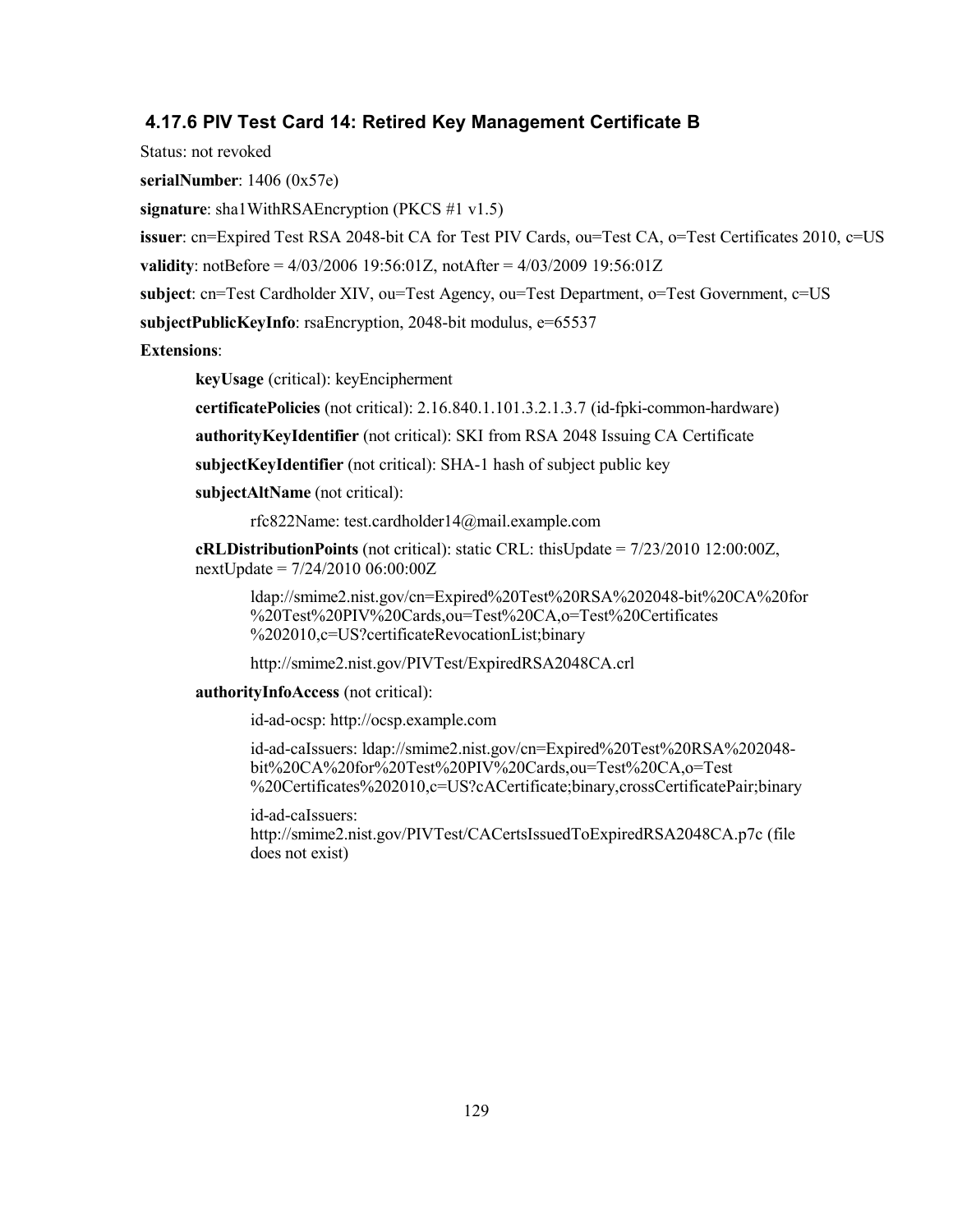### 4.17.6 PIV Test Card 14: Retired Key Management Certificate B

Status: not revoked

**serialNumber**: 1406 (0x57e)

**signature**: sha1WithRSAEncryption (PKCS #1 v1.5)

**issuer**: cn=Expired Test RSA 2048-bit CA for Test PIV Cards, ou=Test CA, o=Test Certificates 2010, c=US

**validity**: notBefore = 4/03/2006 19:56:01Z, notAfter = 4/03/2009 19:56:01Z

**subject**: cn=Test Cardholder XIV, ou=Test Agency, ou=Test Department, o=Test Government, c=US

**subjectPublicKeyInfo**: rsaEncryption, 2048-bit modulus, e=65537

**Extensions**:

> **keyUsage** (critical): keyEncipherment
>
> **certificatePolicies** (not critical): 2.16.840.1.101.3.2.1.3.7 (id-fpki-common-hardware)
>
> **authorityKeyIdentifier** (not critical): SKI from RSA 2048 Issuing CA Certificate
>
> **subjectKeyIdentifier** (not critical): SHA-1 hash of subject public key
>
> **subjectAltName** (not critical):
>
> > rfc822Name: test.cardholder14@mail.example.com
>
> **cRLDistributionPoints** (not critical): static CRL: thisUpdate = 7/23/2010 12:00:00Z, nextUpdate = 7/24/2010 06:00:00Z
>
> > ldap://smime2.nist.gov/cn=Expired%20Test%20RSA%202048-bit%20CA%20for%20Test%20PIV%20Cards,ou=Test%20CA,o=Test%20Certificates%202010,c=US?certificateRevocationList;binary
> >
> > http://smime2.nist.gov/PIVTest/ExpiredRSA2048CA.crl
>
> **authorityInfoAccess** (not critical):
>
> > id-ad-ocsp: http://ocsp.example.com
> >
> > id-ad-caIssuers: ldap://smime2.nist.gov/cn=Expired%20Test%20RSA%202048-bit%20CA%20for%20Test%20PIV%20Cards,ou=Test%20CA,o=Test%20Certificates%202010,c=US?cACertificate;binary,crossCertificatePair;binary
> >
> > id-ad-caIssuers: http://smime2.nist.gov/PIVTest/CACertsIssuedToExpiredRSA2048CA.p7c (file does not exist)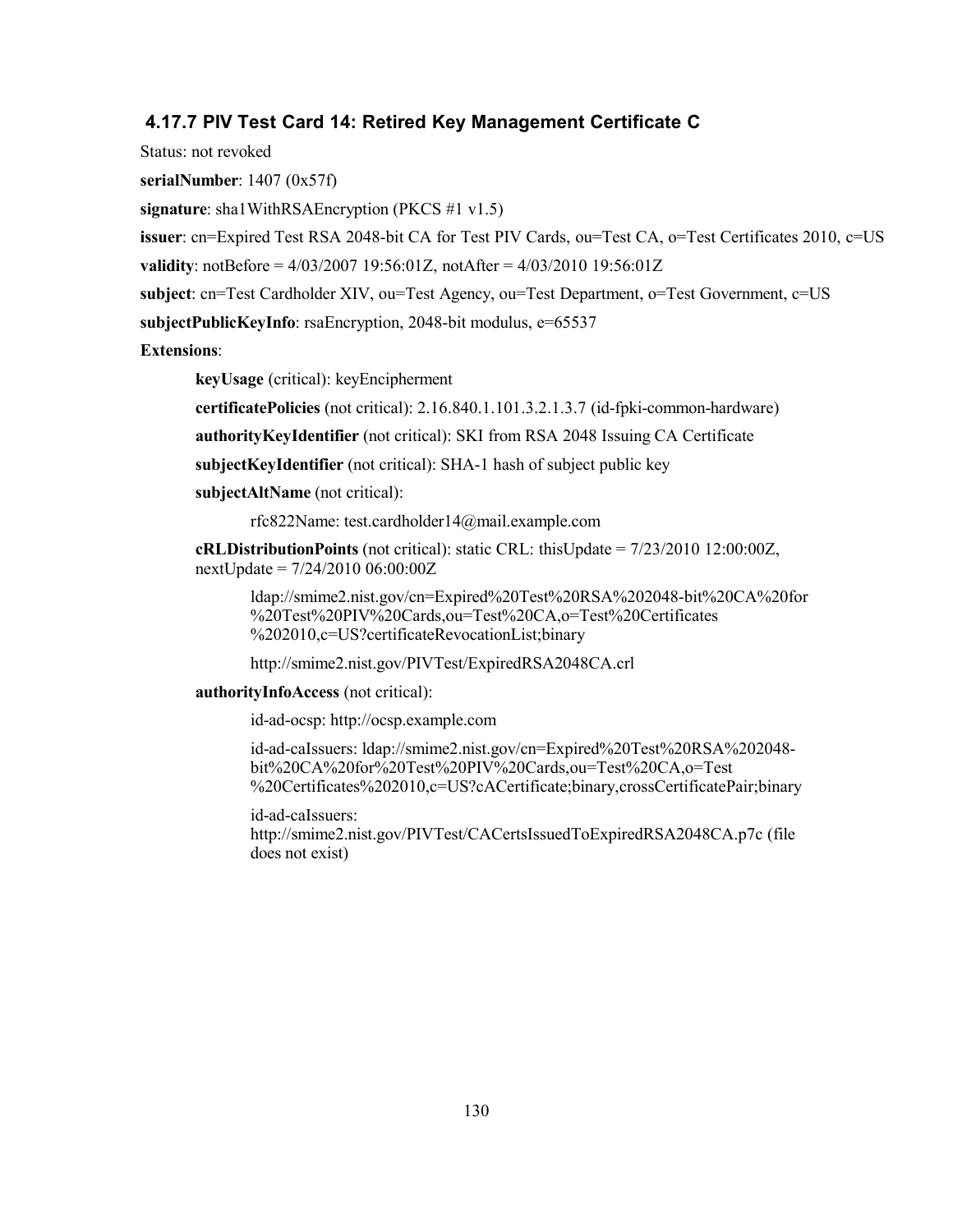### 4.17.7 PIV Test Card 14: Retired Key Management Certificate C

Status: not revoked

**serialNumber**: 1407 (0x57f)

**signature**: sha1WithRSAEncryption (PKCS #1 v1.5)

**issuer**: cn=Expired Test RSA 2048-bit CA for Test PIV Cards, ou=Test CA, o=Test Certificates 2010, c=US

**validity**: notBefore = 4/03/2007 19:56:01Z, notAfter = 4/03/2010 19:56:01Z

**subject**: cn=Test Cardholder XIV, ou=Test Agency, ou=Test Department, o=Test Government, c=US

**subjectPublicKeyInfo**: rsaEncryption, 2048-bit modulus, e=65537

**Extensions**:

> **keyUsage** (critical): keyEncipherment
>
> **certificatePolicies** (not critical): 2.16.840.1.101.3.2.1.3.7 (id-fpki-common-hardware)
>
> **authorityKeyIdentifier** (not critical): SKI from RSA 2048 Issuing CA Certificate
>
> **subjectKeyIdentifier** (not critical): SHA-1 hash of subject public key
>
> **subjectAltName** (not critical):
>
> > rfc822Name: test.cardholder14@mail.example.com
>
> **cRLDistributionPoints** (not critical): static CRL: thisUpdate = 7/23/2010 12:00:00Z, nextUpdate = 7/24/2010 06:00:00Z
>
> > ldap://smime2.nist.gov/cn=Expired%20Test%20RSA%202048-bit%20CA%20for%20Test%20PIV%20Cards,ou=Test%20CA,o=Test%20Certificates%202010,c=US?certificateRevocationList;binary
> >
> > http://smime2.nist.gov/PIVTest/ExpiredRSA2048CA.crl
>
> **authorityInfoAccess** (not critical):
>
> > id-ad-ocsp: http://ocsp.example.com
> >
> > id-ad-caIssuers: ldap://smime2.nist.gov/cn=Expired%20Test%20RSA%202048-bit%20CA%20for%20Test%20PIV%20Cards,ou=Test%20CA,o=Test%20Certificates%202010,c=US?cACertificate;binary,crossCertificatePair;binary
> >
> > id-ad-caIssuers: http://smime2.nist.gov/PIVTest/CACertsIssuedToExpiredRSA2048CA.p7c (file does not exist)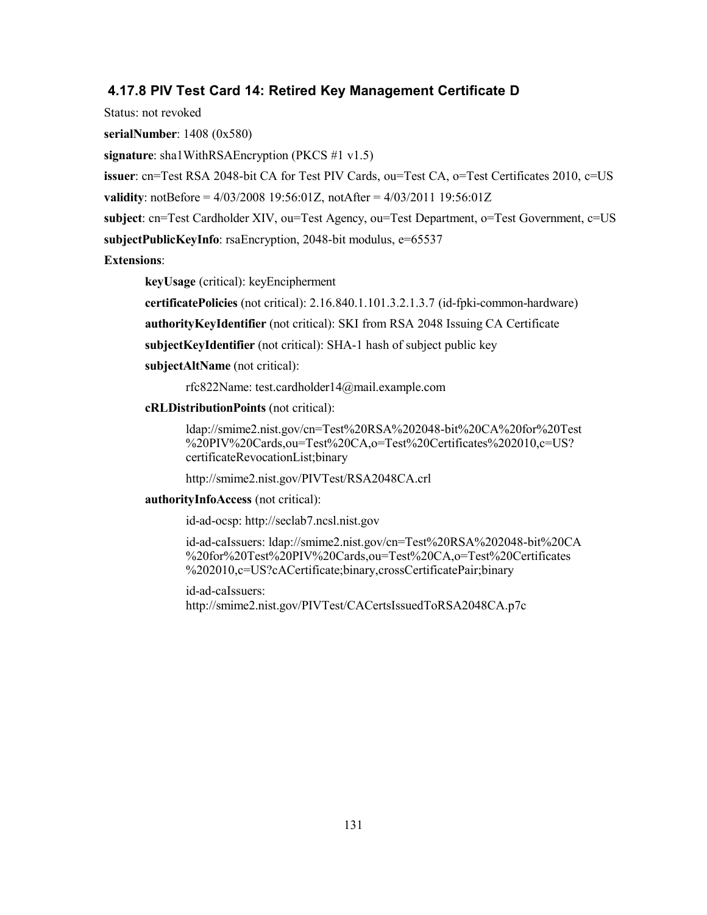### 4.17.8 PIV Test Card 14: Retired Key Management Certificate D

Status: not revoked

**serialNumber**: 1408 (0x580)

**signature**: sha1WithRSAEncryption (PKCS #1 v1.5)

**issuer**: cn=Test RSA 2048-bit CA for Test PIV Cards, ou=Test CA, o=Test Certificates 2010, c=US

**validity**: notBefore = 4/03/2008 19:56:01Z, notAfter = 4/03/2011 19:56:01Z

**subject**: cn=Test Cardholder XIV, ou=Test Agency, ou=Test Department, o=Test Government, c=US

**subjectPublicKeyInfo**: rsaEncryption, 2048-bit modulus, e=65537

**Extensions**:

> **keyUsage** (critical): keyEncipherment
>
> **certificatePolicies** (not critical): 2.16.840.1.101.3.2.1.3.7 (id-fpki-common-hardware)
>
> **authorityKeyIdentifier** (not critical): SKI from RSA 2048 Issuing CA Certificate
>
> **subjectKeyIdentifier** (not critical): SHA-1 hash of subject public key
>
> **subjectAltName** (not critical):
>
> > rfc822Name: test.cardholder14@mail.example.com
>
> **cRLDistributionPoints** (not critical):
>
> > ldap://smime2.nist.gov/cn=Test%20RSA%202048-bit%20CA%20for%20Test%20PIV%20Cards,ou=Test%20CA,o=Test%20Certificates%202010,c=US?certificateRevocationList;binary
> >
> > http://smime2.nist.gov/PIVTest/RSA2048CA.crl
>
> **authorityInfoAccess** (not critical):
>
> > id-ad-ocsp: http://seclab7.ncsl.nist.gov
> >
> > id-ad-caIssuers: ldap://smime2.nist.gov/cn=Test%20RSA%202048-bit%20CA%20for%20Test%20PIV%20Cards,ou=Test%20CA,o=Test%20Certificates%202010,c=US?cACertificate;binary,crossCertificatePair;binary
> >
> > id-ad-caIssuers: http://smime2.nist.gov/PIVTest/CACertsIssuedToRSA2048CA.p7c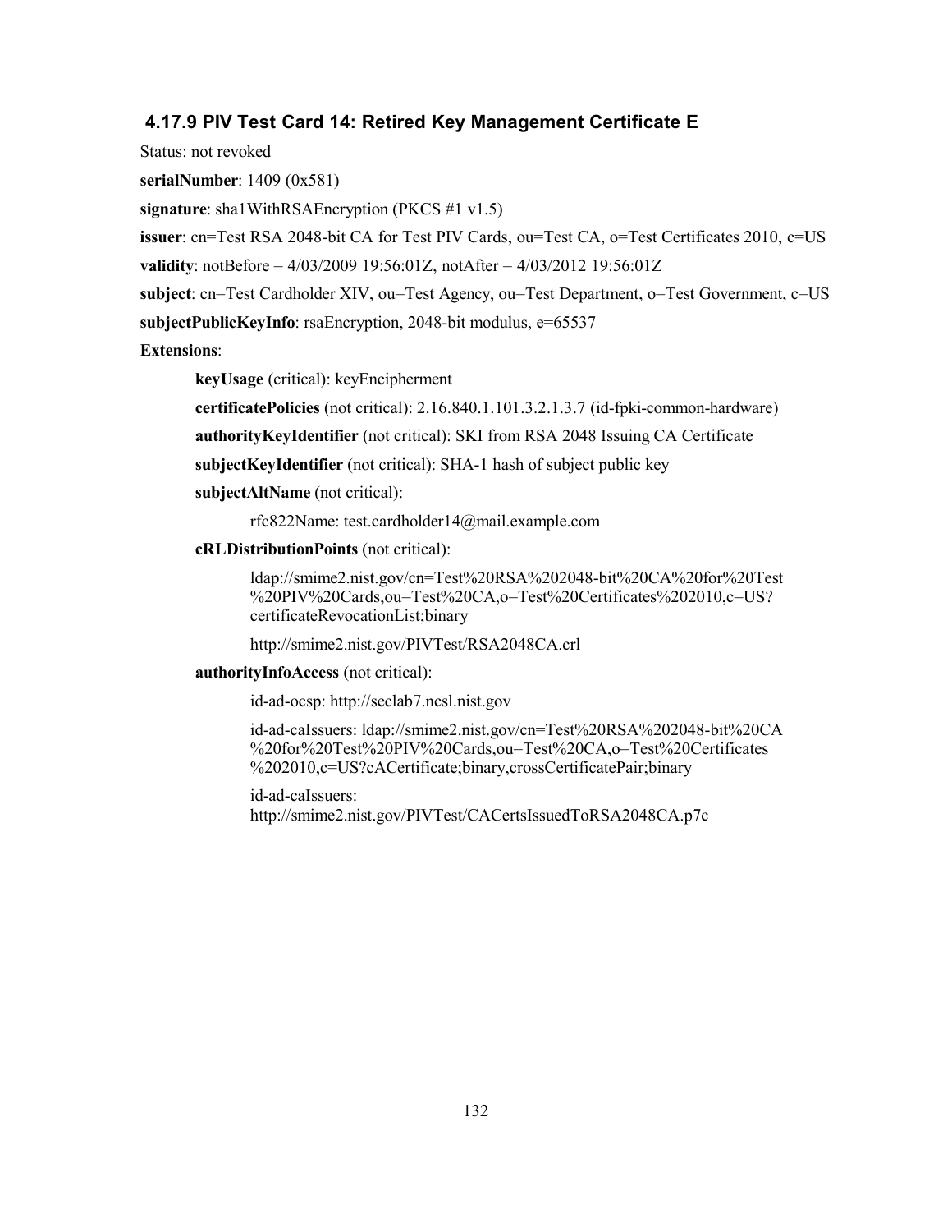### 4.17.9 PIV Test Card 14: Retired Key Management Certificate E

Status: not revoked

**serialNumber**: 1409 (0x581)

**signature**: sha1WithRSAEncryption (PKCS #1 v1.5)

**issuer**: cn=Test RSA 2048-bit CA for Test PIV Cards, ou=Test CA, o=Test Certificates 2010, c=US

**validity**: notBefore = 4/03/2009 19:56:01Z, notAfter = 4/03/2012 19:56:01Z

**subject**: cn=Test Cardholder XIV, ou=Test Agency, ou=Test Department, o=Test Government, c=US

**subjectPublicKeyInfo**: rsaEncryption, 2048-bit modulus, e=65537

**Extensions**:

> **keyUsage** (critical): keyEncipherment
>
> **certificatePolicies** (not critical): 2.16.840.1.101.3.2.1.3.7 (id-fpki-common-hardware)
>
> **authorityKeyIdentifier** (not critical): SKI from RSA 2048 Issuing CA Certificate
>
> **subjectKeyIdentifier** (not critical): SHA-1 hash of subject public key
>
> **subjectAltName** (not critical):
>
> > rfc822Name: test.cardholder14@mail.example.com
>
> **cRLDistributionPoints** (not critical):
>
> > ldap://smime2.nist.gov/cn=Test%20RSA%202048-bit%20CA%20for%20Test%20PIV%20Cards,ou=Test%20CA,o=Test%20Certificates%202010,c=US?certificateRevocationList;binary
> >
> > http://smime2.nist.gov/PIVTest/RSA2048CA.crl
>
> **authorityInfoAccess** (not critical):
>
> > id-ad-ocsp: http://seclab7.ncsl.nist.gov
> >
> > id-ad-caIssuers: ldap://smime2.nist.gov/cn=Test%20RSA%202048-bit%20CA%20for%20Test%20PIV%20Cards,ou=Test%20CA,o=Test%20Certificates%202010,c=US?cACertificate;binary,crossCertificatePair;binary
> >
> > id-ad-caIssuers: http://smime2.nist.gov/PIVTest/CACertsIssuedToRSA2048CA.p7c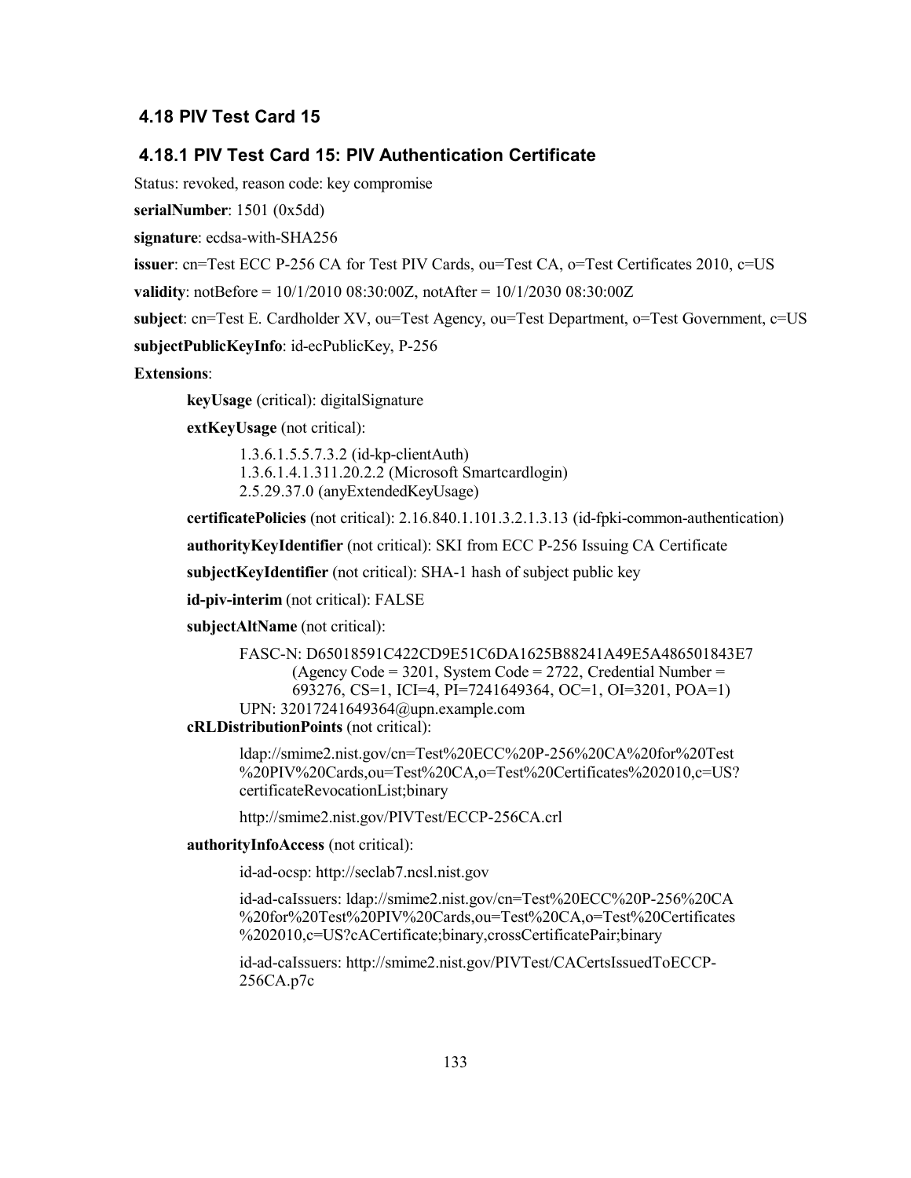## 4.18 PIV Test Card 15

### 4.18.1 PIV Test Card 15: PIV Authentication Certificate

Status: revoked, reason code: key compromise

**serialNumber**: 1501 (0x5dd)

**signature**: ecdsa-with-SHA256

**issuer**: cn=Test ECC P-256 CA for Test PIV Cards, ou=Test CA, o=Test Certificates 2010, c=US

**validity**: notBefore = 10/1/2010 08:30:00Z, notAfter = 10/1/2030 08:30:00Z

**subject**: cn=Test E. Cardholder XV, ou=Test Agency, ou=Test Department, o=Test Government, c=US

**subjectPublicKeyInfo**: id-ecPublicKey, P-256

**Extensions**:

**keyUsage** (critical): digitalSignature

**extKeyUsage** (not critical):

1.3.6.1.5.5.7.3.2 (id-kp-clientAuth)
1.3.6.1.4.1.311.20.2.2 (Microsoft Smartcardlogin)
2.5.29.37.0 (anyExtendedKeyUsage)

**certificatePolicies** (not critical): 2.16.840.1.101.3.2.1.3.13 (id-fpki-common-authentication)

**authorityKeyIdentifier** (not critical): SKI from ECC P-256 Issuing CA Certificate

**subjectKeyIdentifier** (not critical): SHA-1 hash of subject public key

**id-piv-interim** (not critical): FALSE

**subjectAltName** (not critical):

FASC-N: D65018591C422CD9E51C6DA1625B88241A49E5A486501843E7
(Agency Code = 3201, System Code = 2722, Credential Number = 693276, CS=1, ICI=4, PI=7241649364, OC=1, OI=3201, POA=1)
UPN: 32017241649364@upn.example.com

**cRLDistributionPoints** (not critical):

ldap://smime2.nist.gov/cn=Test%20ECC%20P-256%20CA%20for%20Test%20PIV%20Cards,ou=Test%20CA,o=Test%20Certificates%202010,c=US?certificateRevocationList;binary

http://smime2.nist.gov/PIVTest/ECCP-256CA.crl

**authorityInfoAccess** (not critical):

id-ad-ocsp: http://seclab7.ncsl.nist.gov

id-ad-caIssuers: ldap://smime2.nist.gov/cn=Test%20ECC%20P-256%20CA%20for%20Test%20PIV%20Cards,ou=Test%20CA,o=Test%20Certificates%202010,c=US?cACertificate;binary,crossCertificatePair;binary

id-ad-caIssuers: http://smime2.nist.gov/PIVTest/CACertsIssuedToECCP-256CA.p7c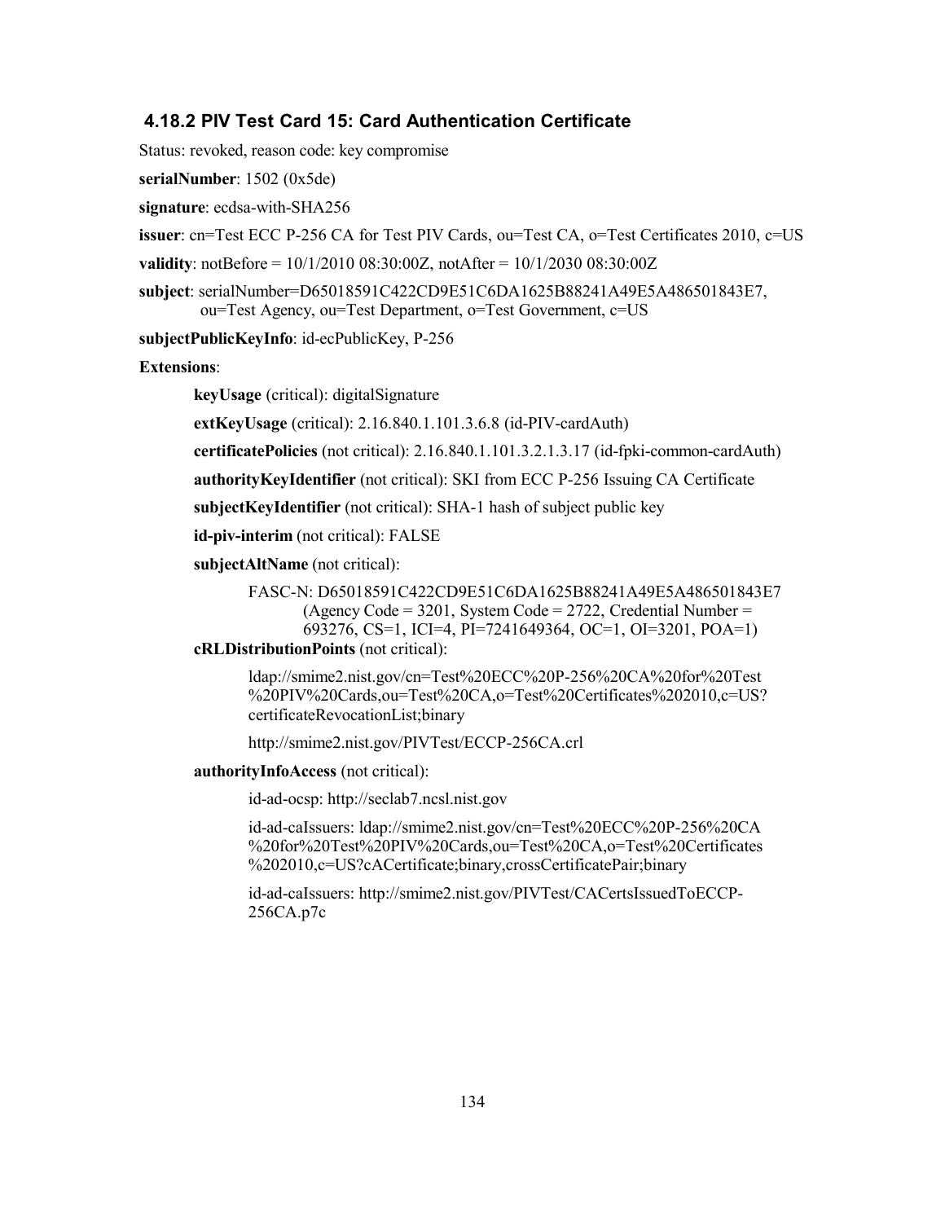### 4.18.2 PIV Test Card 15: Card Authentication Certificate

Status: revoked, reason code: key compromise

**serialNumber**: 1502 (0x5de)

**signature**: ecdsa-with-SHA256

**issuer**: cn=Test ECC P-256 CA for Test PIV Cards, ou=Test CA, o=Test Certificates 2010, c=US

**validity**: notBefore = 10/1/2010 08:30:00Z, notAfter = 10/1/2030 08:30:00Z

**subject**: serialNumber=D65018591C422CD9E51C6DA1625B88241A49E5A486501843E7, ou=Test Agency, ou=Test Department, o=Test Government, c=US

**subjectPublicKeyInfo**: id-ecPublicKey, P-256

**Extensions**:

- **keyUsage** (critical): digitalSignature
- **extKeyUsage** (critical): 2.16.840.1.101.3.6.8 (id-PIV-cardAuth)
- **certificatePolicies** (not critical): 2.16.840.1.101.3.2.1.3.17 (id-fpki-common-cardAuth)
- **authorityKeyIdentifier** (not critical): SKI from ECC P-256 Issuing CA Certificate
- **subjectKeyIdentifier** (not critical): SHA-1 hash of subject public key
- **id-piv-interim** (not critical): FALSE
- **subjectAltName** (not critical):
  - FASC-N: D65018591C422CD9E51C6DA1625B88241A49E5A486501843E7 (Agency Code = 3201, System Code = 2722, Credential Number = 693276, CS=1, ICI=4, PI=7241649364, OC=1, OI=3201, POA=1)
- **cRLDistributionPoints** (not critical):
  - ldap://smime2.nist.gov/cn=Test%20ECC%20P-256%20CA%20for%20Test%20PIV%20Cards,ou=Test%20CA,o=Test%20Certificates%202010,c=US?certificateRevocationList;binary
  - http://smime2.nist.gov/PIVTest/ECCP-256CA.crl
- **authorityInfoAccess** (not critical):
  - id-ad-ocsp: http://seclab7.ncsl.nist.gov
  - id-ad-caIssuers: ldap://smime2.nist.gov/cn=Test%20ECC%20P-256%20CA%20for%20Test%20PIV%20Cards,ou=Test%20CA,o=Test%20Certificates%202010,c=US?cACertificate;binary,crossCertificatePair;binary
  - id-ad-caIssuers: http://smime2.nist.gov/PIVTest/CACertsIssuedToECCP-256CA.p7c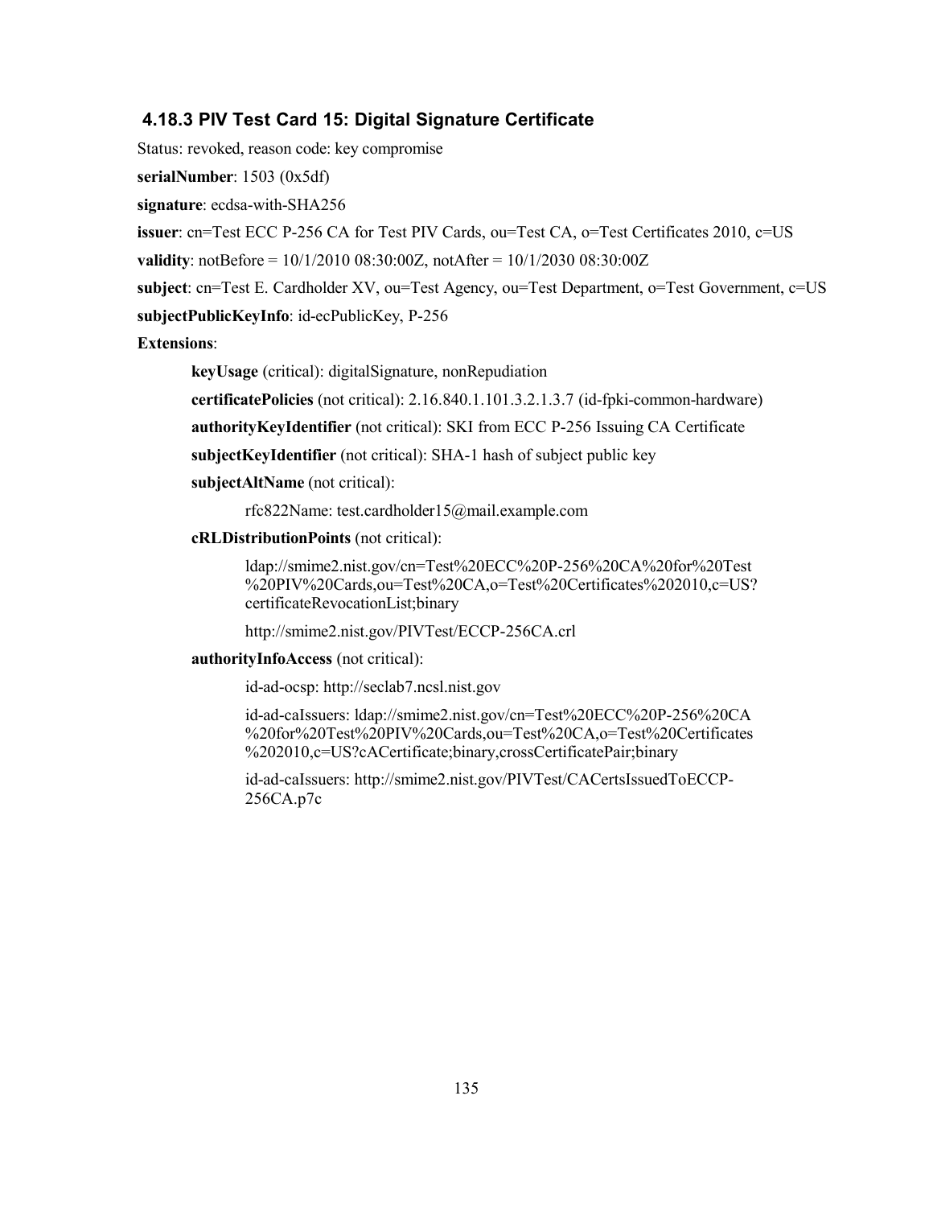### 4.18.3 PIV Test Card 15: Digital Signature Certificate

Status: revoked, reason code: key compromise

**serialNumber**: 1503 (0x5df)

**signature**: ecdsa-with-SHA256

**issuer**: cn=Test ECC P-256 CA for Test PIV Cards, ou=Test CA, o=Test Certificates 2010, c=US

**validity**: notBefore = 10/1/2010 08:30:00Z, notAfter = 10/1/2030 08:30:00Z

**subject**: cn=Test E. Cardholder XV, ou=Test Agency, ou=Test Department, o=Test Government, c=US

**subjectPublicKeyInfo**: id-ecPublicKey, P-256

**Extensions**:

> **keyUsage** (critical): digitalSignature, nonRepudiation
>
> **certificatePolicies** (not critical): 2.16.840.1.101.3.2.1.3.7 (id-fpki-common-hardware)
>
> **authorityKeyIdentifier** (not critical): SKI from ECC P-256 Issuing CA Certificate
>
> **subjectKeyIdentifier** (not critical): SHA-1 hash of subject public key
>
> **subjectAltName** (not critical):
>
> > rfc822Name: test.cardholder15@mail.example.com
>
> **cRLDistributionPoints** (not critical):
>
> > ldap://smime2.nist.gov/cn=Test%20ECC%20P-256%20CA%20for%20Test%20PIV%20Cards,ou=Test%20CA,o=Test%20Certificates%202010,c=US?certificateRevocationList;binary
> >
> > http://smime2.nist.gov/PIVTest/ECCP-256CA.crl
>
> **authorityInfoAccess** (not critical):
>
> > id-ad-ocsp: http://seclab7.ncsl.nist.gov
> >
> > id-ad-caIssuers: ldap://smime2.nist.gov/cn=Test%20ECC%20P-256%20CA%20for%20Test%20PIV%20Cards,ou=Test%20CA,o=Test%20Certificates%202010,c=US?cACertificate;binary,crossCertificatePair;binary
> >
> > id-ad-caIssuers: http://smime2.nist.gov/PIVTest/CACertsIssuedToECCP-256CA.p7c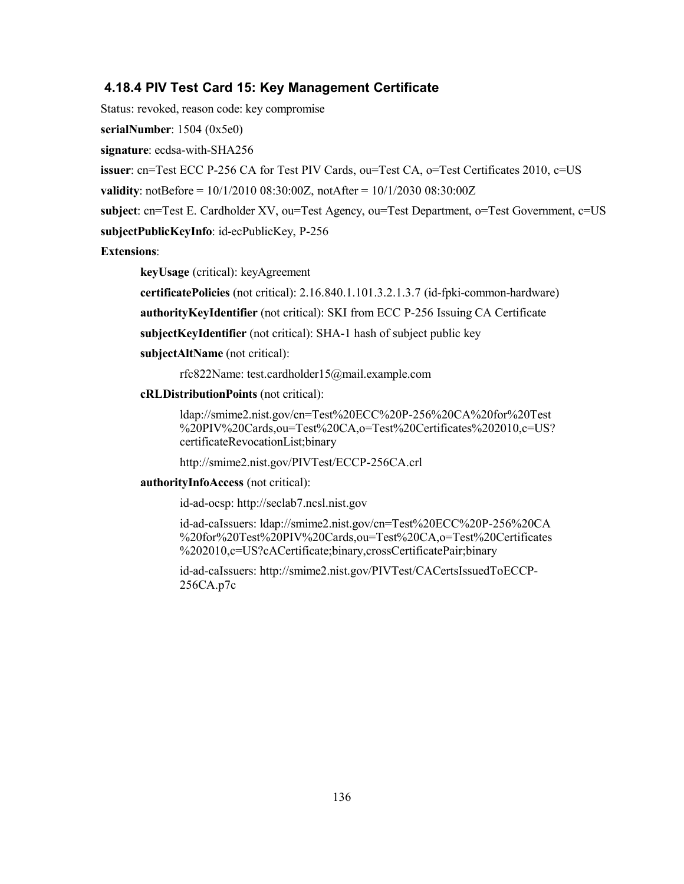### 4.18.4 PIV Test Card 15: Key Management Certificate

Status: revoked, reason code: key compromise

**serialNumber**: 1504 (0x5e0)

**signature**: ecdsa-with-SHA256

**issuer**: cn=Test ECC P-256 CA for Test PIV Cards, ou=Test CA, o=Test Certificates 2010, c=US

**validity**: notBefore = 10/1/2010 08:30:00Z, notAfter = 10/1/2030 08:30:00Z

**subject**: cn=Test E. Cardholder XV, ou=Test Agency, ou=Test Department, o=Test Government, c=US

**subjectPublicKeyInfo**: id-ecPublicKey, P-256

**Extensions**:

> **keyUsage** (critical): keyAgreement
>
> **certificatePolicies** (not critical): 2.16.840.1.101.3.2.1.3.7 (id-fpki-common-hardware)
>
> **authorityKeyIdentifier** (not critical): SKI from ECC P-256 Issuing CA Certificate
>
> **subjectKeyIdentifier** (not critical): SHA-1 hash of subject public key
>
> **subjectAltName** (not critical):
>
> > rfc822Name: test.cardholder15@mail.example.com
>
> **cRLDistributionPoints** (not critical):
>
> > ldap://smime2.nist.gov/cn=Test%20ECC%20P-256%20CA%20for%20Test%20PIV%20Cards,ou=Test%20CA,o=Test%20Certificates%202010,c=US?certificateRevocationList;binary
> >
> > http://smime2.nist.gov/PIVTest/ECCP-256CA.crl
>
> **authorityInfoAccess** (not critical):
>
> > id-ad-ocsp: http://seclab7.ncsl.nist.gov
> >
> > id-ad-caIssuers: ldap://smime2.nist.gov/cn=Test%20ECC%20P-256%20CA%20for%20Test%20PIV%20Cards,ou=Test%20CA,o=Test%20Certificates%202010,c=US?cACertificate;binary,crossCertificatePair;binary
> >
> > id-ad-caIssuers: http://smime2.nist.gov/PIVTest/CACertsIssuedToECCP-256CA.p7c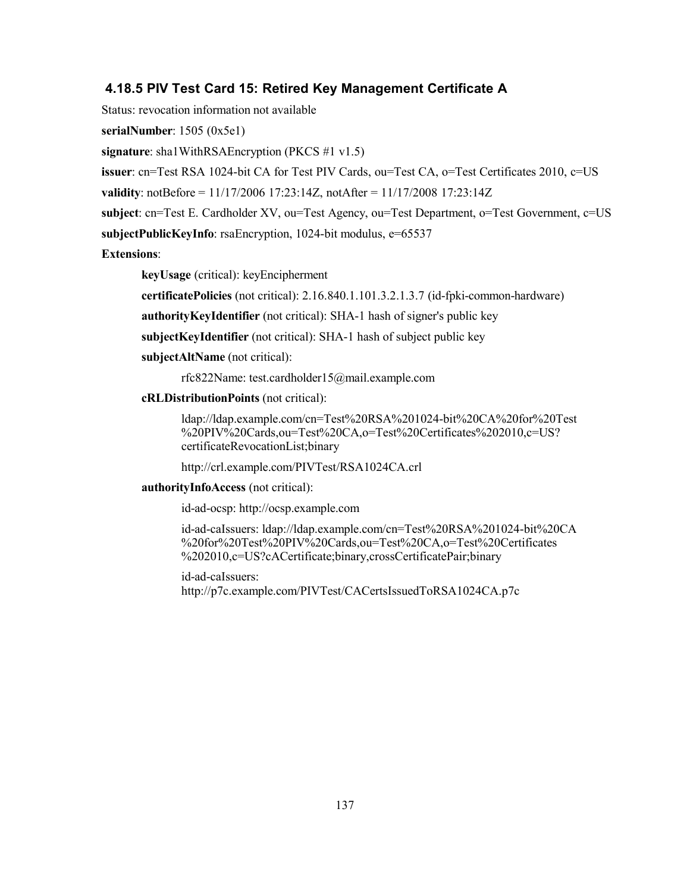### 4.18.5 PIV Test Card 15: Retired Key Management Certificate A

Status: revocation information not available

**serialNumber**: 1505 (0x5e1)

**signature**: sha1WithRSAEncryption (PKCS #1 v1.5)

**issuer**: cn=Test RSA 1024-bit CA for Test PIV Cards, ou=Test CA, o=Test Certificates 2010, c=US

**validity**: notBefore = 11/17/2006 17:23:14Z, notAfter = 11/17/2008 17:23:14Z

**subject**: cn=Test E. Cardholder XV, ou=Test Agency, ou=Test Department, o=Test Government, c=US

**subjectPublicKeyInfo**: rsaEncryption, 1024-bit modulus, e=65537

**Extensions**:

> **keyUsage** (critical): keyEncipherment
>
> **certificatePolicies** (not critical): 2.16.840.1.101.3.2.1.3.7 (id-fpki-common-hardware)
>
> **authorityKeyIdentifier** (not critical): SHA-1 hash of signer's public key
>
> **subjectKeyIdentifier** (not critical): SHA-1 hash of subject public key
>
> **subjectAltName** (not critical):
>
> > rfc822Name: test.cardholder15@mail.example.com
>
> **cRLDistributionPoints** (not critical):
>
> > ldap://ldap.example.com/cn=Test%20RSA%201024-bit%20CA%20for%20Test%20PIV%20Cards,ou=Test%20CA,o=Test%20Certificates%202010,c=US?certificateRevocationList;binary
> >
> > http://crl.example.com/PIVTest/RSA1024CA.crl
>
> **authorityInfoAccess** (not critical):
>
> > id-ad-ocsp: http://ocsp.example.com
> >
> > id-ad-caIssuers: ldap://ldap.example.com/cn=Test%20RSA%201024-bit%20CA%20for%20Test%20PIV%20Cards,ou=Test%20CA,o=Test%20Certificates%202010,c=US?cACertificate;binary,crossCertificatePair;binary
> >
> > id-ad-caIssuers: http://p7c.example.com/PIVTest/CACertsIssuedToRSA1024CA.p7c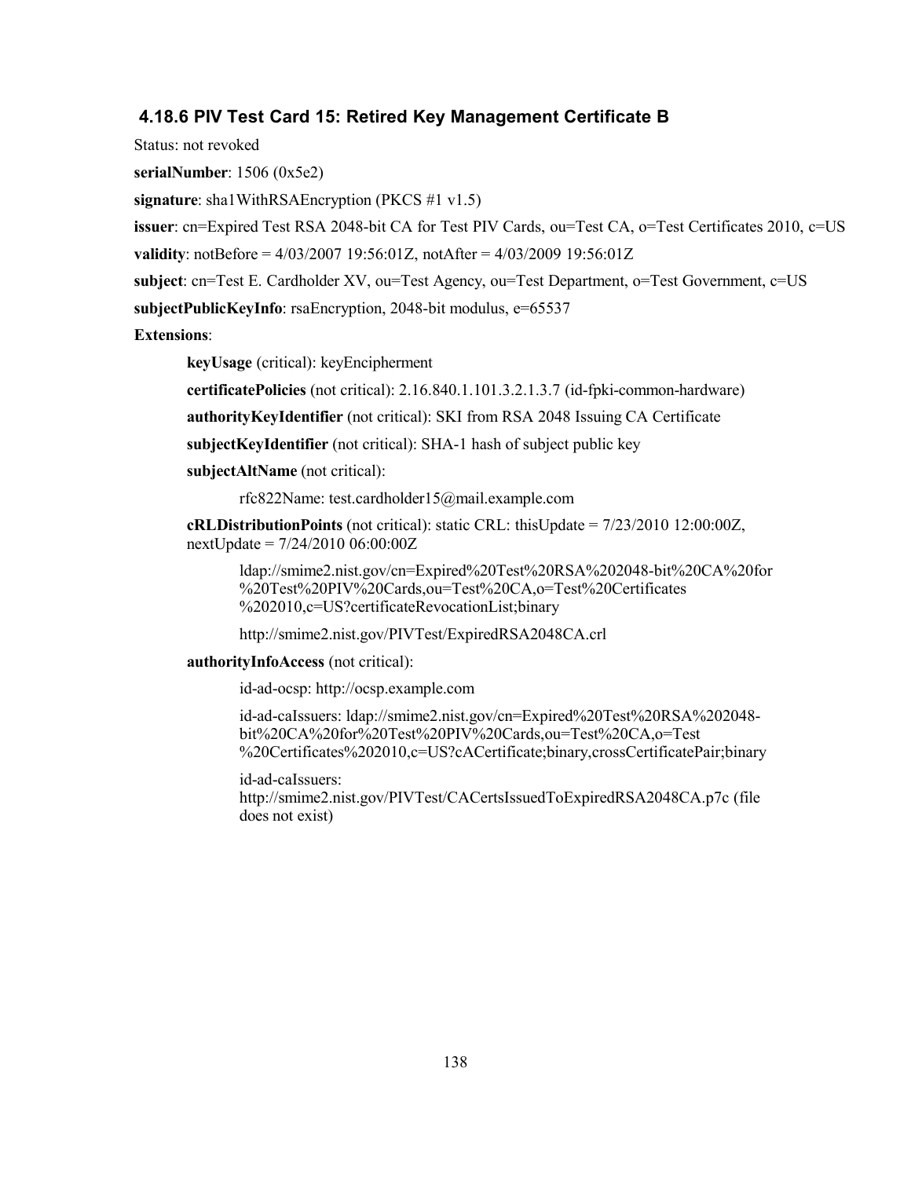### 4.18.6 PIV Test Card 15: Retired Key Management Certificate B

Status: not revoked

**serialNumber**: 1506 (0x5e2)

**signature**: sha1WithRSAEncryption (PKCS #1 v1.5)

**issuer**: cn=Expired Test RSA 2048-bit CA for Test PIV Cards, ou=Test CA, o=Test Certificates 2010, c=US

**validity**: notBefore = 4/03/2007 19:56:01Z, notAfter = 4/03/2009 19:56:01Z

**subject**: cn=Test E. Cardholder XV, ou=Test Agency, ou=Test Department, o=Test Government, c=US

**subjectPublicKeyInfo**: rsaEncryption, 2048-bit modulus, e=65537

**Extensions**:

> **keyUsage** (critical): keyEncipherment
>
> **certificatePolicies** (not critical): 2.16.840.1.101.3.2.1.3.7 (id-fpki-common-hardware)
>
> **authorityKeyIdentifier** (not critical): SKI from RSA 2048 Issuing CA Certificate
>
> **subjectKeyIdentifier** (not critical): SHA-1 hash of subject public key
>
> **subjectAltName** (not critical):
>
> > rfc822Name: test.cardholder15@mail.example.com
>
> **cRLDistributionPoints** (not critical): static CRL: thisUpdate = 7/23/2010 12:00:00Z, nextUpdate = 7/24/2010 06:00:00Z
>
> > ldap://smime2.nist.gov/cn=Expired%20Test%20RSA%202048-bit%20CA%20for%20Test%20PIV%20Cards,ou=Test%20CA,o=Test%20Certificates%202010,c=US?certificateRevocationList;binary
> >
> > http://smime2.nist.gov/PIVTest/ExpiredRSA2048CA.crl
>
> **authorityInfoAccess** (not critical):
>
> > id-ad-ocsp: http://ocsp.example.com
> >
> > id-ad-caIssuers: ldap://smime2.nist.gov/cn=Expired%20Test%20RSA%202048-bit%20CA%20for%20Test%20PIV%20Cards,ou=Test%20CA,o=Test%20Certificates%202010,c=US?cACertificate;binary,crossCertificatePair;binary
> >
> > id-ad-caIssuers: http://smime2.nist.gov/PIVTest/CACertsIssuedToExpiredRSA2048CA.p7c (file does not exist)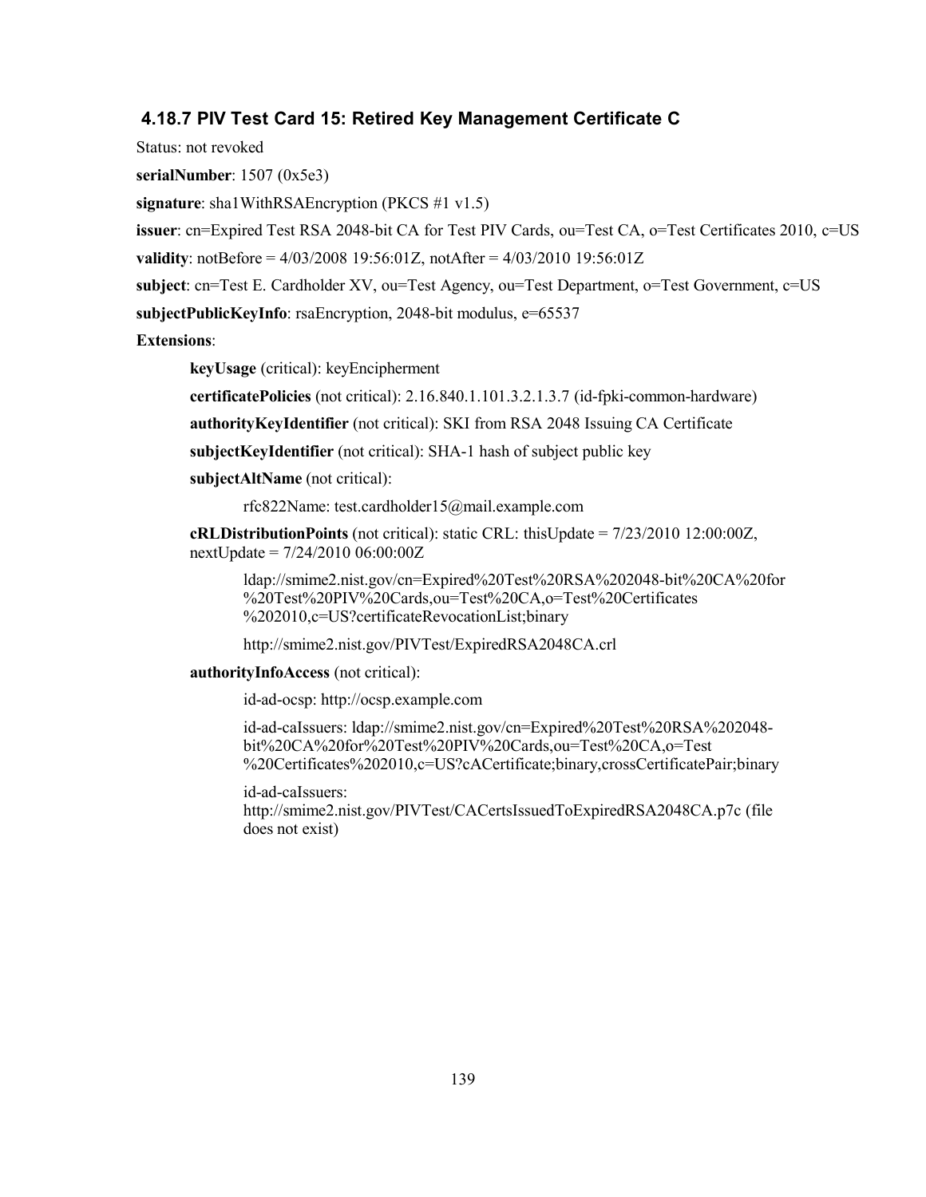### 4.18.7 PIV Test Card 15: Retired Key Management Certificate C

Status: not revoked

**serialNumber**: 1507 (0x5e3)

**signature**: sha1WithRSAEncryption (PKCS #1 v1.5)

**issuer**: cn=Expired Test RSA 2048-bit CA for Test PIV Cards, ou=Test CA, o=Test Certificates 2010, c=US

**validity**: notBefore = 4/03/2008 19:56:01Z, notAfter = 4/03/2010 19:56:01Z

**subject**: cn=Test E. Cardholder XV, ou=Test Agency, ou=Test Department, o=Test Government, c=US

**subjectPublicKeyInfo**: rsaEncryption, 2048-bit modulus, e=65537

**Extensions**:

> **keyUsage** (critical): keyEncipherment
>
> **certificatePolicies** (not critical): 2.16.840.1.101.3.2.1.3.7 (id-fpki-common-hardware)
>
> **authorityKeyIdentifier** (not critical): SKI from RSA 2048 Issuing CA Certificate
>
> **subjectKeyIdentifier** (not critical): SHA-1 hash of subject public key
>
> **subjectAltName** (not critical):
>
> > rfc822Name: test.cardholder15@mail.example.com
>
> **cRLDistributionPoints** (not critical): static CRL: thisUpdate = 7/23/2010 12:00:00Z, nextUpdate = 7/24/2010 06:00:00Z
>
> > ldap://smime2.nist.gov/cn=Expired%20Test%20RSA%202048-bit%20CA%20for%20Test%20PIV%20Cards,ou=Test%20CA,o=Test%20Certificates%202010,c=US?certificateRevocationList;binary
> >
> > http://smime2.nist.gov/PIVTest/ExpiredRSA2048CA.crl
>
> **authorityInfoAccess** (not critical):
>
> > id-ad-ocsp: http://ocsp.example.com
> >
> > id-ad-caIssuers: ldap://smime2.nist.gov/cn=Expired%20Test%20RSA%202048-bit%20CA%20for%20Test%20PIV%20Cards,ou=Test%20CA,o=Test%20Certificates%202010,c=US?cACertificate;binary,crossCertificatePair;binary
> >
> > id-ad-caIssuers: http://smime2.nist.gov/PIVTest/CACertsIssuedToExpiredRSA2048CA.p7c (file does not exist)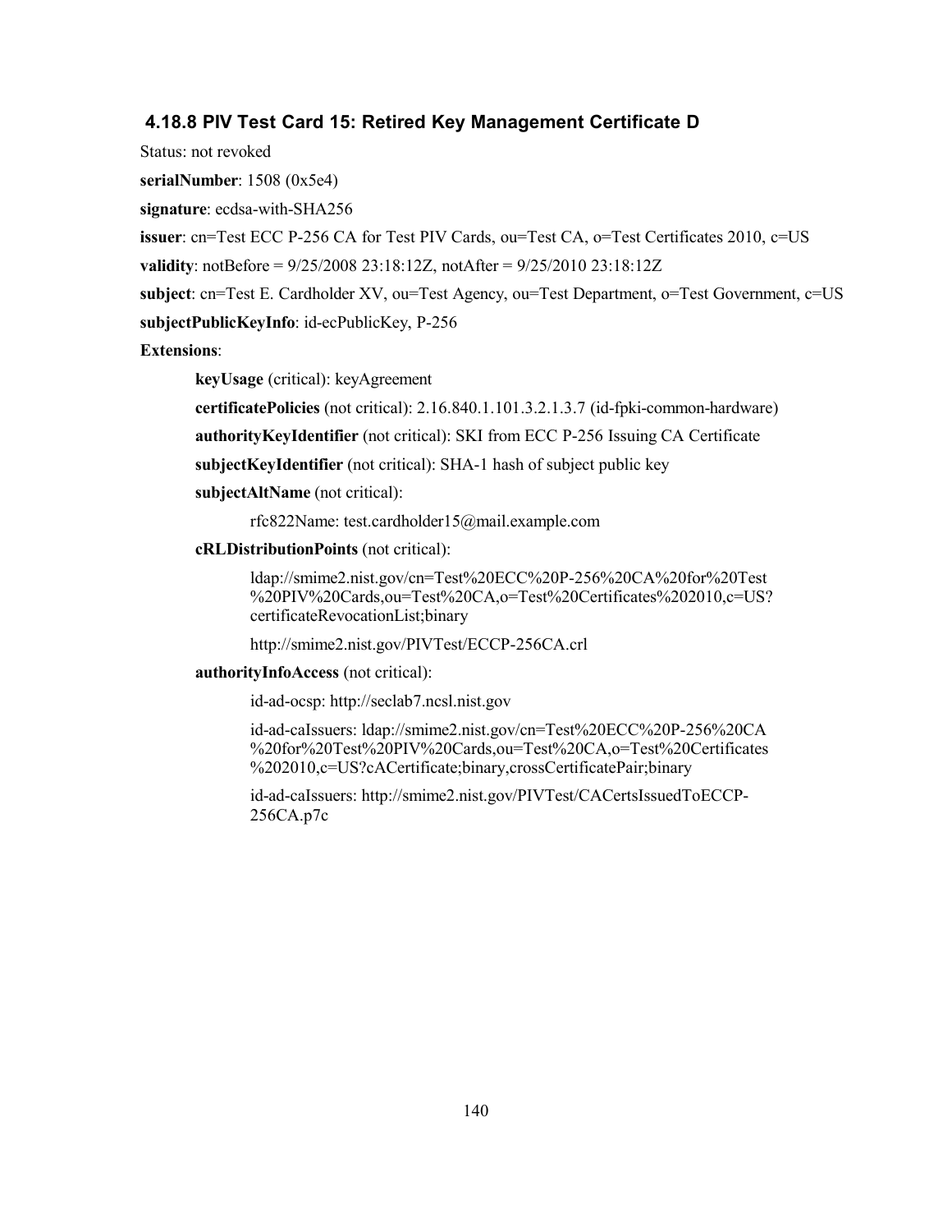### 4.18.8 PIV Test Card 15: Retired Key Management Certificate D

Status: not revoked

**serialNumber**: 1508 (0x5e4)

**signature**: ecdsa-with-SHA256

**issuer**: cn=Test ECC P-256 CA for Test PIV Cards, ou=Test CA, o=Test Certificates 2010, c=US

**validity**: notBefore = 9/25/2008 23:18:12Z, notAfter = 9/25/2010 23:18:12Z

**subject**: cn=Test E. Cardholder XV, ou=Test Agency, ou=Test Department, o=Test Government, c=US

**subjectPublicKeyInfo**: id-ecPublicKey, P-256

**Extensions**:

- **keyUsage** (critical): keyAgreement
- **certificatePolicies** (not critical): 2.16.840.1.101.3.2.1.3.7 (id-fpki-common-hardware)
- **authorityKeyIdentifier** (not critical): SKI from ECC P-256 Issuing CA Certificate
- **subjectKeyIdentifier** (not critical): SHA-1 hash of subject public key
- **subjectAltName** (not critical):
  - rfc822Name: test.cardholder15@mail.example.com
- **cRLDistributionPoints** (not critical):
  - ldap://smime2.nist.gov/cn=Test%20ECC%20P-256%20CA%20for%20Test%20PIV%20Cards,ou=Test%20CA,o=Test%20Certificates%202010,c=US?certificateRevocationList;binary
  - http://smime2.nist.gov/PIVTest/ECCP-256CA.crl
- **authorityInfoAccess** (not critical):
  - id-ad-ocsp: http://seclab7.ncsl.nist.gov
  - id-ad-caIssuers: ldap://smime2.nist.gov/cn=Test%20ECC%20P-256%20CA%20for%20Test%20PIV%20Cards,ou=Test%20CA,o=Test%20Certificates%202010,c=US?cACertificate;binary,crossCertificatePair;binary
  - id-ad-caIssuers: http://smime2.nist.gov/PIVTest/CACertsIssuedToECCP-256CA.p7c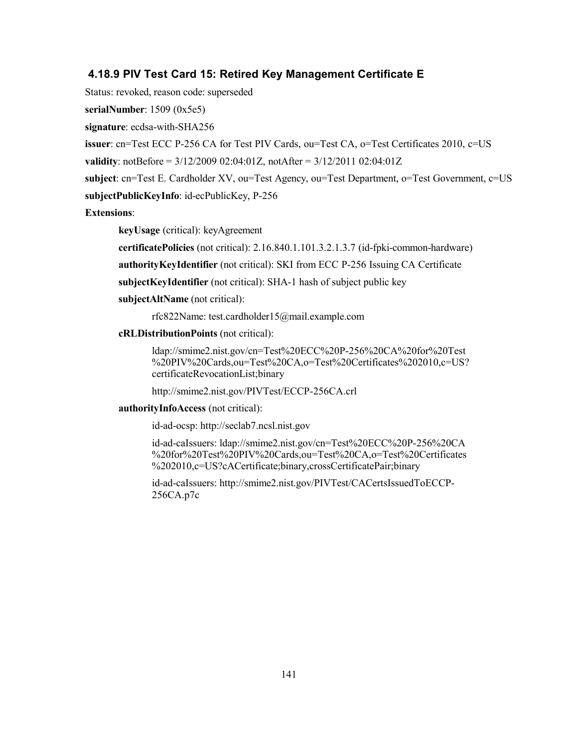### 4.18.9 PIV Test Card 15: Retired Key Management Certificate E

Status: revoked, reason code: superseded

**serialNumber**: 1509 (0x5e5)

**signature**: ecdsa-with-SHA256

**issuer**: cn=Test ECC P-256 CA for Test PIV Cards, ou=Test CA, o=Test Certificates 2010, c=US

**validity**: notBefore = 3/12/2009 02:04:01Z, notAfter = 3/12/2011 02:04:01Z

**subject**: cn=Test E. Cardholder XV, ou=Test Agency, ou=Test Department, o=Test Government, c=US

**subjectPublicKeyInfo**: id-ecPublicKey, P-256

**Extensions**:

> **keyUsage** (critical): keyAgreement
>
> **certificatePolicies** (not critical): 2.16.840.1.101.3.2.1.3.7 (id-fpki-common-hardware)
>
> **authorityKeyIdentifier** (not critical): SKI from ECC P-256 Issuing CA Certificate
>
> **subjectKeyIdentifier** (not critical): SHA-1 hash of subject public key
>
> **subjectAltName** (not critical):
>
> > rfc822Name: test.cardholder15@mail.example.com
>
> **cRLDistributionPoints** (not critical):
>
> > ldap://smime2.nist.gov/cn=Test%20ECC%20P-256%20CA%20for%20Test%20PIV%20Cards,ou=Test%20CA,o=Test%20Certificates%202010,c=US?certificateRevocationList;binary
> >
> > http://smime2.nist.gov/PIVTest/ECCP-256CA.crl
>
> **authorityInfoAccess** (not critical):
>
> > id-ad-ocsp: http://seclab7.ncsl.nist.gov
> >
> > id-ad-caIssuers: ldap://smime2.nist.gov/cn=Test%20ECC%20P-256%20CA%20for%20Test%20PIV%20Cards,ou=Test%20CA,o=Test%20Certificates%202010,c=US?cACertificate;binary,crossCertificatePair;binary
> >
> > id-ad-caIssuers: http://smime2.nist.gov/PIVTest/CACertsIssuedToECCP-256CA.p7c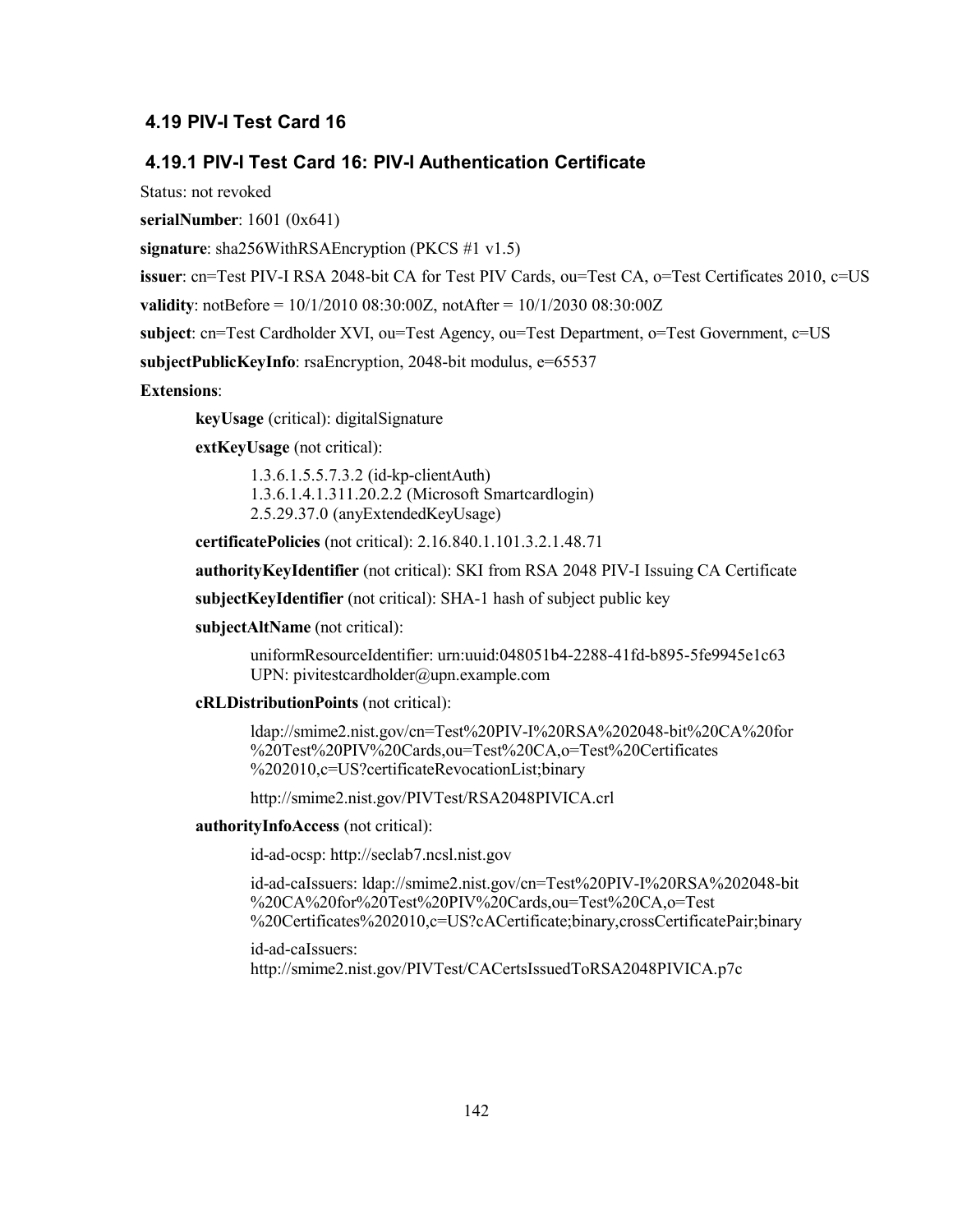## 4.19 PIV-I Test Card 16

### 4.19.1 PIV-I Test Card 16: PIV-I Authentication Certificate

Status: not revoked

**serialNumber**: 1601 (0x641)

**signature**: sha256WithRSAEncryption (PKCS #1 v1.5)

**issuer**: cn=Test PIV-I RSA 2048-bit CA for Test PIV Cards, ou=Test CA, o=Test Certificates 2010, c=US

**validity**: notBefore = 10/1/2010 08:30:00Z, notAfter = 10/1/2030 08:30:00Z

**subject**: cn=Test Cardholder XVI, ou=Test Agency, ou=Test Department, o=Test Government, c=US

**subjectPublicKeyInfo**: rsaEncryption, 2048-bit modulus, e=65537

**Extensions**:

> **keyUsage** (critical): digitalSignature
>
> **extKeyUsage** (not critical):
>
> > 1.3.6.1.5.5.7.3.2 (id-kp-clientAuth)
> > 1.3.6.1.4.1.311.20.2.2 (Microsoft Smartcardlogin)
> > 2.5.29.37.0 (anyExtendedKeyUsage)
>
> **certificatePolicies** (not critical): 2.16.840.1.101.3.2.1.48.71
>
> **authorityKeyIdentifier** (not critical): SKI from RSA 2048 PIV-I Issuing CA Certificate
>
> **subjectKeyIdentifier** (not critical): SHA-1 hash of subject public key
>
> **subjectAltName** (not critical):
>
> > uniformResourceIdentifier: urn:uuid:048051b4-2288-41fd-b895-5fe9945e1c63
> > UPN: pivitestcardholder@upn.example.com
>
> **cRLDistributionPoints** (not critical):
>
> > ldap://smime2.nist.gov/cn=Test%20PIV-I%20RSA%202048-bit%20CA%20for%20Test%20PIV%20Cards,ou=Test%20CA,o=Test%20Certificates%202010,c=US?certificateRevocationList;binary
> >
> > http://smime2.nist.gov/PIVTest/RSA2048PIVICA.crl
>
> **authorityInfoAccess** (not critical):
>
> > id-ad-ocsp: http://seclab7.ncsl.nist.gov
> >
> > id-ad-caIssuers: ldap://smime2.nist.gov/cn=Test%20PIV-I%20RSA%202048-bit%20CA%20for%20Test%20PIV%20Cards,ou=Test%20CA,o=Test%20Certificates%202010,c=US?cACertificate;binary,crossCertificatePair;binary
> >
> > id-ad-caIssuers: http://smime2.nist.gov/PIVTest/CACertsIssuedToRSA2048PIVICA.p7c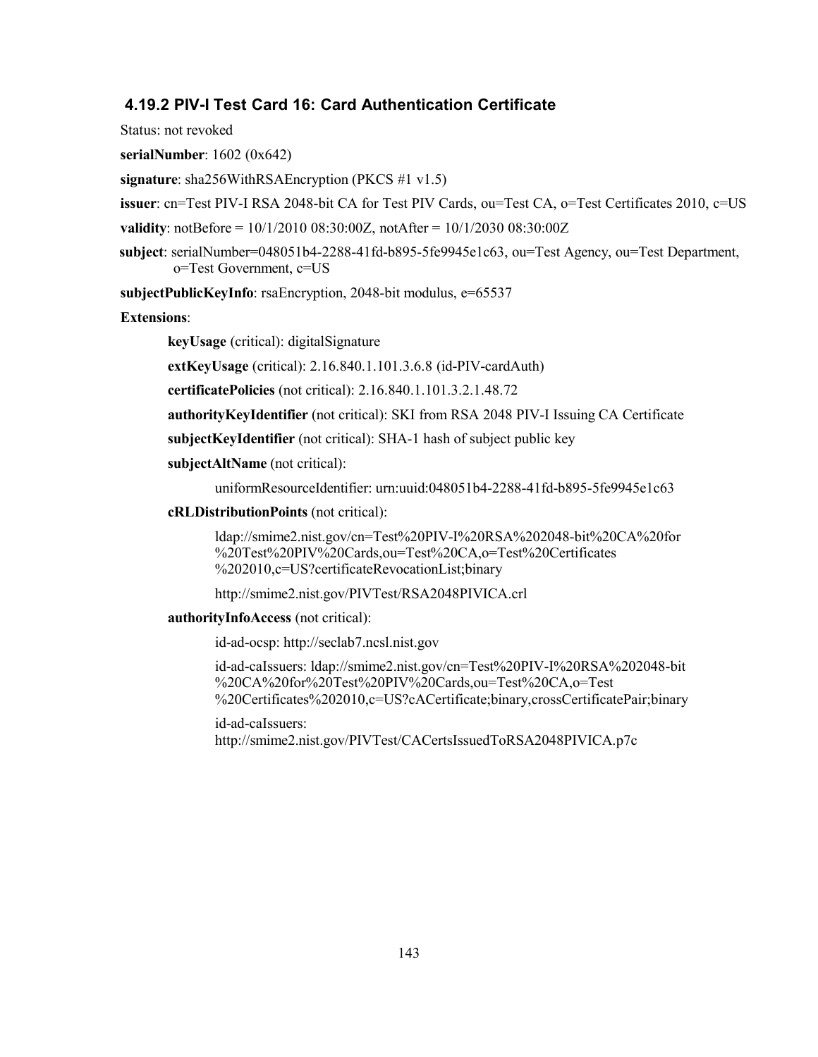### 4.19.2 PIV-I Test Card 16: Card Authentication Certificate

Status: not revoked

**serialNumber**: 1602 (0x642)

**signature**: sha256WithRSAEncryption (PKCS #1 v1.5)

**issuer**: cn=Test PIV-I RSA 2048-bit CA for Test PIV Cards, ou=Test CA, o=Test Certificates 2010, c=US

**validity**: notBefore = 10/1/2010 08:30:00Z, notAfter = 10/1/2030 08:30:00Z

**subject**: serialNumber=048051b4-2288-41fd-b895-5fe9945e1c63, ou=Test Agency, ou=Test Department, o=Test Government, c=US

**subjectPublicKeyInfo**: rsaEncryption, 2048-bit modulus, e=65537

**Extensions**:

> **keyUsage** (critical): digitalSignature
>
> **extKeyUsage** (critical): 2.16.840.1.101.3.6.8 (id-PIV-cardAuth)
>
> **certificatePolicies** (not critical): 2.16.840.1.101.3.2.1.48.72
>
> **authorityKeyIdentifier** (not critical): SKI from RSA 2048 PIV-I Issuing CA Certificate
>
> **subjectKeyIdentifier** (not critical): SHA-1 hash of subject public key
>
> **subjectAltName** (not critical):
>
> > uniformResourceIdentifier: urn:uuid:048051b4-2288-41fd-b895-5fe9945e1c63
>
> **cRLDistributionPoints** (not critical):
>
> > ldap://smime2.nist.gov/cn=Test%20PIV-I%20RSA%202048-bit%20CA%20for%20Test%20PIV%20Cards,ou=Test%20CA,o=Test%20Certificates%202010,c=US?certificateRevocationList;binary
> >
> > http://smime2.nist.gov/PIVTest/RSA2048PIVICA.crl
>
> **authorityInfoAccess** (not critical):
>
> > id-ad-ocsp: http://seclab7.ncsl.nist.gov
> >
> > id-ad-caIssuers: ldap://smime2.nist.gov/cn=Test%20PIV-I%20RSA%202048-bit%20CA%20for%20Test%20PIV%20Cards,ou=Test%20CA,o=Test%20Certificates%202010,c=US?cACertificate;binary,crossCertificatePair;binary
> >
> > id-ad-caIssuers: http://smime2.nist.gov/PIVTest/CACertsIssuedToRSA2048PIVICA.p7c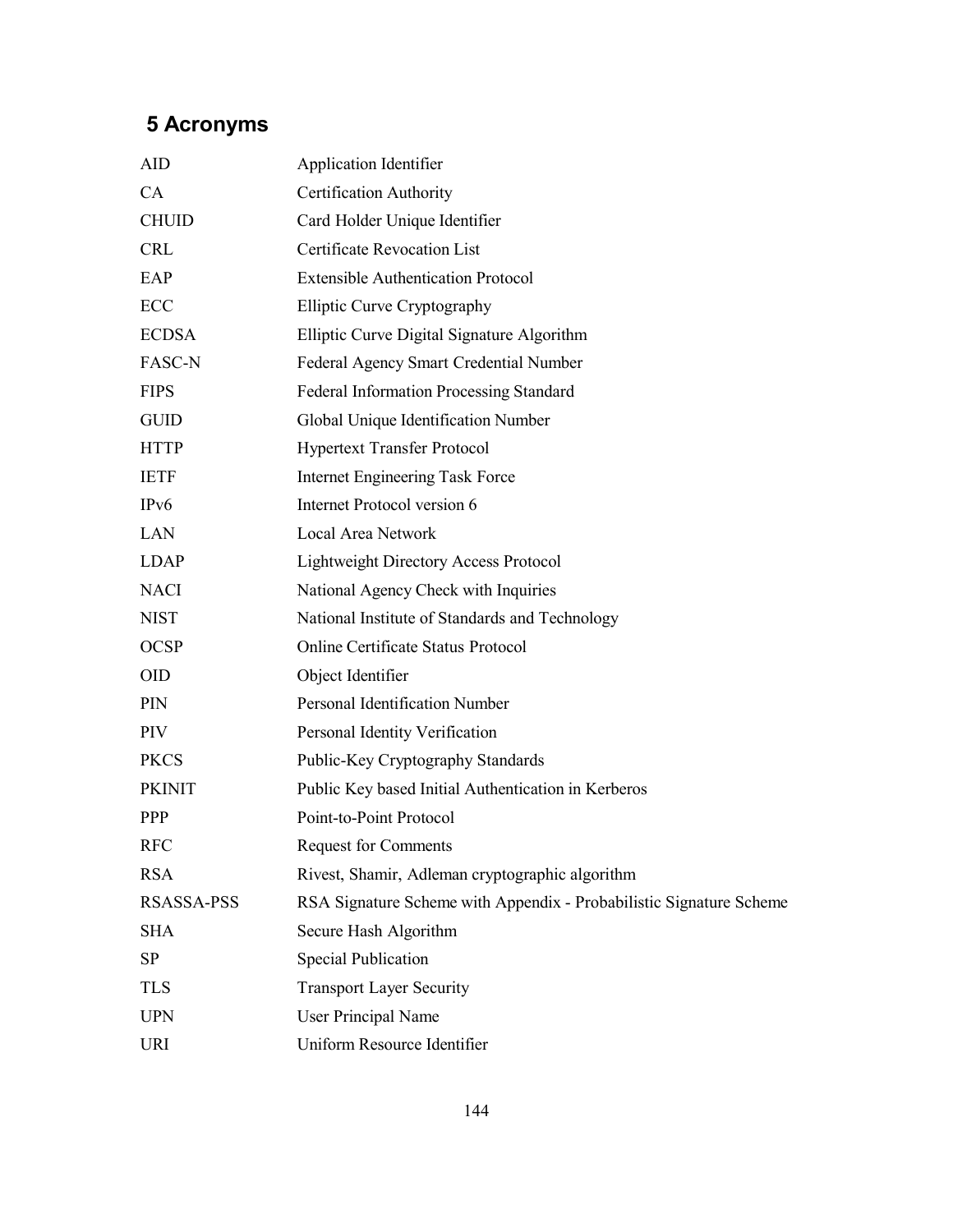# 5 Acronyms

| | |
|---|---|
| AID | Application Identifier |
| CA | Certification Authority |
| CHUID | Card Holder Unique Identifier |
| CRL | Certificate Revocation List |
| EAP | Extensible Authentication Protocol |
| ECC | Elliptic Curve Cryptography |
| ECDSA | Elliptic Curve Digital Signature Algorithm |
| FASC-N | Federal Agency Smart Credential Number |
| FIPS | Federal Information Processing Standard |
| GUID | Global Unique Identification Number |
| HTTP | Hypertext Transfer Protocol |
| IETF | Internet Engineering Task Force |
| IPv6 | Internet Protocol version 6 |
| LAN | Local Area Network |
| LDAP | Lightweight Directory Access Protocol |
| NACI | National Agency Check with Inquiries |
| NIST | National Institute of Standards and Technology |
| OCSP | Online Certificate Status Protocol |
| OID | Object Identifier |
| PIN | Personal Identification Number |
| PIV | Personal Identity Verification |
| PKCS | Public-Key Cryptography Standards |
| PKINIT | Public Key based Initial Authentication in Kerberos |
| PPP | Point-to-Point Protocol |
| RFC | Request for Comments |
| RSA | Rivest, Shamir, Adleman cryptographic algorithm |
| RSASSA-PSS | RSA Signature Scheme with Appendix - Probabilistic Signature Scheme |
| SHA | Secure Hash Algorithm |
| SP | Special Publication |
| TLS | Transport Layer Security |
| UPN | User Principal Name |
| URI | Uniform Resource Identifier |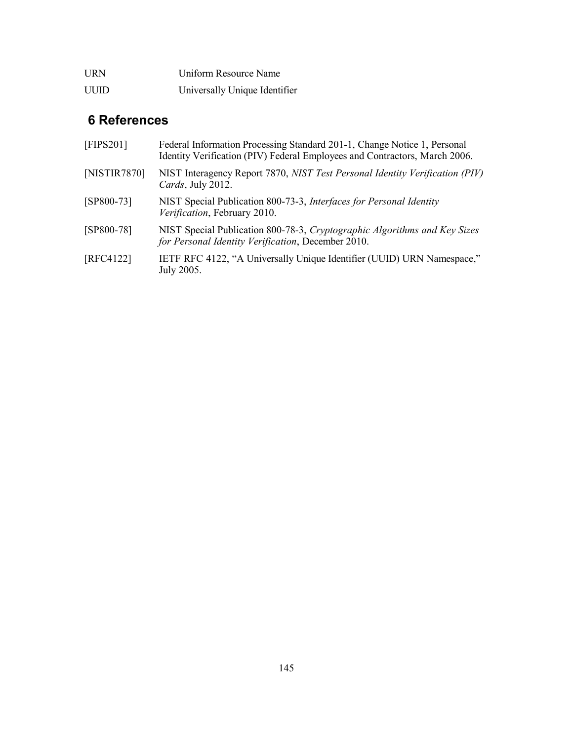| | |
|---|---|
| URN | Uniform Resource Name |
| UUID | Universally Unique Identifier |

# 6 References

[FIPS201] Federal Information Processing Standard 201-1, Change Notice 1, Personal Identity Verification (PIV) Federal Employees and Contractors, March 2006.

[NISTIR7870] NIST Interagency Report 7870, *NIST Test Personal Identity Verification (PIV) Cards*, July 2012.

[SP800-73] NIST Special Publication 800-73-3, *Interfaces for Personal Identity Verification*, February 2010.

[SP800-78] NIST Special Publication 800-78-3, *Cryptographic Algorithms and Key Sizes for Personal Identity Verification*, December 2010.

[RFC4122] IETF RFC 4122, “A Universally Unique Identifier (UUID) URN Namespace,” July 2005.